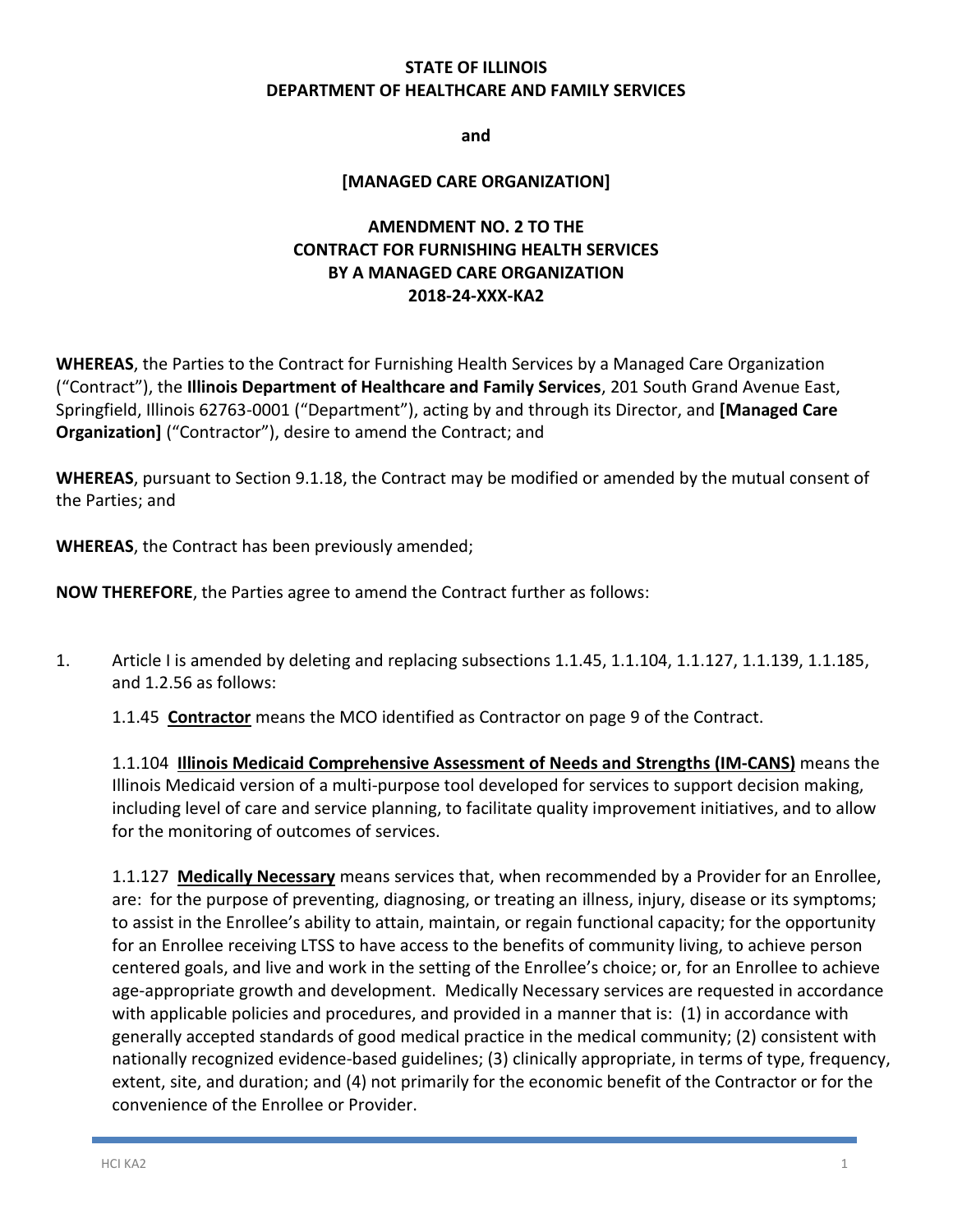**STATE OF ILLINOIS**
**DEPARTMENT OF HEALTHCARE AND FAMILY SERVICES**

**and**

**[MANAGED CARE ORGANIZATION]**

**AMENDMENT NO. 2 TO THE**
**CONTRACT FOR FURNISHING HEALTH SERVICES**
**BY A MANAGED CARE ORGANIZATION**
**2018-24-XXX-KA2**

**WHEREAS**, the Parties to the Contract for Furnishing Health Services by a Managed Care Organization ("Contract"), the **Illinois Department of Healthcare and Family Services**, 201 South Grand Avenue East, Springfield, Illinois 62763-0001 ("Department"), acting by and through its Director, and **[Managed Care Organization]** ("Contractor"), desire to amend the Contract; and

**WHEREAS**, pursuant to Section 9.1.18, the Contract may be modified or amended by the mutual consent of the Parties; and

**WHEREAS**, the Contract has been previously amended;

**NOW THEREFORE**, the Parties agree to amend the Contract further as follows:

1. Article I is amended by deleting and replacing subsections 1.1.45, 1.1.104, 1.1.127, 1.1.139, 1.1.185, and 1.2.56 as follows:

   1.1.45 **Contractor** means the MCO identified as Contractor on page 9 of the Contract.

   1.1.104 **Illinois Medicaid Comprehensive Assessment of Needs and Strengths (IM-CANS)** means the Illinois Medicaid version of a multi-purpose tool developed for services to support decision making, including level of care and service planning, to facilitate quality improvement initiatives, and to allow for the monitoring of outcomes of services.

   1.1.127 **Medically Necessary** means services that, when recommended by a Provider for an Enrollee, are: for the purpose of preventing, diagnosing, or treating an illness, injury, disease or its symptoms; to assist in the Enrollee's ability to attain, maintain, or regain functional capacity; for the opportunity for an Enrollee receiving LTSS to have access to the benefits of community living, to achieve person centered goals, and live and work in the setting of the Enrollee's choice; or, for an Enrollee to achieve age-appropriate growth and development. Medically Necessary services are requested in accordance with applicable policies and procedures, and provided in a manner that is: (1) in accordance with generally accepted standards of good medical practice in the medical community; (2) consistent with nationally recognized evidence-based guidelines; (3) clinically appropriate, in terms of type, frequency, extent, site, and duration; and (4) not primarily for the economic benefit of the Contractor or for the convenience of the Enrollee or Provider.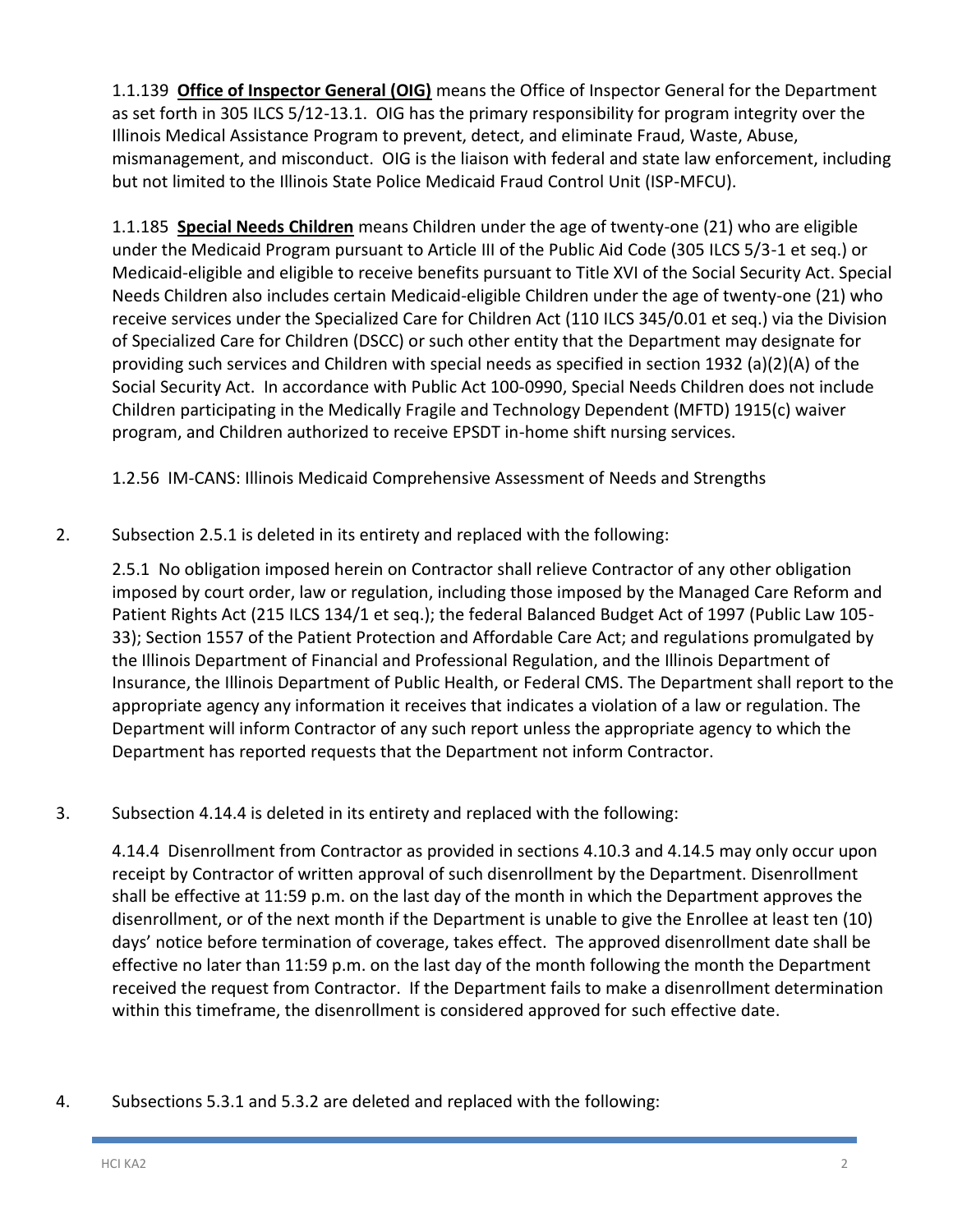1.1.139 **Office of Inspector General (OIG)** means the Office of Inspector General for the Department as set forth in 305 ILCS 5/12-13.1. OIG has the primary responsibility for program integrity over the Illinois Medical Assistance Program to prevent, detect, and eliminate Fraud, Waste, Abuse, mismanagement, and misconduct. OIG is the liaison with federal and state law enforcement, including but not limited to the Illinois State Police Medicaid Fraud Control Unit (ISP-MFCU).

1.1.185 **Special Needs Children** means Children under the age of twenty-one (21) who are eligible under the Medicaid Program pursuant to Article III of the Public Aid Code (305 ILCS 5/3-1 et seq.) or Medicaid-eligible and eligible to receive benefits pursuant to Title XVI of the Social Security Act. Special Needs Children also includes certain Medicaid-eligible Children under the age of twenty-one (21) who receive services under the Specialized Care for Children Act (110 ILCS 345/0.01 et seq.) via the Division of Specialized Care for Children (DSCC) or such other entity that the Department may designate for providing such services and Children with special needs as specified in section 1932 (a)(2)(A) of the Social Security Act. In accordance with Public Act 100-0990, Special Needs Children does not include Children participating in the Medically Fragile and Technology Dependent (MFTD) 1915(c) waiver program, and Children authorized to receive EPSDT in-home shift nursing services.

1.2.56 IM-CANS: Illinois Medicaid Comprehensive Assessment of Needs and Strengths

2. Subsection 2.5.1 is deleted in its entirety and replaced with the following:

   2.5.1 No obligation imposed herein on Contractor shall relieve Contractor of any other obligation imposed by court order, law or regulation, including those imposed by the Managed Care Reform and Patient Rights Act (215 ILCS 134/1 et seq.); the federal Balanced Budget Act of 1997 (Public Law 105-33); Section 1557 of the Patient Protection and Affordable Care Act; and regulations promulgated by the Illinois Department of Financial and Professional Regulation, and the Illinois Department of Insurance, the Illinois Department of Public Health, or Federal CMS. The Department shall report to the appropriate agency any information it receives that indicates a violation of a law or regulation. The Department will inform Contractor of any such report unless the appropriate agency to which the Department has reported requests that the Department not inform Contractor.

3. Subsection 4.14.4 is deleted in its entirety and replaced with the following:

   4.14.4 Disenrollment from Contractor as provided in sections 4.10.3 and 4.14.5 may only occur upon receipt by Contractor of written approval of such disenrollment by the Department. Disenrollment shall be effective at 11:59 p.m. on the last day of the month in which the Department approves the disenrollment, or of the next month if the Department is unable to give the Enrollee at least ten (10) days' notice before termination of coverage, takes effect. The approved disenrollment date shall be effective no later than 11:59 p.m. on the last day of the month following the month the Department received the request from Contractor. If the Department fails to make a disenrollment determination within this timeframe, the disenrollment is considered approved for such effective date.

4. Subsections 5.3.1 and 5.3.2 are deleted and replaced with the following: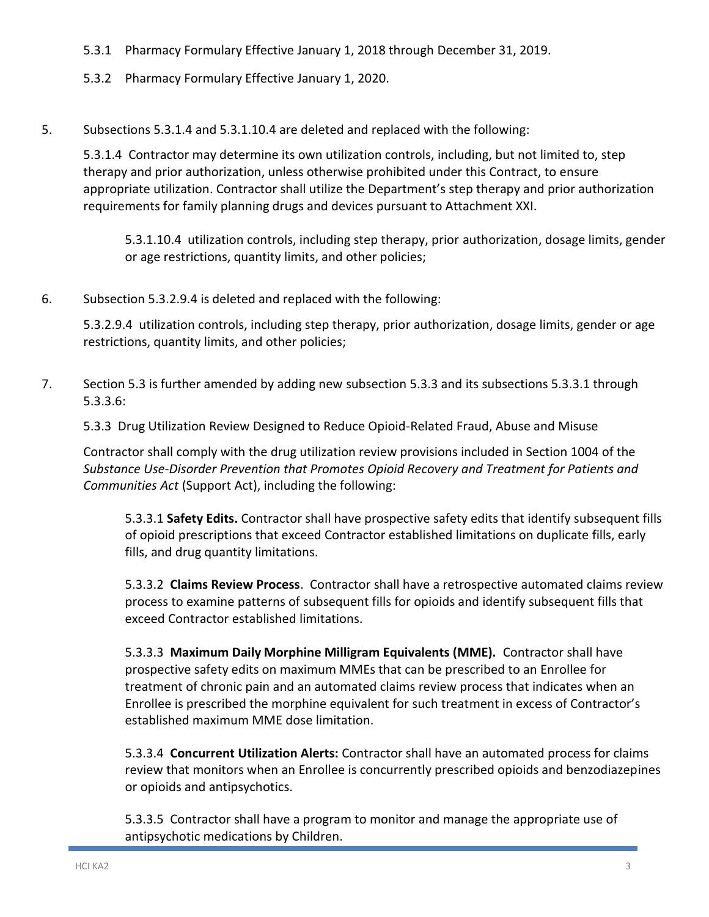5.3.1 Pharmacy Formulary Effective January 1, 2018 through December 31, 2019.

5.3.2 Pharmacy Formulary Effective January 1, 2020.

5. Subsections 5.3.1.4 and 5.3.1.10.4 are deleted and replaced with the following:

   5.3.1.4 Contractor may determine its own utilization controls, including, but not limited to, step therapy and prior authorization, unless otherwise prohibited under this Contract, to ensure appropriate utilization. Contractor shall utilize the Department's step therapy and prior authorization requirements for family planning drugs and devices pursuant to Attachment XXI.

   > 5.3.1.10.4 utilization controls, including step therapy, prior authorization, dosage limits, gender or age restrictions, quantity limits, and other policies;

6. Subsection 5.3.2.9.4 is deleted and replaced with the following:

   5.3.2.9.4 utilization controls, including step therapy, prior authorization, dosage limits, gender or age restrictions, quantity limits, and other policies;

7. Section 5.3 is further amended by adding new subsection 5.3.3 and its subsections 5.3.3.1 through 5.3.3.6:

   5.3.3 Drug Utilization Review Designed to Reduce Opioid-Related Fraud, Abuse and Misuse

   Contractor shall comply with the drug utilization review provisions included in Section 1004 of the *Substance Use-Disorder Prevention that Promotes Opioid Recovery and Treatment for Patients and Communities Act* (Support Act), including the following:

   > 5.3.3.1 **Safety Edits.** Contractor shall have prospective safety edits that identify subsequent fills of opioid prescriptions that exceed Contractor established limitations on duplicate fills, early fills, and drug quantity limitations.
   >
   > 5.3.3.2 **Claims Review Process**. Contractor shall have a retrospective automated claims review process to examine patterns of subsequent fills for opioids and identify subsequent fills that exceed Contractor established limitations.
   >
   > 5.3.3.3 **Maximum Daily Morphine Milligram Equivalents (MME).** Contractor shall have prospective safety edits on maximum MMEs that can be prescribed to an Enrollee for treatment of chronic pain and an automated claims review process that indicates when an Enrollee is prescribed the morphine equivalent for such treatment in excess of Contractor's established maximum MME dose limitation.
   >
   > 5.3.3.4 **Concurrent Utilization Alerts:** Contractor shall have an automated process for claims review that monitors when an Enrollee is concurrently prescribed opioids and benzodiazepines or opioids and antipsychotics.
   >
   > 5.3.3.5 Contractor shall have a program to monitor and manage the appropriate use of antipsychotic medications by Children.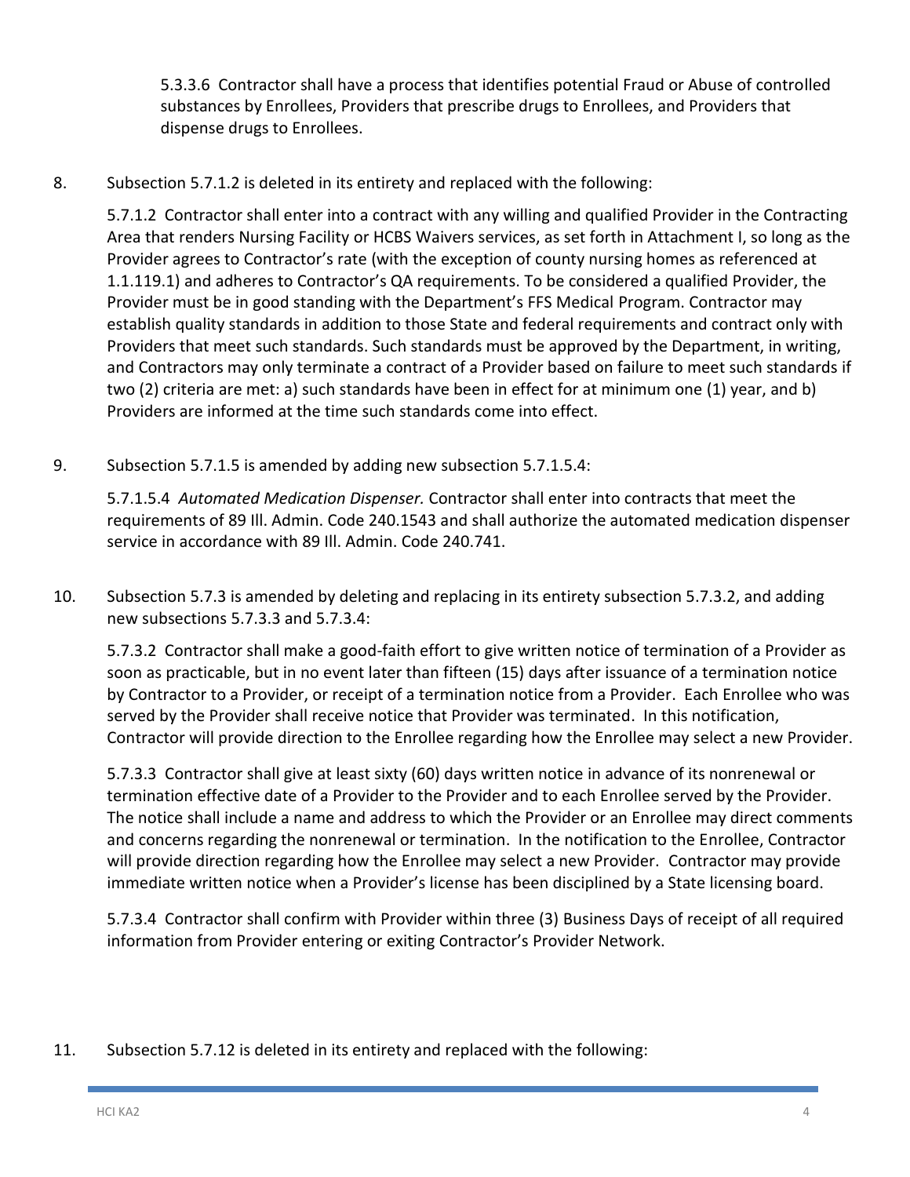5.3.3.6 Contractor shall have a process that identifies potential Fraud or Abuse of controlled substances by Enrollees, Providers that prescribe drugs to Enrollees, and Providers that dispense drugs to Enrollees.

8. Subsection 5.7.1.2 is deleted in its entirety and replaced with the following:

   5.7.1.2 Contractor shall enter into a contract with any willing and qualified Provider in the Contracting Area that renders Nursing Facility or HCBS Waivers services, as set forth in Attachment I, so long as the Provider agrees to Contractor's rate (with the exception of county nursing homes as referenced at 1.1.119.1) and adheres to Contractor's QA requirements. To be considered a qualified Provider, the Provider must be in good standing with the Department's FFS Medical Program. Contractor may establish quality standards in addition to those State and federal requirements and contract only with Providers that meet such standards. Such standards must be approved by the Department, in writing, and Contractors may only terminate a contract of a Provider based on failure to meet such standards if two (2) criteria are met: a) such standards have been in effect for at minimum one (1) year, and b) Providers are informed at the time such standards come into effect.

9. Subsection 5.7.1.5 is amended by adding new subsection 5.7.1.5.4:

   5.7.1.5.4 *Automated Medication Dispenser.* Contractor shall enter into contracts that meet the requirements of 89 Ill. Admin. Code 240.1543 and shall authorize the automated medication dispenser service in accordance with 89 Ill. Admin. Code 240.741.

10. Subsection 5.7.3 is amended by deleting and replacing in its entirety subsection 5.7.3.2, and adding new subsections 5.7.3.3 and 5.7.3.4:

    5.7.3.2 Contractor shall make a good-faith effort to give written notice of termination of a Provider as soon as practicable, but in no event later than fifteen (15) days after issuance of a termination notice by Contractor to a Provider, or receipt of a termination notice from a Provider. Each Enrollee who was served by the Provider shall receive notice that Provider was terminated. In this notification, Contractor will provide direction to the Enrollee regarding how the Enrollee may select a new Provider.

    5.7.3.3 Contractor shall give at least sixty (60) days written notice in advance of its nonrenewal or termination effective date of a Provider to the Provider and to each Enrollee served by the Provider. The notice shall include a name and address to which the Provider or an Enrollee may direct comments and concerns regarding the nonrenewal or termination. In the notification to the Enrollee, Contractor will provide direction regarding how the Enrollee may select a new Provider. Contractor may provide immediate written notice when a Provider's license has been disciplined by a State licensing board.

    5.7.3.4 Contractor shall confirm with Provider within three (3) Business Days of receipt of all required information from Provider entering or exiting Contractor's Provider Network.

11. Subsection 5.7.12 is deleted in its entirety and replaced with the following: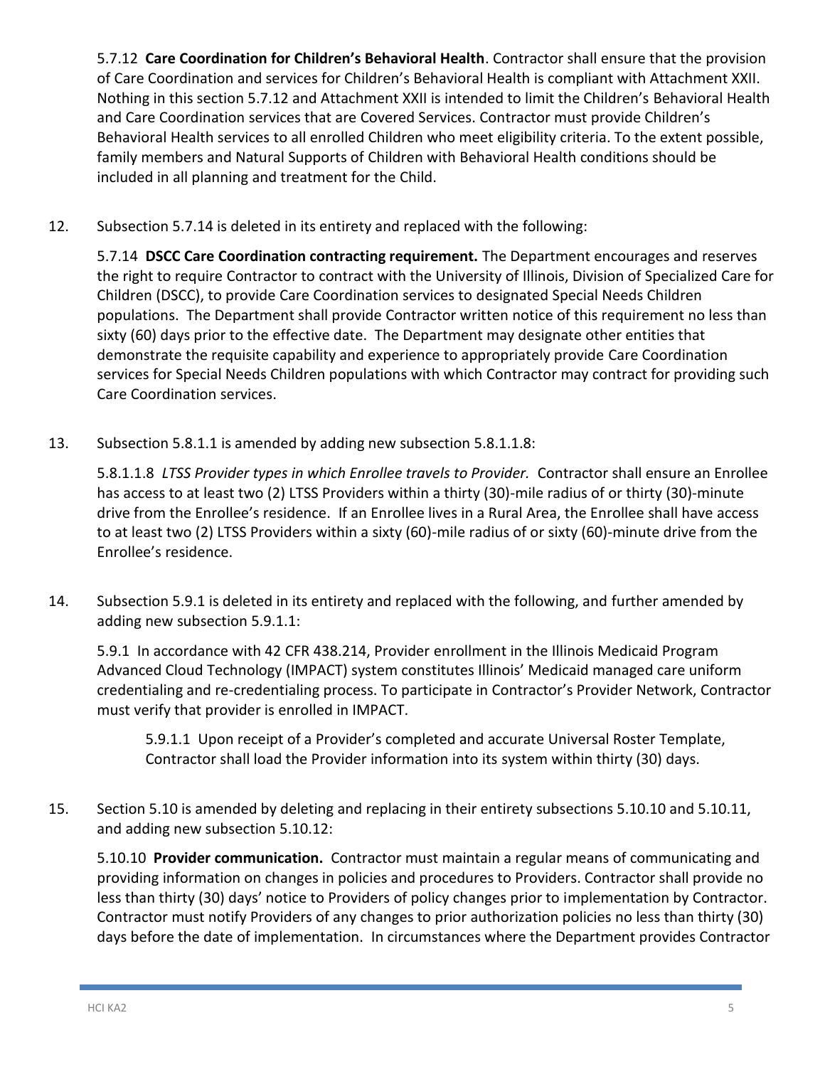5.7.12 **Care Coordination for Children's Behavioral Health**. Contractor shall ensure that the provision of Care Coordination and services for Children's Behavioral Health is compliant with Attachment XXII. Nothing in this section 5.7.12 and Attachment XXII is intended to limit the Children's Behavioral Health and Care Coordination services that are Covered Services. Contractor must provide Children's Behavioral Health services to all enrolled Children who meet eligibility criteria. To the extent possible, family members and Natural Supports of Children with Behavioral Health conditions should be included in all planning and treatment for the Child.

12. Subsection 5.7.14 is deleted in its entirety and replaced with the following:

5.7.14 **DSCC Care Coordination contracting requirement.** The Department encourages and reserves the right to require Contractor to contract with the University of Illinois, Division of Specialized Care for Children (DSCC), to provide Care Coordination services to designated Special Needs Children populations. The Department shall provide Contractor written notice of this requirement no less than sixty (60) days prior to the effective date. The Department may designate other entities that demonstrate the requisite capability and experience to appropriately provide Care Coordination services for Special Needs Children populations with which Contractor may contract for providing such Care Coordination services.

13. Subsection 5.8.1.1 is amended by adding new subsection 5.8.1.1.8:

5.8.1.1.8 *LTSS Provider types in which Enrollee travels to Provider.* Contractor shall ensure an Enrollee has access to at least two (2) LTSS Providers within a thirty (30)-mile radius of or thirty (30)-minute drive from the Enrollee's residence. If an Enrollee lives in a Rural Area, the Enrollee shall have access to at least two (2) LTSS Providers within a sixty (60)-mile radius of or sixty (60)-minute drive from the Enrollee's residence.

14. Subsection 5.9.1 is deleted in its entirety and replaced with the following, and further amended by adding new subsection 5.9.1.1:

5.9.1 In accordance with 42 CFR 438.214, Provider enrollment in the Illinois Medicaid Program Advanced Cloud Technology (IMPACT) system constitutes Illinois' Medicaid managed care uniform credentialing and re-credentialing process. To participate in Contractor's Provider Network, Contractor must verify that provider is enrolled in IMPACT.

5.9.1.1 Upon receipt of a Provider's completed and accurate Universal Roster Template, Contractor shall load the Provider information into its system within thirty (30) days.

15. Section 5.10 is amended by deleting and replacing in their entirety subsections 5.10.10 and 5.10.11, and adding new subsection 5.10.12:

5.10.10 **Provider communication.** Contractor must maintain a regular means of communicating and providing information on changes in policies and procedures to Providers. Contractor shall provide no less than thirty (30) days' notice to Providers of policy changes prior to implementation by Contractor. Contractor must notify Providers of any changes to prior authorization policies no less than thirty (30) days before the date of implementation. In circumstances where the Department provides Contractor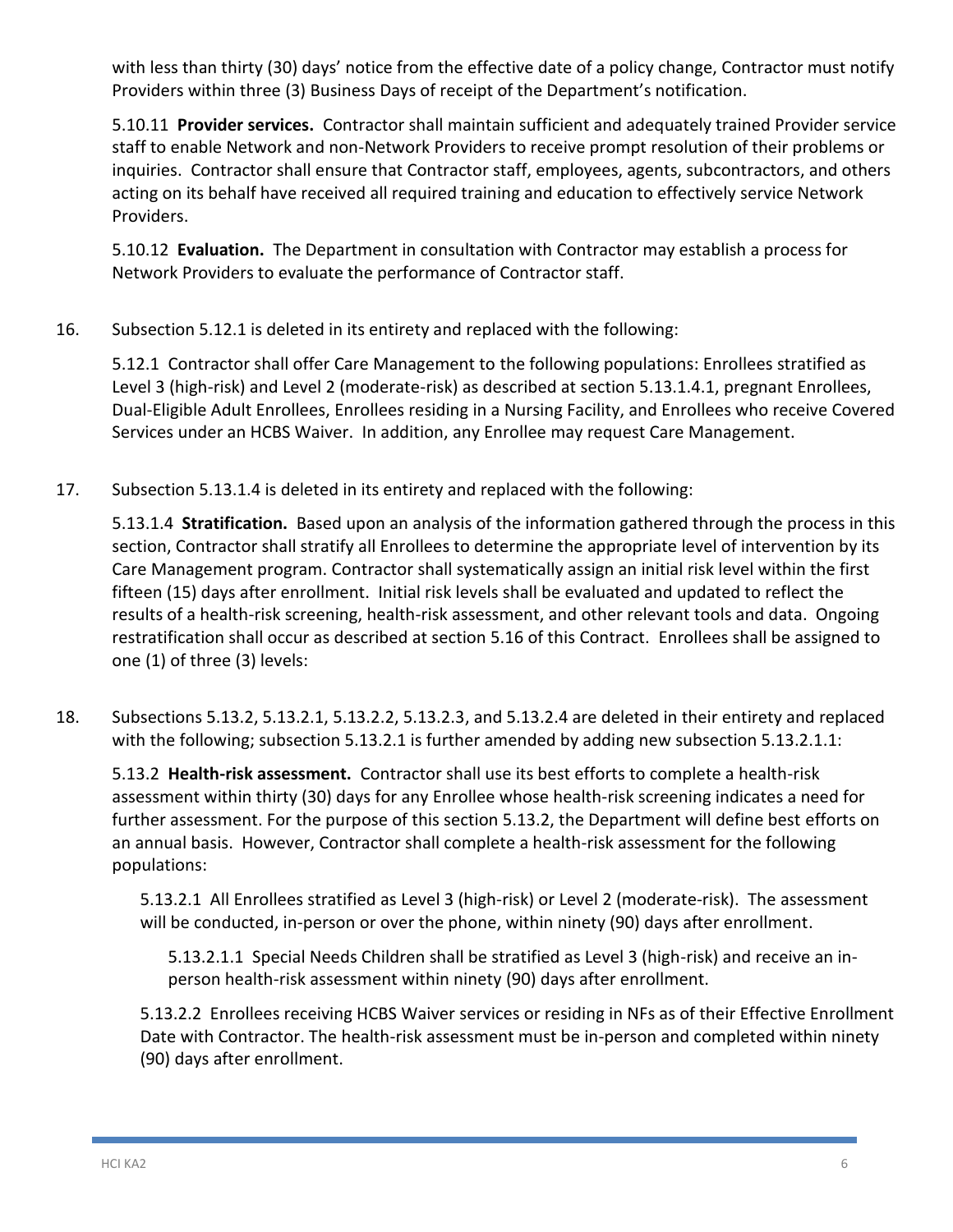with less than thirty (30) days' notice from the effective date of a policy change, Contractor must notify Providers within three (3) Business Days of receipt of the Department's notification.

5.10.11 **Provider services.** Contractor shall maintain sufficient and adequately trained Provider service staff to enable Network and non-Network Providers to receive prompt resolution of their problems or inquiries. Contractor shall ensure that Contractor staff, employees, agents, subcontractors, and others acting on its behalf have received all required training and education to effectively service Network Providers.

5.10.12 **Evaluation.** The Department in consultation with Contractor may establish a process for Network Providers to evaluate the performance of Contractor staff.

16. Subsection 5.12.1 is deleted in its entirety and replaced with the following:

5.12.1 Contractor shall offer Care Management to the following populations: Enrollees stratified as Level 3 (high-risk) and Level 2 (moderate-risk) as described at section 5.13.1.4.1, pregnant Enrollees, Dual-Eligible Adult Enrollees, Enrollees residing in a Nursing Facility, and Enrollees who receive Covered Services under an HCBS Waiver. In addition, any Enrollee may request Care Management.

17. Subsection 5.13.1.4 is deleted in its entirety and replaced with the following:

5.13.1.4 **Stratification.** Based upon an analysis of the information gathered through the process in this section, Contractor shall stratify all Enrollees to determine the appropriate level of intervention by its Care Management program. Contractor shall systematically assign an initial risk level within the first fifteen (15) days after enrollment. Initial risk levels shall be evaluated and updated to reflect the results of a health-risk screening, health-risk assessment, and other relevant tools and data. Ongoing restratification shall occur as described at section 5.16 of this Contract. Enrollees shall be assigned to one (1) of three (3) levels:

18. Subsections 5.13.2, 5.13.2.1, 5.13.2.2, 5.13.2.3, and 5.13.2.4 are deleted in their entirety and replaced with the following; subsection 5.13.2.1 is further amended by adding new subsection 5.13.2.1.1:

5.13.2 **Health-risk assessment.** Contractor shall use its best efforts to complete a health-risk assessment within thirty (30) days for any Enrollee whose health-risk screening indicates a need for further assessment. For the purpose of this section 5.13.2, the Department will define best efforts on an annual basis. However, Contractor shall complete a health-risk assessment for the following populations:

5.13.2.1 All Enrollees stratified as Level 3 (high-risk) or Level 2 (moderate-risk). The assessment will be conducted, in-person or over the phone, within ninety (90) days after enrollment.

5.13.2.1.1 Special Needs Children shall be stratified as Level 3 (high-risk) and receive an in-person health-risk assessment within ninety (90) days after enrollment.

5.13.2.2 Enrollees receiving HCBS Waiver services or residing in NFs as of their Effective Enrollment Date with Contractor. The health-risk assessment must be in-person and completed within ninety (90) days after enrollment.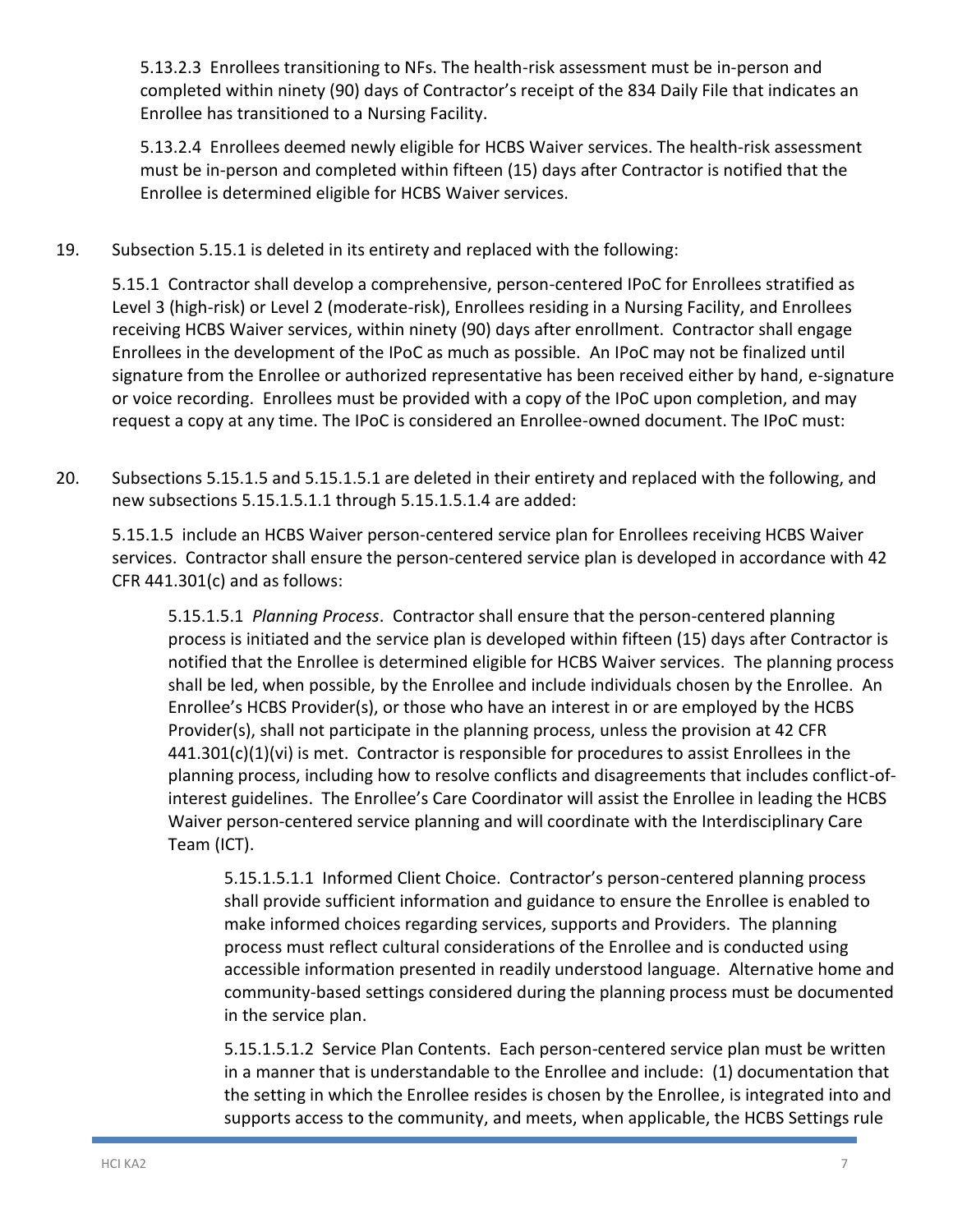5.13.2.3 Enrollees transitioning to NFs. The health-risk assessment must be in-person and completed within ninety (90) days of Contractor's receipt of the 834 Daily File that indicates an Enrollee has transitioned to a Nursing Facility.

5.13.2.4 Enrollees deemed newly eligible for HCBS Waiver services. The health-risk assessment must be in-person and completed within fifteen (15) days after Contractor is notified that the Enrollee is determined eligible for HCBS Waiver services.

19. Subsection 5.15.1 is deleted in its entirety and replaced with the following:

5.15.1 Contractor shall develop a comprehensive, person-centered IPoC for Enrollees stratified as Level 3 (high-risk) or Level 2 (moderate-risk), Enrollees residing in a Nursing Facility, and Enrollees receiving HCBS Waiver services, within ninety (90) days after enrollment. Contractor shall engage Enrollees in the development of the IPoC as much as possible. An IPoC may not be finalized until signature from the Enrollee or authorized representative has been received either by hand, e-signature or voice recording. Enrollees must be provided with a copy of the IPoC upon completion, and may request a copy at any time. The IPoC is considered an Enrollee-owned document. The IPoC must:

20. Subsections 5.15.1.5 and 5.15.1.5.1 are deleted in their entirety and replaced with the following, and new subsections 5.15.1.5.1.1 through 5.15.1.5.1.4 are added:

5.15.1.5 include an HCBS Waiver person-centered service plan for Enrollees receiving HCBS Waiver services. Contractor shall ensure the person-centered service plan is developed in accordance with 42 CFR 441.301(c) and as follows:

5.15.1.5.1 *Planning Process*. Contractor shall ensure that the person-centered planning process is initiated and the service plan is developed within fifteen (15) days after Contractor is notified that the Enrollee is determined eligible for HCBS Waiver services. The planning process shall be led, when possible, by the Enrollee and include individuals chosen by the Enrollee. An Enrollee's HCBS Provider(s), or those who have an interest in or are employed by the HCBS Provider(s), shall not participate in the planning process, unless the provision at 42 CFR 441.301(c)(1)(vi) is met. Contractor is responsible for procedures to assist Enrollees in the planning process, including how to resolve conflicts and disagreements that includes conflict-of-interest guidelines. The Enrollee's Care Coordinator will assist the Enrollee in leading the HCBS Waiver person-centered service planning and will coordinate with the Interdisciplinary Care Team (ICT).

5.15.1.5.1.1 Informed Client Choice. Contractor's person-centered planning process shall provide sufficient information and guidance to ensure the Enrollee is enabled to make informed choices regarding services, supports and Providers. The planning process must reflect cultural considerations of the Enrollee and is conducted using accessible information presented in readily understood language. Alternative home and community-based settings considered during the planning process must be documented in the service plan.

5.15.1.5.1.2 Service Plan Contents. Each person-centered service plan must be written in a manner that is understandable to the Enrollee and include: (1) documentation that the setting in which the Enrollee resides is chosen by the Enrollee, is integrated into and supports access to the community, and meets, when applicable, the HCBS Settings rule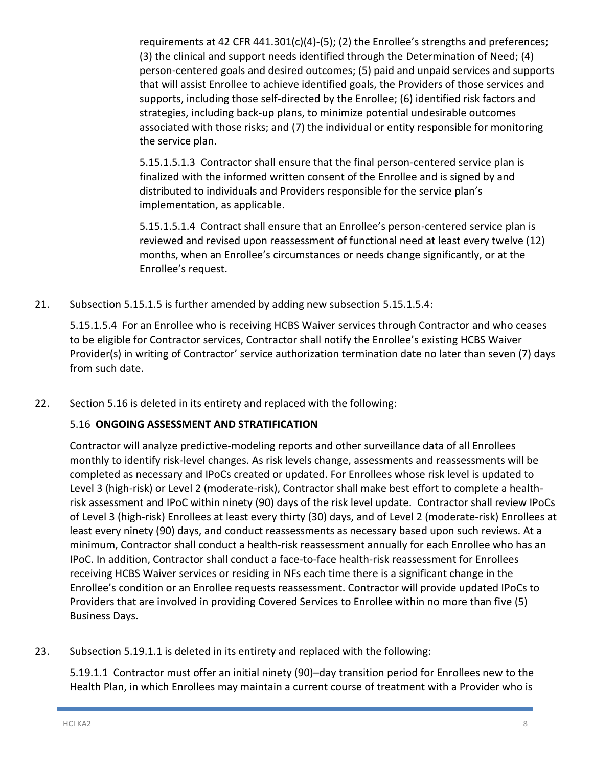requirements at 42 CFR 441.301(c)(4)-(5); (2) the Enrollee's strengths and preferences; (3) the clinical and support needs identified through the Determination of Need; (4) person-centered goals and desired outcomes; (5) paid and unpaid services and supports that will assist Enrollee to achieve identified goals, the Providers of those services and supports, including those self-directed by the Enrollee; (6) identified risk factors and strategies, including back-up plans, to minimize potential undesirable outcomes associated with those risks; and (7) the individual or entity responsible for monitoring the service plan.

5.15.1.5.1.3 Contractor shall ensure that the final person-centered service plan is finalized with the informed written consent of the Enrollee and is signed by and distributed to individuals and Providers responsible for the service plan's implementation, as applicable.

5.15.1.5.1.4 Contract shall ensure that an Enrollee's person-centered service plan is reviewed and revised upon reassessment of functional need at least every twelve (12) months, when an Enrollee's circumstances or needs change significantly, or at the Enrollee's request.

21. Subsection 5.15.1.5 is further amended by adding new subsection 5.15.1.5.4:

5.15.1.5.4 For an Enrollee who is receiving HCBS Waiver services through Contractor and who ceases to be eligible for Contractor services, Contractor shall notify the Enrollee's existing HCBS Waiver Provider(s) in writing of Contractor' service authorization termination date no later than seven (7) days from such date.

22. Section 5.16 is deleted in its entirety and replaced with the following:

5.16 **ONGOING ASSESSMENT AND STRATIFICATION**

Contractor will analyze predictive-modeling reports and other surveillance data of all Enrollees monthly to identify risk-level changes. As risk levels change, assessments and reassessments will be completed as necessary and IPoCs created or updated. For Enrollees whose risk level is updated to Level 3 (high-risk) or Level 2 (moderate-risk), Contractor shall make best effort to complete a health-risk assessment and IPoC within ninety (90) days of the risk level update. Contractor shall review IPoCs of Level 3 (high-risk) Enrollees at least every thirty (30) days, and of Level 2 (moderate-risk) Enrollees at least every ninety (90) days, and conduct reassessments as necessary based upon such reviews. At a minimum, Contractor shall conduct a health-risk reassessment annually for each Enrollee who has an IPoC. In addition, Contractor shall conduct a face-to-face health-risk reassessment for Enrollees receiving HCBS Waiver services or residing in NFs each time there is a significant change in the Enrollee's condition or an Enrollee requests reassessment. Contractor will provide updated IPoCs to Providers that are involved in providing Covered Services to Enrollee within no more than five (5) Business Days.

23. Subsection 5.19.1.1 is deleted in its entirety and replaced with the following:

5.19.1.1 Contractor must offer an initial ninety (90)–day transition period for Enrollees new to the Health Plan, in which Enrollees may maintain a current course of treatment with a Provider who is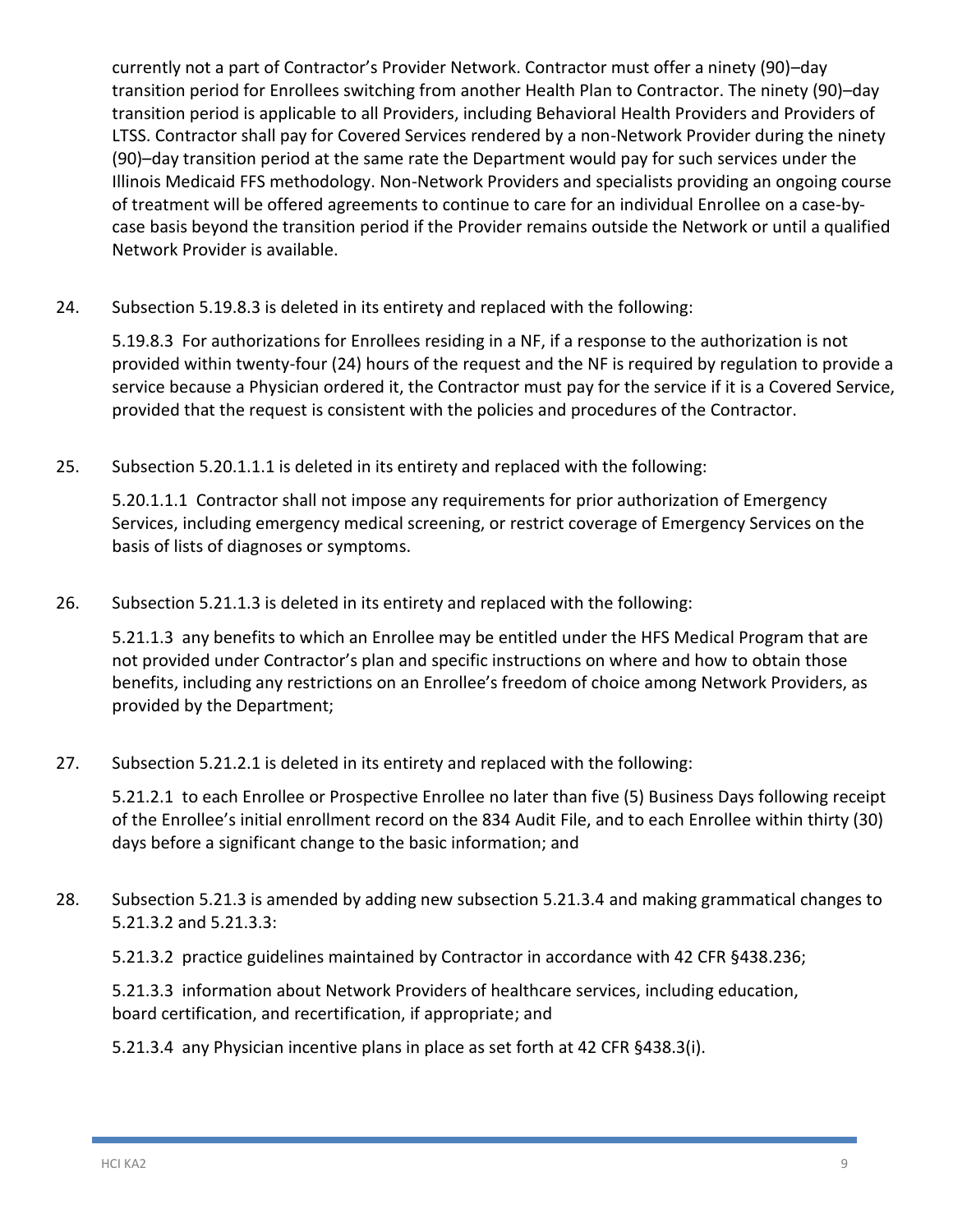currently not a part of Contractor's Provider Network. Contractor must offer a ninety (90)–day transition period for Enrollees switching from another Health Plan to Contractor. The ninety (90)–day transition period is applicable to all Providers, including Behavioral Health Providers and Providers of LTSS. Contractor shall pay for Covered Services rendered by a non-Network Provider during the ninety (90)–day transition period at the same rate the Department would pay for such services under the Illinois Medicaid FFS methodology. Non-Network Providers and specialists providing an ongoing course of treatment will be offered agreements to continue to care for an individual Enrollee on a case-by-case basis beyond the transition period if the Provider remains outside the Network or until a qualified Network Provider is available.

24. Subsection 5.19.8.3 is deleted in its entirety and replaced with the following:

    5.19.8.3 For authorizations for Enrollees residing in a NF, if a response to the authorization is not provided within twenty-four (24) hours of the request and the NF is required by regulation to provide a service because a Physician ordered it, the Contractor must pay for the service if it is a Covered Service, provided that the request is consistent with the policies and procedures of the Contractor.

25. Subsection 5.20.1.1.1 is deleted in its entirety and replaced with the following:

    5.20.1.1.1 Contractor shall not impose any requirements for prior authorization of Emergency Services, including emergency medical screening, or restrict coverage of Emergency Services on the basis of lists of diagnoses or symptoms.

26. Subsection 5.21.1.3 is deleted in its entirety and replaced with the following:

    5.21.1.3 any benefits to which an Enrollee may be entitled under the HFS Medical Program that are not provided under Contractor's plan and specific instructions on where and how to obtain those benefits, including any restrictions on an Enrollee's freedom of choice among Network Providers, as provided by the Department;

27. Subsection 5.21.2.1 is deleted in its entirety and replaced with the following:

    5.21.2.1 to each Enrollee or Prospective Enrollee no later than five (5) Business Days following receipt of the Enrollee's initial enrollment record on the 834 Audit File, and to each Enrollee within thirty (30) days before a significant change to the basic information; and

28. Subsection 5.21.3 is amended by adding new subsection 5.21.3.4 and making grammatical changes to 5.21.3.2 and 5.21.3.3:

    5.21.3.2 practice guidelines maintained by Contractor in accordance with 42 CFR §438.236;

    5.21.3.3 information about Network Providers of healthcare services, including education, board certification, and recertification, if appropriate; and

    5.21.3.4 any Physician incentive plans in place as set forth at 42 CFR §438.3(i).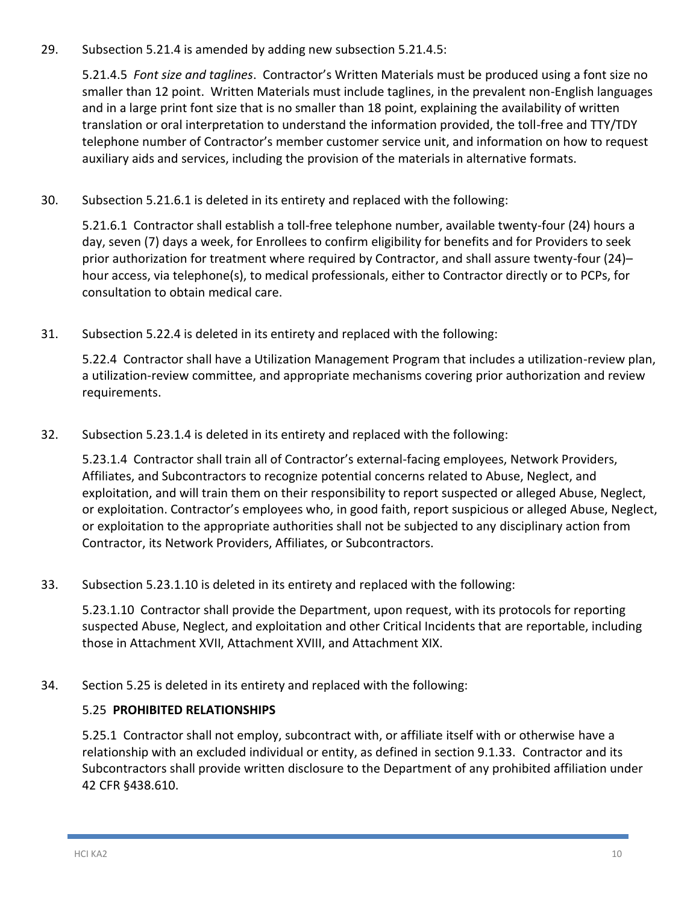29. Subsection 5.21.4 is amended by adding new subsection 5.21.4.5:

    5.21.4.5 *Font size and taglines*. Contractor's Written Materials must be produced using a font size no smaller than 12 point. Written Materials must include taglines, in the prevalent non-English languages and in a large print font size that is no smaller than 18 point, explaining the availability of written translation or oral interpretation to understand the information provided, the toll-free and TTY/TDY telephone number of Contractor's member customer service unit, and information on how to request auxiliary aids and services, including the provision of the materials in alternative formats.

30. Subsection 5.21.6.1 is deleted in its entirety and replaced with the following:

    5.21.6.1 Contractor shall establish a toll-free telephone number, available twenty-four (24) hours a day, seven (7) days a week, for Enrollees to confirm eligibility for benefits and for Providers to seek prior authorization for treatment where required by Contractor, and shall assure twenty-four (24)–hour access, via telephone(s), to medical professionals, either to Contractor directly or to PCPs, for consultation to obtain medical care.

31. Subsection 5.22.4 is deleted in its entirety and replaced with the following:

    5.22.4 Contractor shall have a Utilization Management Program that includes a utilization-review plan, a utilization-review committee, and appropriate mechanisms covering prior authorization and review requirements.

32. Subsection 5.23.1.4 is deleted in its entirety and replaced with the following:

    5.23.1.4 Contractor shall train all of Contractor's external-facing employees, Network Providers, Affiliates, and Subcontractors to recognize potential concerns related to Abuse, Neglect, and exploitation, and will train them on their responsibility to report suspected or alleged Abuse, Neglect, or exploitation. Contractor's employees who, in good faith, report suspicious or alleged Abuse, Neglect, or exploitation to the appropriate authorities shall not be subjected to any disciplinary action from Contractor, its Network Providers, Affiliates, or Subcontractors.

33. Subsection 5.23.1.10 is deleted in its entirety and replaced with the following:

    5.23.1.10 Contractor shall provide the Department, upon request, with its protocols for reporting suspected Abuse, Neglect, and exploitation and other Critical Incidents that are reportable, including those in Attachment XVII, Attachment XVIII, and Attachment XIX.

34. Section 5.25 is deleted in its entirety and replaced with the following:

    5.25 **PROHIBITED RELATIONSHIPS**

    5.25.1 Contractor shall not employ, subcontract with, or affiliate itself with or otherwise have a relationship with an excluded individual or entity, as defined in section 9.1.33. Contractor and its Subcontractors shall provide written disclosure to the Department of any prohibited affiliation under 42 CFR §438.610.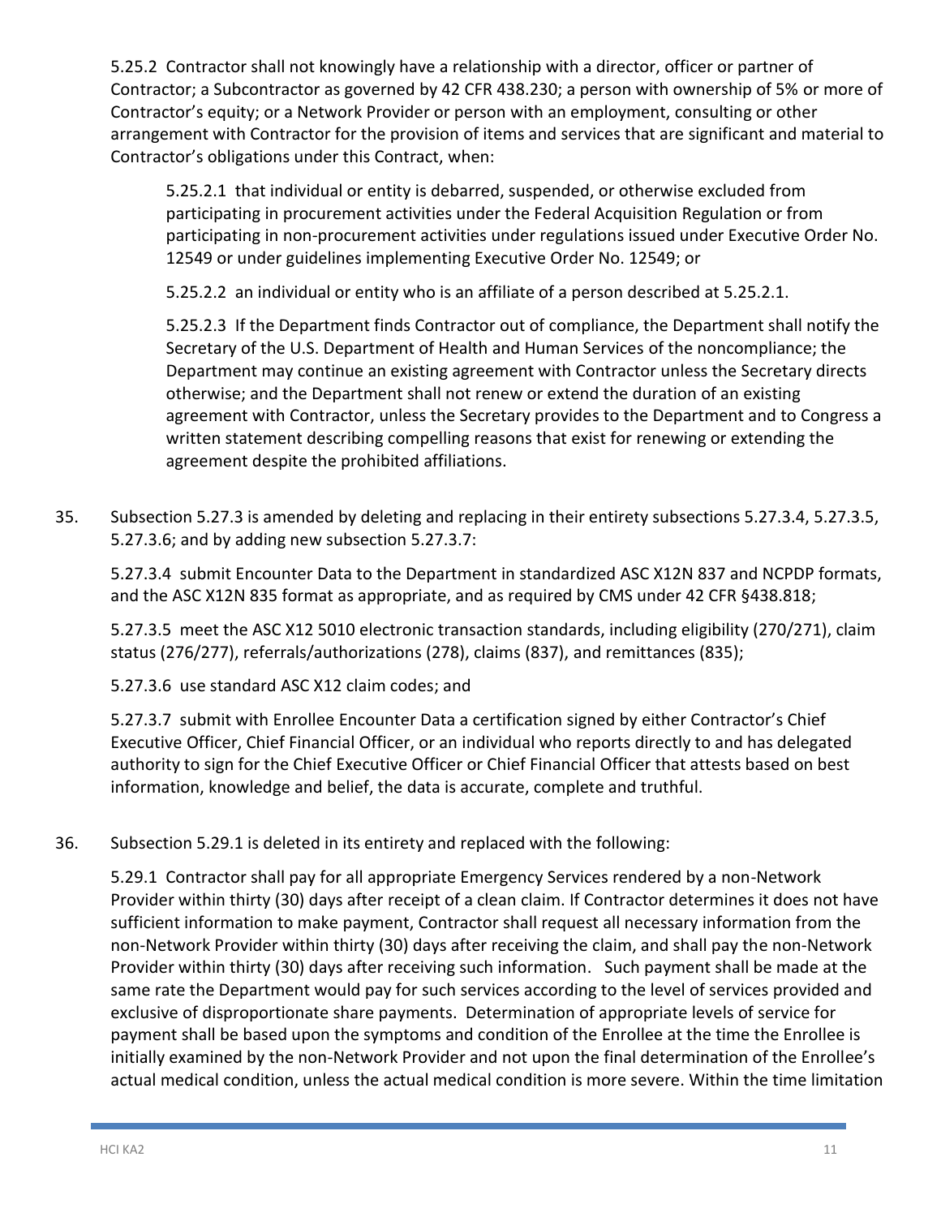5.25.2 Contractor shall not knowingly have a relationship with a director, officer or partner of Contractor; a Subcontractor as governed by 42 CFR 438.230; a person with ownership of 5% or more of Contractor's equity; or a Network Provider or person with an employment, consulting or other arrangement with Contractor for the provision of items and services that are significant and material to Contractor's obligations under this Contract, when:

5.25.2.1 that individual or entity is debarred, suspended, or otherwise excluded from participating in procurement activities under the Federal Acquisition Regulation or from participating in non-procurement activities under regulations issued under Executive Order No. 12549 or under guidelines implementing Executive Order No. 12549; or

5.25.2.2 an individual or entity who is an affiliate of a person described at 5.25.2.1.

5.25.2.3 If the Department finds Contractor out of compliance, the Department shall notify the Secretary of the U.S. Department of Health and Human Services of the noncompliance; the Department may continue an existing agreement with Contractor unless the Secretary directs otherwise; and the Department shall not renew or extend the duration of an existing agreement with Contractor, unless the Secretary provides to the Department and to Congress a written statement describing compelling reasons that exist for renewing or extending the agreement despite the prohibited affiliations.

35. Subsection 5.27.3 is amended by deleting and replacing in their entirety subsections 5.27.3.4, 5.27.3.5, 5.27.3.6; and by adding new subsection 5.27.3.7:

5.27.3.4 submit Encounter Data to the Department in standardized ASC X12N 837 and NCPDP formats, and the ASC X12N 835 format as appropriate, and as required by CMS under 42 CFR §438.818;

5.27.3.5 meet the ASC X12 5010 electronic transaction standards, including eligibility (270/271), claim status (276/277), referrals/authorizations (278), claims (837), and remittances (835);

5.27.3.6 use standard ASC X12 claim codes; and

5.27.3.7 submit with Enrollee Encounter Data a certification signed by either Contractor's Chief Executive Officer, Chief Financial Officer, or an individual who reports directly to and has delegated authority to sign for the Chief Executive Officer or Chief Financial Officer that attests based on best information, knowledge and belief, the data is accurate, complete and truthful.

36. Subsection 5.29.1 is deleted in its entirety and replaced with the following:

5.29.1 Contractor shall pay for all appropriate Emergency Services rendered by a non-Network Provider within thirty (30) days after receipt of a clean claim. If Contractor determines it does not have sufficient information to make payment, Contractor shall request all necessary information from the non-Network Provider within thirty (30) days after receiving the claim, and shall pay the non-Network Provider within thirty (30) days after receiving such information. Such payment shall be made at the same rate the Department would pay for such services according to the level of services provided and exclusive of disproportionate share payments. Determination of appropriate levels of service for payment shall be based upon the symptoms and condition of the Enrollee at the time the Enrollee is initially examined by the non-Network Provider and not upon the final determination of the Enrollee's actual medical condition, unless the actual medical condition is more severe. Within the time limitation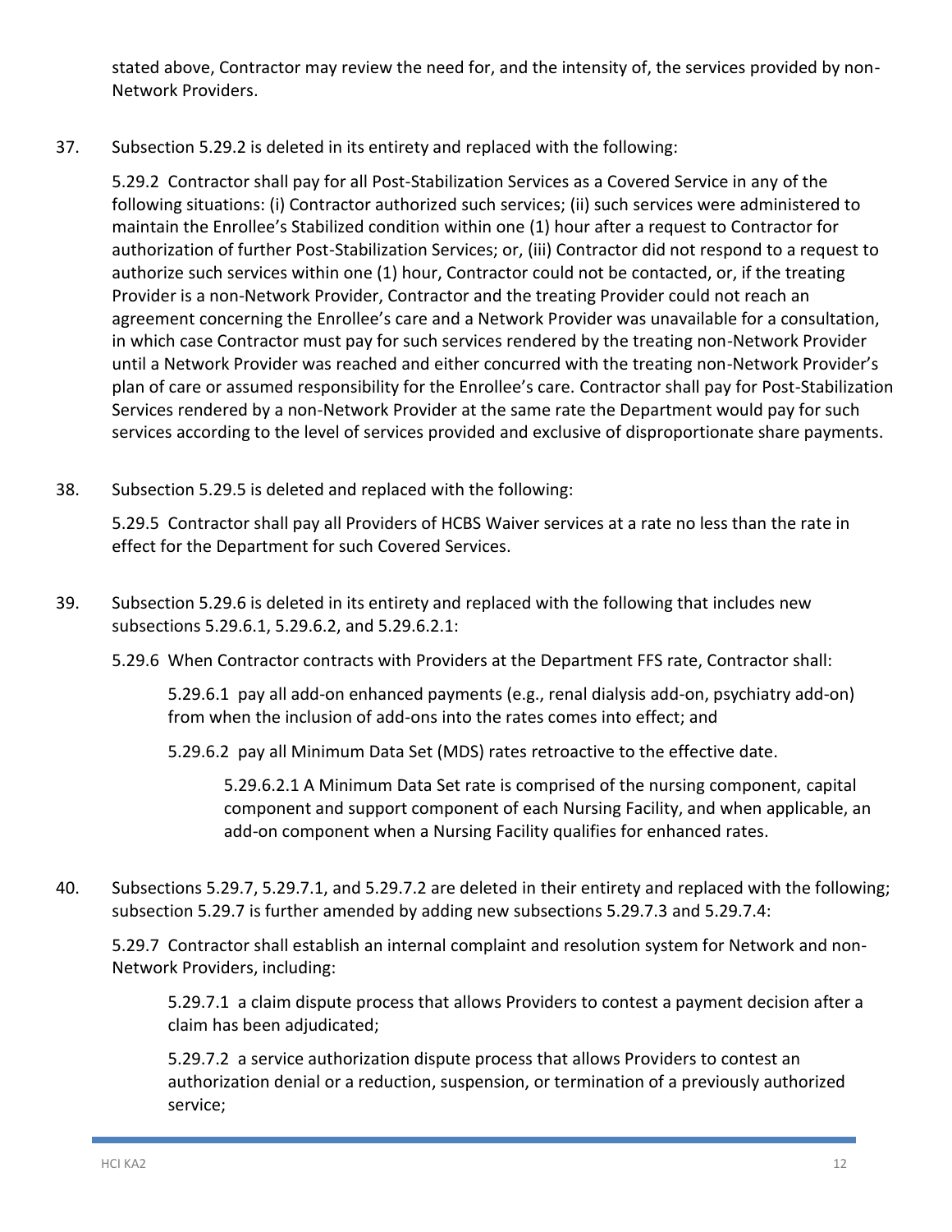stated above, Contractor may review the need for, and the intensity of, the services provided by non-Network Providers.

37. Subsection 5.29.2 is deleted in its entirety and replaced with the following:

    5.29.2 Contractor shall pay for all Post-Stabilization Services as a Covered Service in any of the following situations: (i) Contractor authorized such services; (ii) such services were administered to maintain the Enrollee's Stabilized condition within one (1) hour after a request to Contractor for authorization of further Post-Stabilization Services; or, (iii) Contractor did not respond to a request to authorize such services within one (1) hour, Contractor could not be contacted, or, if the treating Provider is a non-Network Provider, Contractor and the treating Provider could not reach an agreement concerning the Enrollee's care and a Network Provider was unavailable for a consultation, in which case Contractor must pay for such services rendered by the treating non-Network Provider until a Network Provider was reached and either concurred with the treating non-Network Provider's plan of care or assumed responsibility for the Enrollee's care. Contractor shall pay for Post-Stabilization Services rendered by a non-Network Provider at the same rate the Department would pay for such services according to the level of services provided and exclusive of disproportionate share payments.

38. Subsection 5.29.5 is deleted and replaced with the following:

    5.29.5 Contractor shall pay all Providers of HCBS Waiver services at a rate no less than the rate in effect for the Department for such Covered Services.

39. Subsection 5.29.6 is deleted in its entirety and replaced with the following that includes new subsections 5.29.6.1, 5.29.6.2, and 5.29.6.2.1:

    5.29.6 When Contractor contracts with Providers at the Department FFS rate, Contractor shall:

    5.29.6.1 pay all add-on enhanced payments (e.g., renal dialysis add-on, psychiatry add-on) from when the inclusion of add-ons into the rates comes into effect; and

    5.29.6.2 pay all Minimum Data Set (MDS) rates retroactive to the effective date.

    5.29.6.2.1 A Minimum Data Set rate is comprised of the nursing component, capital component and support component of each Nursing Facility, and when applicable, an add-on component when a Nursing Facility qualifies for enhanced rates.

40. Subsections 5.29.7, 5.29.7.1, and 5.29.7.2 are deleted in their entirety and replaced with the following; subsection 5.29.7 is further amended by adding new subsections 5.29.7.3 and 5.29.7.4:

    5.29.7 Contractor shall establish an internal complaint and resolution system for Network and non-Network Providers, including:

    5.29.7.1 a claim dispute process that allows Providers to contest a payment decision after a claim has been adjudicated;

    5.29.7.2 a service authorization dispute process that allows Providers to contest an authorization denial or a reduction, suspension, or termination of a previously authorized service;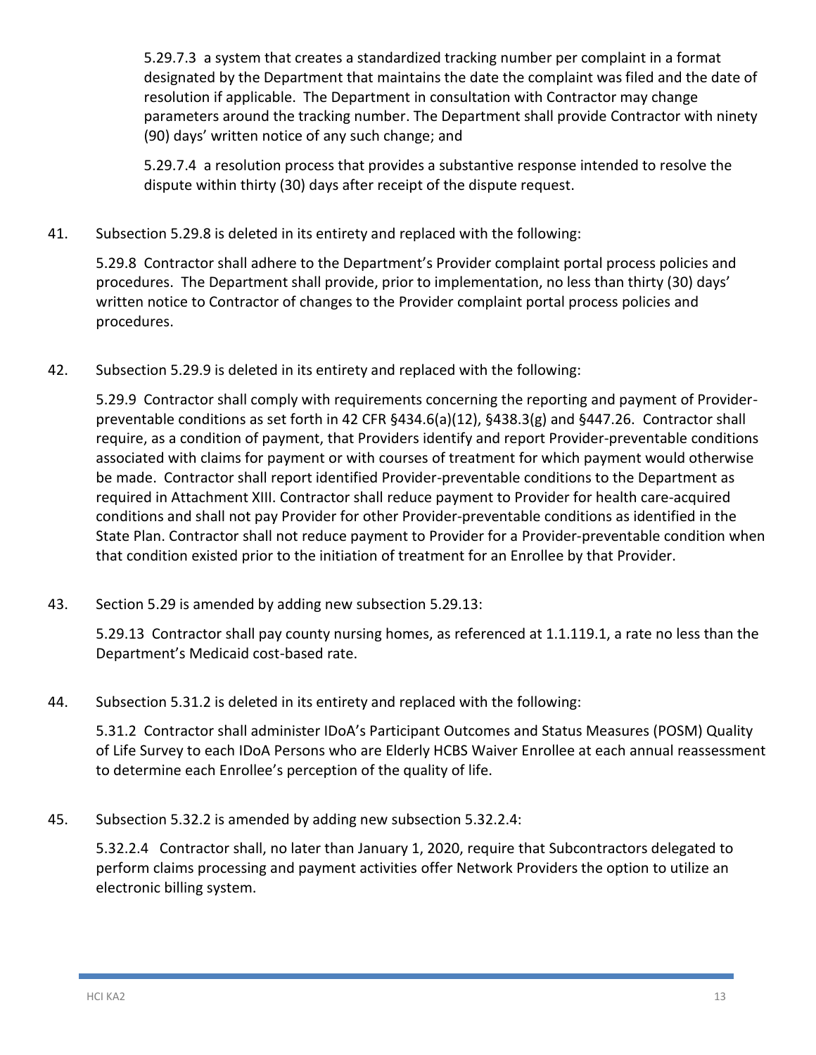5.29.7.3 a system that creates a standardized tracking number per complaint in a format designated by the Department that maintains the date the complaint was filed and the date of resolution if applicable. The Department in consultation with Contractor may change parameters around the tracking number. The Department shall provide Contractor with ninety (90) days' written notice of any such change; and

5.29.7.4 a resolution process that provides a substantive response intended to resolve the dispute within thirty (30) days after receipt of the dispute request.

41. Subsection 5.29.8 is deleted in its entirety and replaced with the following:

5.29.8 Contractor shall adhere to the Department's Provider complaint portal process policies and procedures. The Department shall provide, prior to implementation, no less than thirty (30) days' written notice to Contractor of changes to the Provider complaint portal process policies and procedures.

42. Subsection 5.29.9 is deleted in its entirety and replaced with the following:

5.29.9 Contractor shall comply with requirements concerning the reporting and payment of Provider-preventable conditions as set forth in 42 CFR §434.6(a)(12), §438.3(g) and §447.26. Contractor shall require, as a condition of payment, that Providers identify and report Provider-preventable conditions associated with claims for payment or with courses of treatment for which payment would otherwise be made. Contractor shall report identified Provider-preventable conditions to the Department as required in Attachment XIII. Contractor shall reduce payment to Provider for health care-acquired conditions and shall not pay Provider for other Provider-preventable conditions as identified in the State Plan. Contractor shall not reduce payment to Provider for a Provider-preventable condition when that condition existed prior to the initiation of treatment for an Enrollee by that Provider.

43. Section 5.29 is amended by adding new subsection 5.29.13:

5.29.13 Contractor shall pay county nursing homes, as referenced at 1.1.119.1, a rate no less than the Department's Medicaid cost-based rate.

44. Subsection 5.31.2 is deleted in its entirety and replaced with the following:

5.31.2 Contractor shall administer IDoA's Participant Outcomes and Status Measures (POSM) Quality of Life Survey to each IDoA Persons who are Elderly HCBS Waiver Enrollee at each annual reassessment to determine each Enrollee's perception of the quality of life.

45. Subsection 5.32.2 is amended by adding new subsection 5.32.2.4:

5.32.2.4 Contractor shall, no later than January 1, 2020, require that Subcontractors delegated to perform claims processing and payment activities offer Network Providers the option to utilize an electronic billing system.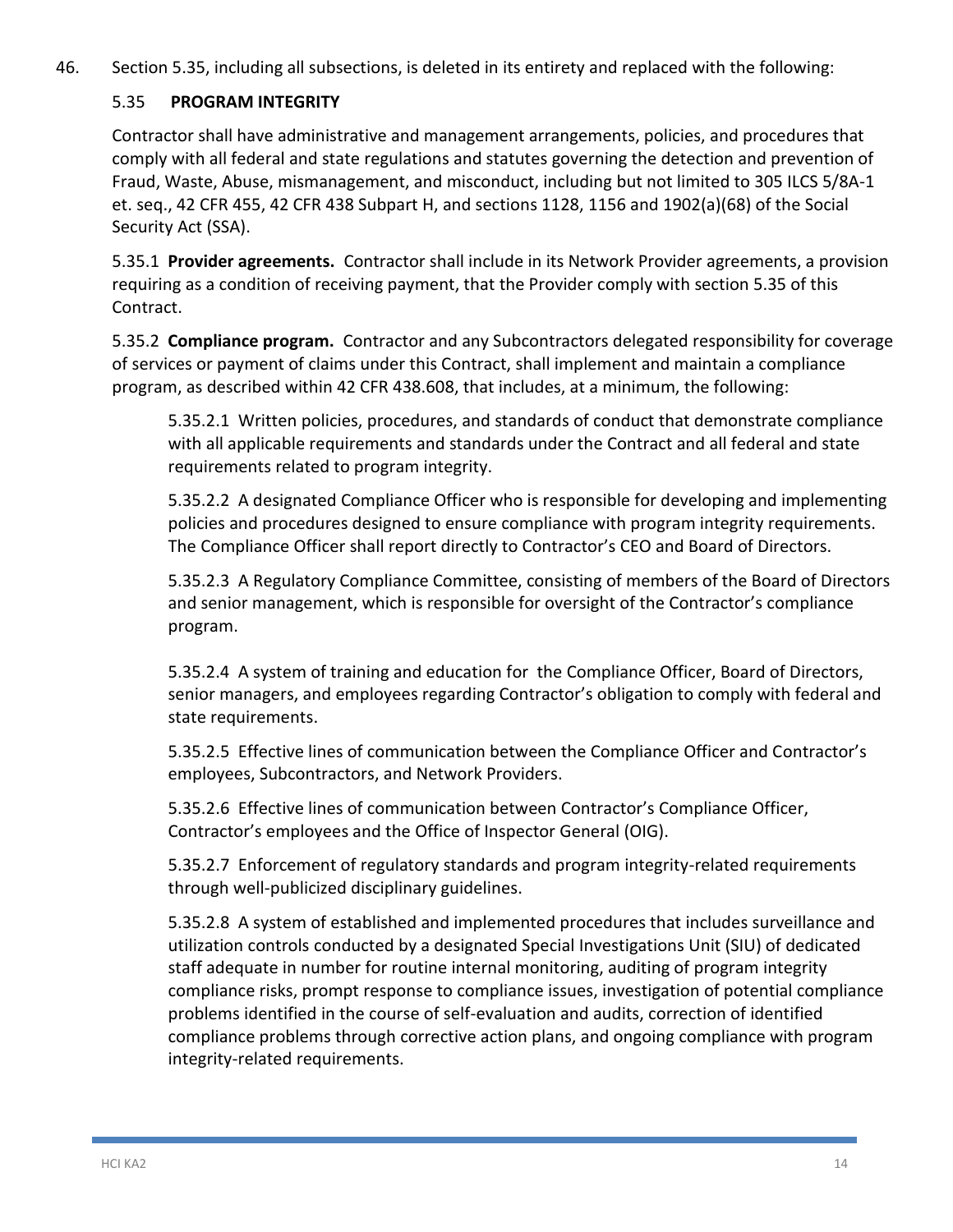46. Section 5.35, including all subsections, is deleted in its entirety and replaced with the following:

5.35 **PROGRAM INTEGRITY**

Contractor shall have administrative and management arrangements, policies, and procedures that comply with all federal and state regulations and statutes governing the detection and prevention of Fraud, Waste, Abuse, mismanagement, and misconduct, including but not limited to 305 ILCS 5/8A-1 et. seq., 42 CFR 455, 42 CFR 438 Subpart H, and sections 1128, 1156 and 1902(a)(68) of the Social Security Act (SSA).

5.35.1 **Provider agreements.** Contractor shall include in its Network Provider agreements, a provision requiring as a condition of receiving payment, that the Provider comply with section 5.35 of this Contract.

5.35.2 **Compliance program.** Contractor and any Subcontractors delegated responsibility for coverage of services or payment of claims under this Contract, shall implement and maintain a compliance program, as described within 42 CFR 438.608, that includes, at a minimum, the following:

5.35.2.1 Written policies, procedures, and standards of conduct that demonstrate compliance with all applicable requirements and standards under the Contract and all federal and state requirements related to program integrity.

5.35.2.2 A designated Compliance Officer who is responsible for developing and implementing policies and procedures designed to ensure compliance with program integrity requirements. The Compliance Officer shall report directly to Contractor's CEO and Board of Directors.

5.35.2.3 A Regulatory Compliance Committee, consisting of members of the Board of Directors and senior management, which is responsible for oversight of the Contractor's compliance program.

5.35.2.4 A system of training and education for the Compliance Officer, Board of Directors, senior managers, and employees regarding Contractor's obligation to comply with federal and state requirements.

5.35.2.5 Effective lines of communication between the Compliance Officer and Contractor's employees, Subcontractors, and Network Providers.

5.35.2.6 Effective lines of communication between Contractor's Compliance Officer, Contractor's employees and the Office of Inspector General (OIG).

5.35.2.7 Enforcement of regulatory standards and program integrity-related requirements through well-publicized disciplinary guidelines.

5.35.2.8 A system of established and implemented procedures that includes surveillance and utilization controls conducted by a designated Special Investigations Unit (SIU) of dedicated staff adequate in number for routine internal monitoring, auditing of program integrity compliance risks, prompt response to compliance issues, investigation of potential compliance problems identified in the course of self-evaluation and audits, correction of identified compliance problems through corrective action plans, and ongoing compliance with program integrity-related requirements.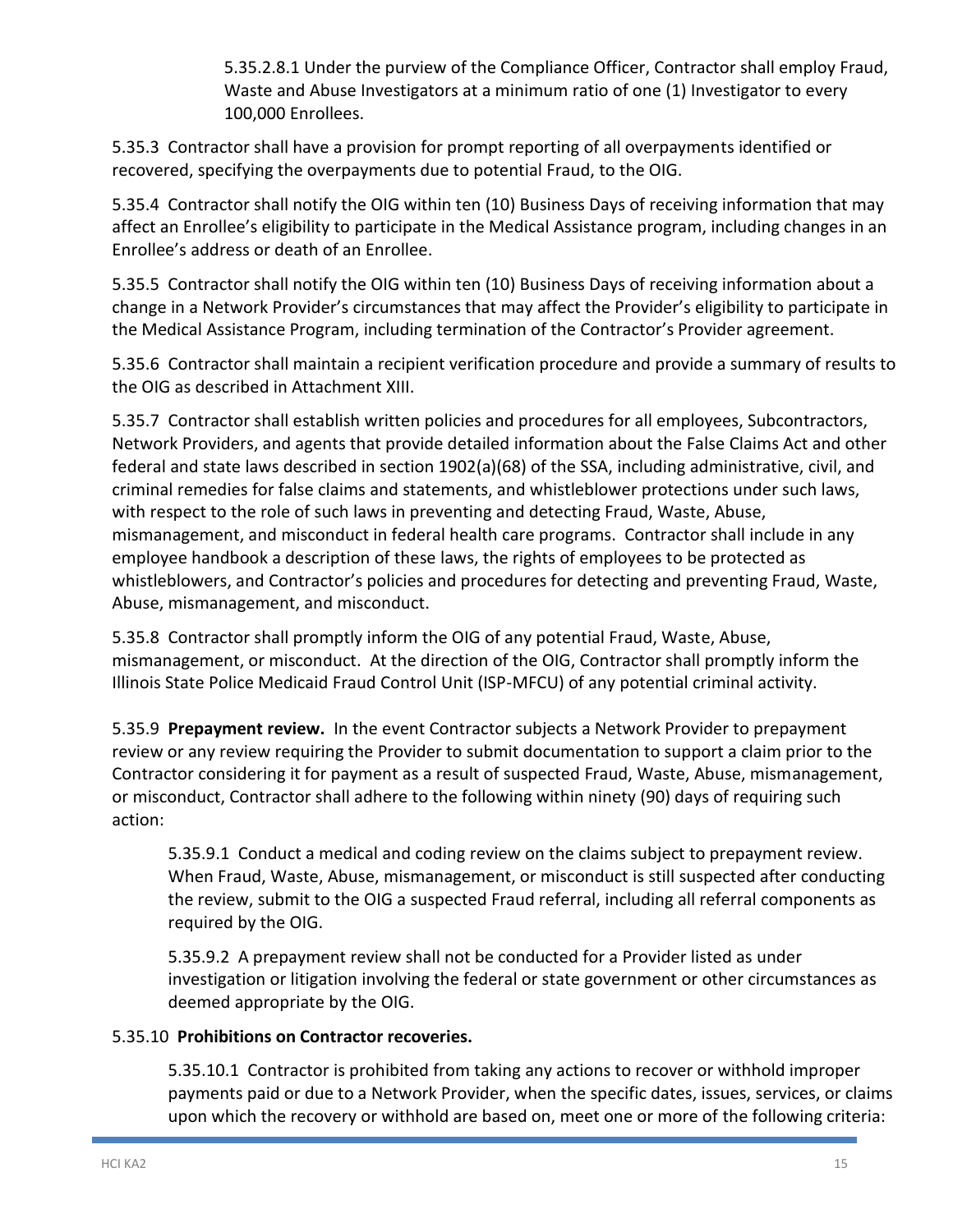5.35.2.8.1 Under the purview of the Compliance Officer, Contractor shall employ Fraud, Waste and Abuse Investigators at a minimum ratio of one (1) Investigator to every 100,000 Enrollees.

5.35.3 Contractor shall have a provision for prompt reporting of all overpayments identified or recovered, specifying the overpayments due to potential Fraud, to the OIG.

5.35.4 Contractor shall notify the OIG within ten (10) Business Days of receiving information that may affect an Enrollee's eligibility to participate in the Medical Assistance program, including changes in an Enrollee's address or death of an Enrollee.

5.35.5 Contractor shall notify the OIG within ten (10) Business Days of receiving information about a change in a Network Provider's circumstances that may affect the Provider's eligibility to participate in the Medical Assistance Program, including termination of the Contractor's Provider agreement.

5.35.6 Contractor shall maintain a recipient verification procedure and provide a summary of results to the OIG as described in Attachment XIII.

5.35.7 Contractor shall establish written policies and procedures for all employees, Subcontractors, Network Providers, and agents that provide detailed information about the False Claims Act and other federal and state laws described in section 1902(a)(68) of the SSA, including administrative, civil, and criminal remedies for false claims and statements, and whistleblower protections under such laws, with respect to the role of such laws in preventing and detecting Fraud, Waste, Abuse, mismanagement, and misconduct in federal health care programs. Contractor shall include in any employee handbook a description of these laws, the rights of employees to be protected as whistleblowers, and Contractor's policies and procedures for detecting and preventing Fraud, Waste, Abuse, mismanagement, and misconduct.

5.35.8 Contractor shall promptly inform the OIG of any potential Fraud, Waste, Abuse, mismanagement, or misconduct. At the direction of the OIG, Contractor shall promptly inform the Illinois State Police Medicaid Fraud Control Unit (ISP-MFCU) of any potential criminal activity.

5.35.9 **Prepayment review.** In the event Contractor subjects a Network Provider to prepayment review or any review requiring the Provider to submit documentation to support a claim prior to the Contractor considering it for payment as a result of suspected Fraud, Waste, Abuse, mismanagement, or misconduct, Contractor shall adhere to the following within ninety (90) days of requiring such action:

5.35.9.1 Conduct a medical and coding review on the claims subject to prepayment review. When Fraud, Waste, Abuse, mismanagement, or misconduct is still suspected after conducting the review, submit to the OIG a suspected Fraud referral, including all referral components as required by the OIG.

5.35.9.2 A prepayment review shall not be conducted for a Provider listed as under investigation or litigation involving the federal or state government or other circumstances as deemed appropriate by the OIG.

5.35.10 **Prohibitions on Contractor recoveries.**

5.35.10.1 Contractor is prohibited from taking any actions to recover or withhold improper payments paid or due to a Network Provider, when the specific dates, issues, services, or claims upon which the recovery or withhold are based on, meet one or more of the following criteria: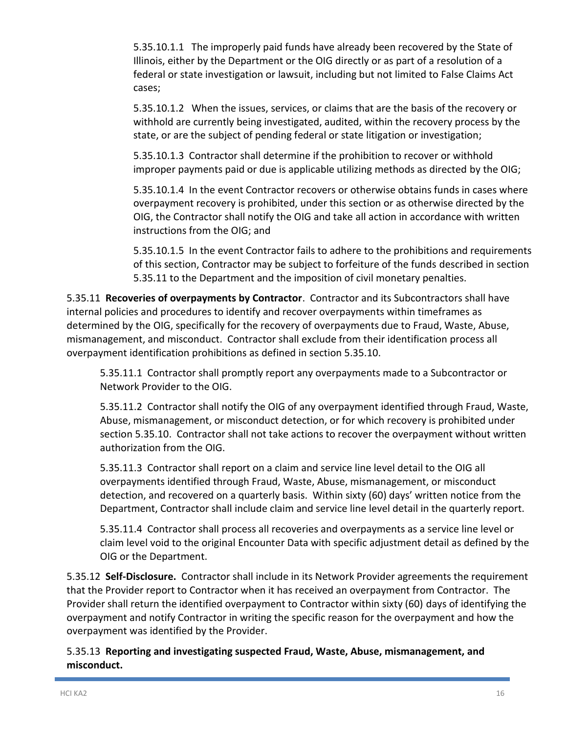5.35.10.1.1 The improperly paid funds have already been recovered by the State of Illinois, either by the Department or the OIG directly or as part of a resolution of a federal or state investigation or lawsuit, including but not limited to False Claims Act cases;

5.35.10.1.2 When the issues, services, or claims that are the basis of the recovery or withhold are currently being investigated, audited, within the recovery process by the state, or are the subject of pending federal or state litigation or investigation;

5.35.10.1.3 Contractor shall determine if the prohibition to recover or withhold improper payments paid or due is applicable utilizing methods as directed by the OIG;

5.35.10.1.4 In the event Contractor recovers or otherwise obtains funds in cases where overpayment recovery is prohibited, under this section or as otherwise directed by the OIG, the Contractor shall notify the OIG and take all action in accordance with written instructions from the OIG; and

5.35.10.1.5 In the event Contractor fails to adhere to the prohibitions and requirements of this section, Contractor may be subject to forfeiture of the funds described in section 5.35.11 to the Department and the imposition of civil monetary penalties.

5.35.11 **Recoveries of overpayments by Contractor**. Contractor and its Subcontractors shall have internal policies and procedures to identify and recover overpayments within timeframes as determined by the OIG, specifically for the recovery of overpayments due to Fraud, Waste, Abuse, mismanagement, and misconduct. Contractor shall exclude from their identification process all overpayment identification prohibitions as defined in section 5.35.10.

5.35.11.1 Contractor shall promptly report any overpayments made to a Subcontractor or Network Provider to the OIG.

5.35.11.2 Contractor shall notify the OIG of any overpayment identified through Fraud, Waste, Abuse, mismanagement, or misconduct detection, or for which recovery is prohibited under section 5.35.10. Contractor shall not take actions to recover the overpayment without written authorization from the OIG.

5.35.11.3 Contractor shall report on a claim and service line level detail to the OIG all overpayments identified through Fraud, Waste, Abuse, mismanagement, or misconduct detection, and recovered on a quarterly basis. Within sixty (60) days' written notice from the Department, Contractor shall include claim and service line level detail in the quarterly report.

5.35.11.4 Contractor shall process all recoveries and overpayments as a service line level or claim level void to the original Encounter Data with specific adjustment detail as defined by the OIG or the Department.

5.35.12 **Self-Disclosure.** Contractor shall include in its Network Provider agreements the requirement that the Provider report to Contractor when it has received an overpayment from Contractor. The Provider shall return the identified overpayment to Contractor within sixty (60) days of identifying the overpayment and notify Contractor in writing the specific reason for the overpayment and how the overpayment was identified by the Provider.

5.35.13 **Reporting and investigating suspected Fraud, Waste, Abuse, mismanagement, and misconduct.**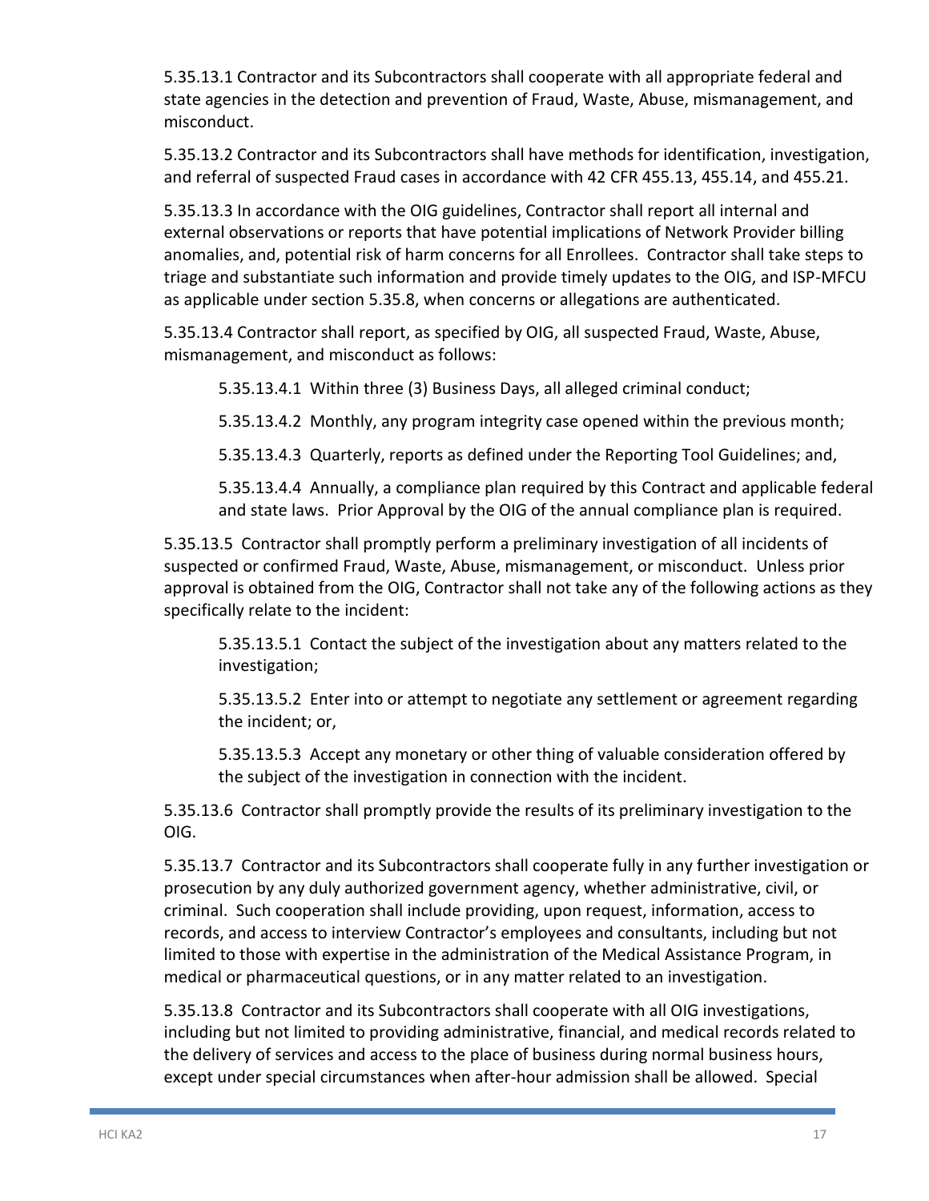5.35.13.1 Contractor and its Subcontractors shall cooperate with all appropriate federal and state agencies in the detection and prevention of Fraud, Waste, Abuse, mismanagement, and misconduct.

5.35.13.2 Contractor and its Subcontractors shall have methods for identification, investigation, and referral of suspected Fraud cases in accordance with 42 CFR 455.13, 455.14, and 455.21.

5.35.13.3 In accordance with the OIG guidelines, Contractor shall report all internal and external observations or reports that have potential implications of Network Provider billing anomalies, and, potential risk of harm concerns for all Enrollees. Contractor shall take steps to triage and substantiate such information and provide timely updates to the OIG, and ISP-MFCU as applicable under section 5.35.8, when concerns or allegations are authenticated.

5.35.13.4 Contractor shall report, as specified by OIG, all suspected Fraud, Waste, Abuse, mismanagement, and misconduct as follows:

> 5.35.13.4.1 Within three (3) Business Days, all alleged criminal conduct;
>
> 5.35.13.4.2 Monthly, any program integrity case opened within the previous month;
>
> 5.35.13.4.3 Quarterly, reports as defined under the Reporting Tool Guidelines; and,
>
> 5.35.13.4.4 Annually, a compliance plan required by this Contract and applicable federal and state laws. Prior Approval by the OIG of the annual compliance plan is required.

5.35.13.5 Contractor shall promptly perform a preliminary investigation of all incidents of suspected or confirmed Fraud, Waste, Abuse, mismanagement, or misconduct. Unless prior approval is obtained from the OIG, Contractor shall not take any of the following actions as they specifically relate to the incident:

> 5.35.13.5.1 Contact the subject of the investigation about any matters related to the investigation;
>
> 5.35.13.5.2 Enter into or attempt to negotiate any settlement or agreement regarding the incident; or,
>
> 5.35.13.5.3 Accept any monetary or other thing of valuable consideration offered by the subject of the investigation in connection with the incident.

5.35.13.6 Contractor shall promptly provide the results of its preliminary investigation to the OIG.

5.35.13.7 Contractor and its Subcontractors shall cooperate fully in any further investigation or prosecution by any duly authorized government agency, whether administrative, civil, or criminal. Such cooperation shall include providing, upon request, information, access to records, and access to interview Contractor's employees and consultants, including but not limited to those with expertise in the administration of the Medical Assistance Program, in medical or pharmaceutical questions, or in any matter related to an investigation.

5.35.13.8 Contractor and its Subcontractors shall cooperate with all OIG investigations, including but not limited to providing administrative, financial, and medical records related to the delivery of services and access to the place of business during normal business hours, except under special circumstances when after-hour admission shall be allowed. Special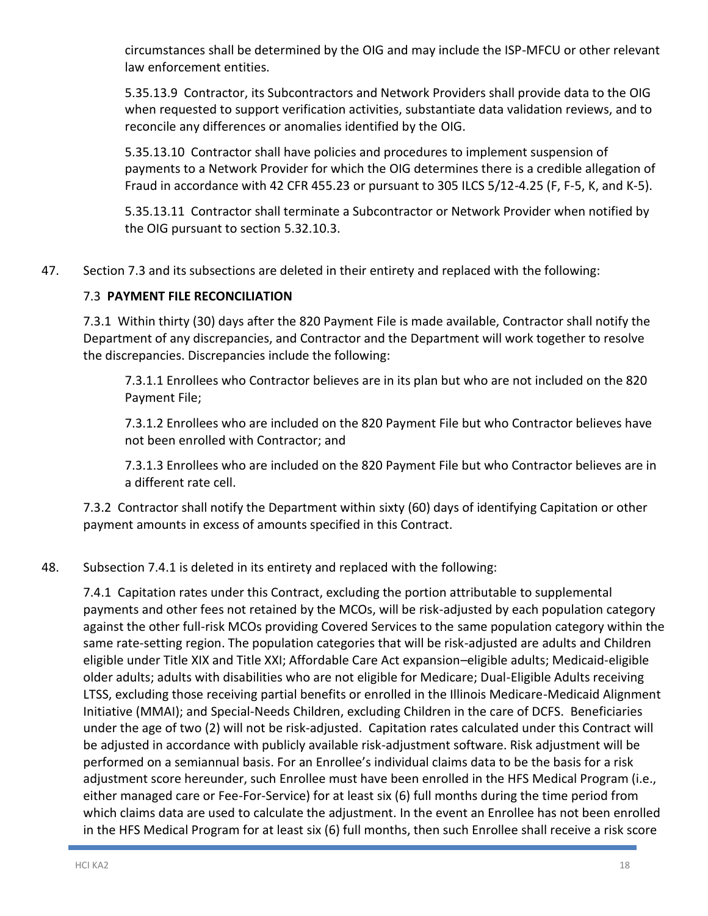circumstances shall be determined by the OIG and may include the ISP-MFCU or other relevant law enforcement entities.

5.35.13.9 Contractor, its Subcontractors and Network Providers shall provide data to the OIG when requested to support verification activities, substantiate data validation reviews, and to reconcile any differences or anomalies identified by the OIG.

5.35.13.10 Contractor shall have policies and procedures to implement suspension of payments to a Network Provider for which the OIG determines there is a credible allegation of Fraud in accordance with 42 CFR 455.23 or pursuant to 305 ILCS 5/12-4.25 (F, F-5, K, and K-5).

5.35.13.11 Contractor shall terminate a Subcontractor or Network Provider when notified by the OIG pursuant to section 5.32.10.3.

47. Section 7.3 and its subsections are deleted in their entirety and replaced with the following:

7.3 **PAYMENT FILE RECONCILIATION**

7.3.1 Within thirty (30) days after the 820 Payment File is made available, Contractor shall notify the Department of any discrepancies, and Contractor and the Department will work together to resolve the discrepancies. Discrepancies include the following:

7.3.1.1 Enrollees who Contractor believes are in its plan but who are not included on the 820 Payment File;

7.3.1.2 Enrollees who are included on the 820 Payment File but who Contractor believes have not been enrolled with Contractor; and

7.3.1.3 Enrollees who are included on the 820 Payment File but who Contractor believes are in a different rate cell.

7.3.2 Contractor shall notify the Department within sixty (60) days of identifying Capitation or other payment amounts in excess of amounts specified in this Contract.

48. Subsection 7.4.1 is deleted in its entirety and replaced with the following:

7.4.1 Capitation rates under this Contract, excluding the portion attributable to supplemental payments and other fees not retained by the MCOs, will be risk-adjusted by each population category against the other full-risk MCOs providing Covered Services to the same population category within the same rate-setting region. The population categories that will be risk-adjusted are adults and Children eligible under Title XIX and Title XXI; Affordable Care Act expansion–eligible adults; Medicaid-eligible older adults; adults with disabilities who are not eligible for Medicare; Dual-Eligible Adults receiving LTSS, excluding those receiving partial benefits or enrolled in the Illinois Medicare-Medicaid Alignment Initiative (MMAI); and Special-Needs Children, excluding Children in the care of DCFS. Beneficiaries under the age of two (2) will not be risk-adjusted. Capitation rates calculated under this Contract will be adjusted in accordance with publicly available risk-adjustment software. Risk adjustment will be performed on a semiannual basis. For an Enrollee's individual claims data to be the basis for a risk adjustment score hereunder, such Enrollee must have been enrolled in the HFS Medical Program (i.e., either managed care or Fee-For-Service) for at least six (6) full months during the time period from which claims data are used to calculate the adjustment. In the event an Enrollee has not been enrolled in the HFS Medical Program for at least six (6) full months, then such Enrollee shall receive a risk score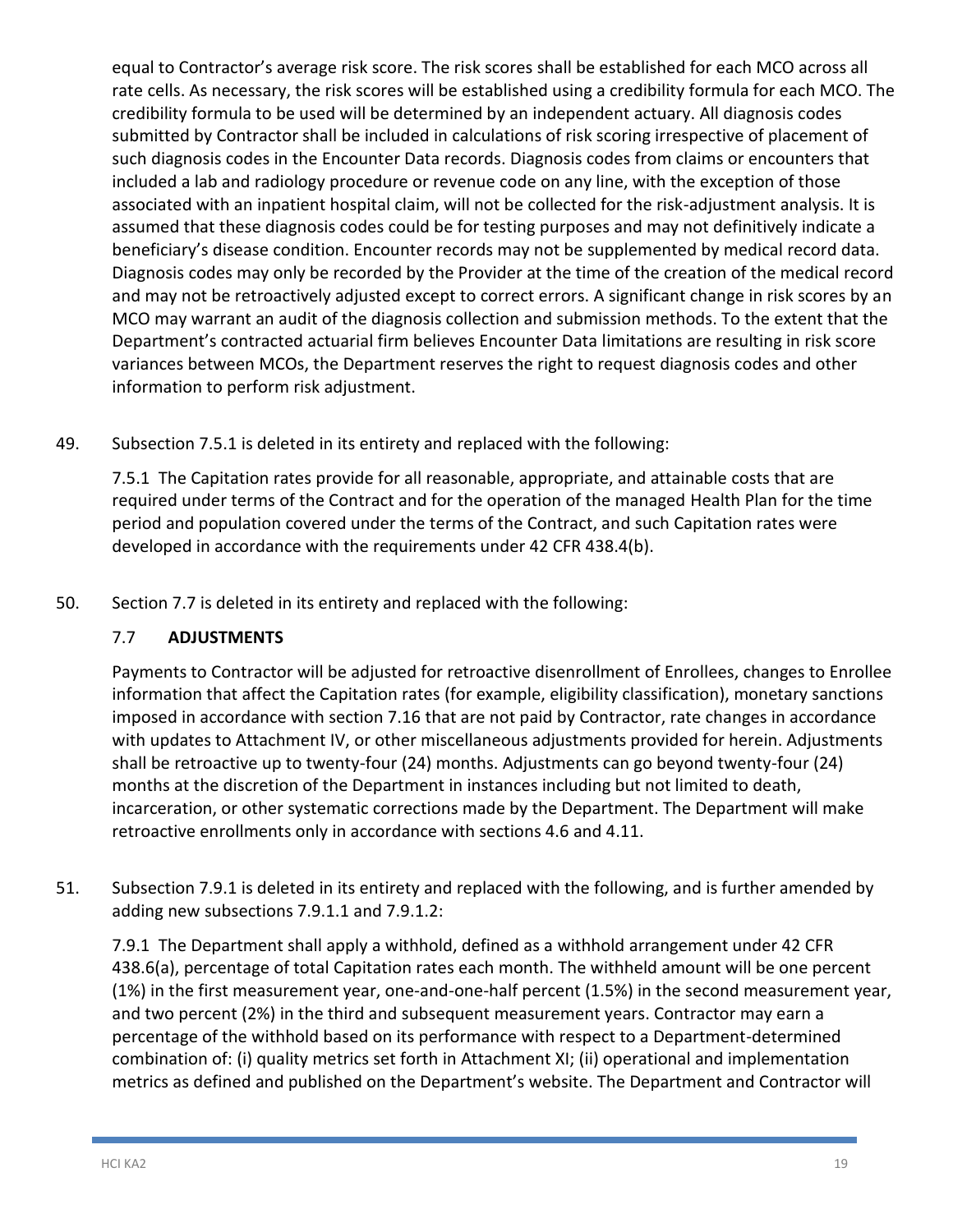equal to Contractor's average risk score. The risk scores shall be established for each MCO across all rate cells. As necessary, the risk scores will be established using a credibility formula for each MCO. The credibility formula to be used will be determined by an independent actuary. All diagnosis codes submitted by Contractor shall be included in calculations of risk scoring irrespective of placement of such diagnosis codes in the Encounter Data records. Diagnosis codes from claims or encounters that included a lab and radiology procedure or revenue code on any line, with the exception of those associated with an inpatient hospital claim, will not be collected for the risk-adjustment analysis. It is assumed that these diagnosis codes could be for testing purposes and may not definitively indicate a beneficiary's disease condition. Encounter records may not be supplemented by medical record data. Diagnosis codes may only be recorded by the Provider at the time of the creation of the medical record and may not be retroactively adjusted except to correct errors. A significant change in risk scores by an MCO may warrant an audit of the diagnosis collection and submission methods. To the extent that the Department's contracted actuarial firm believes Encounter Data limitations are resulting in risk score variances between MCOs, the Department reserves the right to request diagnosis codes and other information to perform risk adjustment.

49. Subsection 7.5.1 is deleted in its entirety and replaced with the following:

7.5.1 The Capitation rates provide for all reasonable, appropriate, and attainable costs that are required under terms of the Contract and for the operation of the managed Health Plan for the time period and population covered under the terms of the Contract, and such Capitation rates were developed in accordance with the requirements under 42 CFR 438.4(b).

50. Section 7.7 is deleted in its entirety and replaced with the following:

7.7 **ADJUSTMENTS**

Payments to Contractor will be adjusted for retroactive disenrollment of Enrollees, changes to Enrollee information that affect the Capitation rates (for example, eligibility classification), monetary sanctions imposed in accordance with section 7.16 that are not paid by Contractor, rate changes in accordance with updates to Attachment IV, or other miscellaneous adjustments provided for herein. Adjustments shall be retroactive up to twenty-four (24) months. Adjustments can go beyond twenty-four (24) months at the discretion of the Department in instances including but not limited to death, incarceration, or other systematic corrections made by the Department. The Department will make retroactive enrollments only in accordance with sections 4.6 and 4.11.

51. Subsection 7.9.1 is deleted in its entirety and replaced with the following, and is further amended by adding new subsections 7.9.1.1 and 7.9.1.2:

7.9.1 The Department shall apply a withhold, defined as a withhold arrangement under 42 CFR 438.6(a), percentage of total Capitation rates each month. The withheld amount will be one percent (1%) in the first measurement year, one-and-one-half percent (1.5%) in the second measurement year, and two percent (2%) in the third and subsequent measurement years. Contractor may earn a percentage of the withhold based on its performance with respect to a Department-determined combination of: (i) quality metrics set forth in Attachment XI; (ii) operational and implementation metrics as defined and published on the Department's website. The Department and Contractor will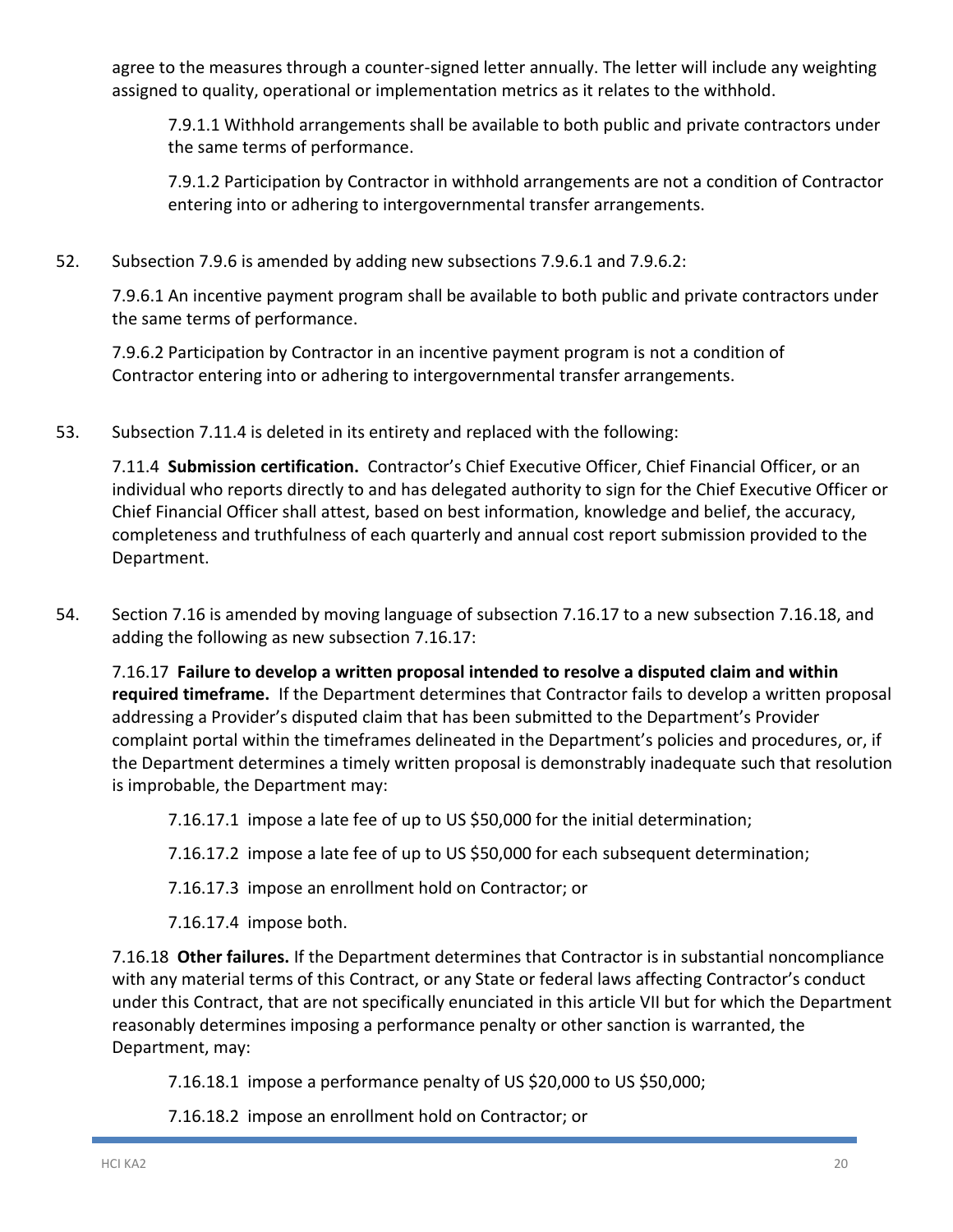agree to the measures through a counter-signed letter annually. The letter will include any weighting assigned to quality, operational or implementation metrics as it relates to the withhold.

7.9.1.1 Withhold arrangements shall be available to both public and private contractors under the same terms of performance.

7.9.1.2 Participation by Contractor in withhold arrangements are not a condition of Contractor entering into or adhering to intergovernmental transfer arrangements.

52. Subsection 7.9.6 is amended by adding new subsections 7.9.6.1 and 7.9.6.2:

7.9.6.1 An incentive payment program shall be available to both public and private contractors under the same terms of performance.

7.9.6.2 Participation by Contractor in an incentive payment program is not a condition of Contractor entering into or adhering to intergovernmental transfer arrangements.

53. Subsection 7.11.4 is deleted in its entirety and replaced with the following:

7.11.4 **Submission certification.** Contractor's Chief Executive Officer, Chief Financial Officer, or an individual who reports directly to and has delegated authority to sign for the Chief Executive Officer or Chief Financial Officer shall attest, based on best information, knowledge and belief, the accuracy, completeness and truthfulness of each quarterly and annual cost report submission provided to the Department.

54. Section 7.16 is amended by moving language of subsection 7.16.17 to a new subsection 7.16.18, and adding the following as new subsection 7.16.17:

7.16.17 **Failure to develop a written proposal intended to resolve a disputed claim and within required timeframe.** If the Department determines that Contractor fails to develop a written proposal addressing a Provider's disputed claim that has been submitted to the Department's Provider complaint portal within the timeframes delineated in the Department's policies and procedures, or, if the Department determines a timely written proposal is demonstrably inadequate such that resolution is improbable, the Department may:

7.16.17.1 impose a late fee of up to US $50,000 for the initial determination;

7.16.17.2 impose a late fee of up to US $50,000 for each subsequent determination;

7.16.17.3 impose an enrollment hold on Contractor; or

7.16.17.4 impose both.

7.16.18 **Other failures.** If the Department determines that Contractor is in substantial noncompliance with any material terms of this Contract, or any State or federal laws affecting Contractor's conduct under this Contract, that are not specifically enunciated in this article VII but for which the Department reasonably determines imposing a performance penalty or other sanction is warranted, the Department, may:

7.16.18.1 impose a performance penalty of US $20,000 to US $50,000;

7.16.18.2 impose an enrollment hold on Contractor; or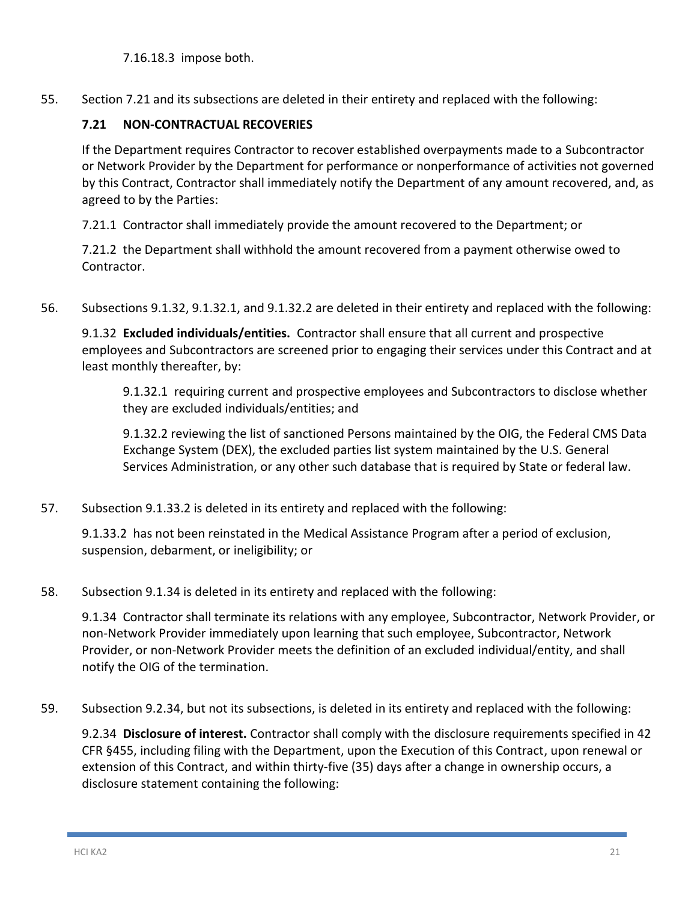7.16.18.3 impose both.

55. Section 7.21 and its subsections are deleted in their entirety and replaced with the following:

**7.21 NON-CONTRACTUAL RECOVERIES**

If the Department requires Contractor to recover established overpayments made to a Subcontractor or Network Provider by the Department for performance or nonperformance of activities not governed by this Contract, Contractor shall immediately notify the Department of any amount recovered, and, as agreed to by the Parties:

7.21.1 Contractor shall immediately provide the amount recovered to the Department; or

7.21.2 the Department shall withhold the amount recovered from a payment otherwise owed to Contractor.

56. Subsections 9.1.32, 9.1.32.1, and 9.1.32.2 are deleted in their entirety and replaced with the following:

9.1.32 **Excluded individuals/entities.** Contractor shall ensure that all current and prospective employees and Subcontractors are screened prior to engaging their services under this Contract and at least monthly thereafter, by:

9.1.32.1 requiring current and prospective employees and Subcontractors to disclose whether they are excluded individuals/entities; and

9.1.32.2 reviewing the list of sanctioned Persons maintained by the OIG, the Federal CMS Data Exchange System (DEX), the excluded parties list system maintained by the U.S. General Services Administration, or any other such database that is required by State or federal law.

57. Subsection 9.1.33.2 is deleted in its entirety and replaced with the following:

9.1.33.2 has not been reinstated in the Medical Assistance Program after a period of exclusion, suspension, debarment, or ineligibility; or

58. Subsection 9.1.34 is deleted in its entirety and replaced with the following:

9.1.34 Contractor shall terminate its relations with any employee, Subcontractor, Network Provider, or non-Network Provider immediately upon learning that such employee, Subcontractor, Network Provider, or non-Network Provider meets the definition of an excluded individual/entity, and shall notify the OIG of the termination.

59. Subsection 9.2.34, but not its subsections, is deleted in its entirety and replaced with the following:

9.2.34 **Disclosure of interest.** Contractor shall comply with the disclosure requirements specified in 42 CFR §455, including filing with the Department, upon the Execution of this Contract, upon renewal or extension of this Contract, and within thirty-five (35) days after a change in ownership occurs, a disclosure statement containing the following: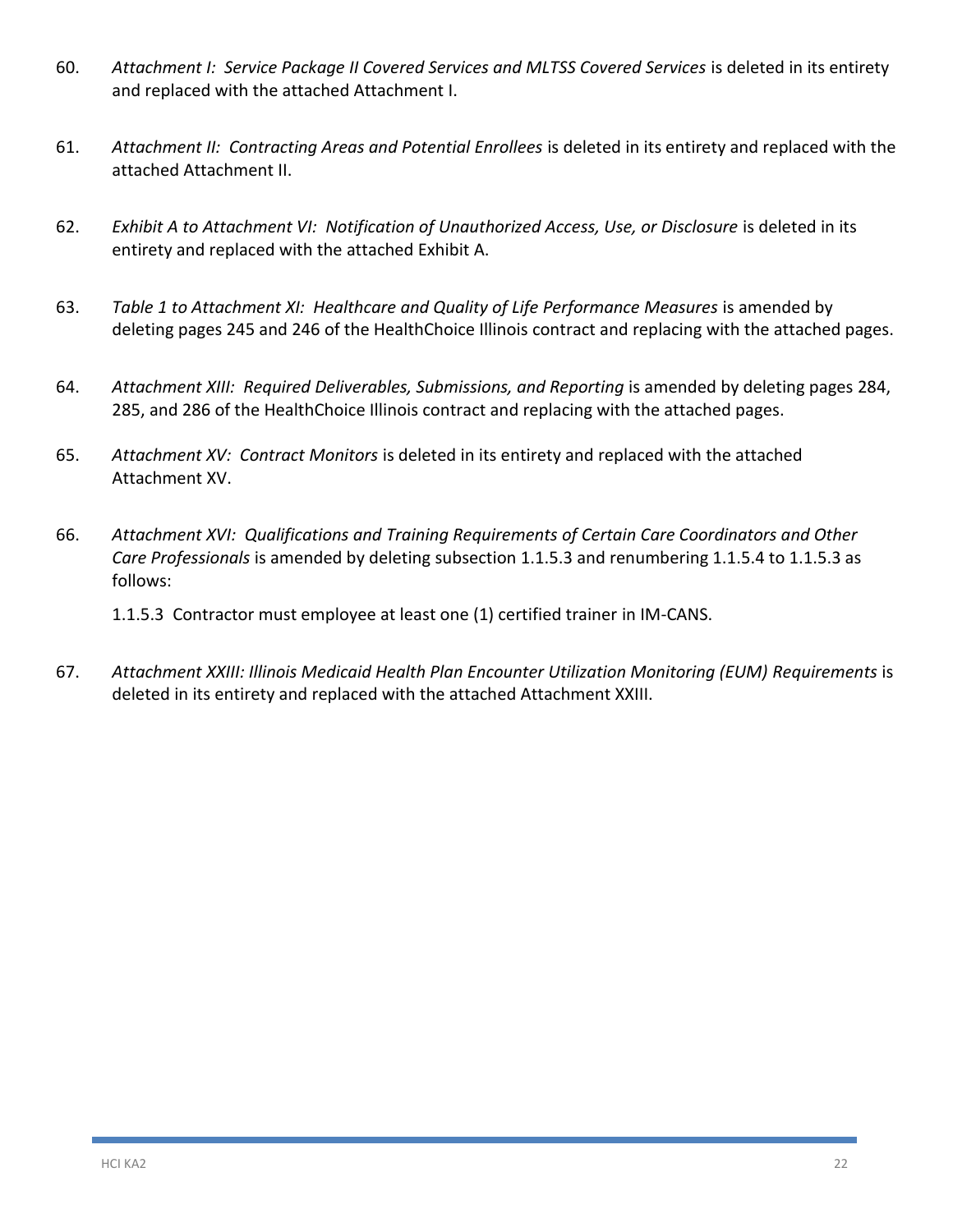60. *Attachment I: Service Package II Covered Services and MLTSS Covered Services* is deleted in its entirety and replaced with the attached Attachment I.

61. *Attachment II: Contracting Areas and Potential Enrollees* is deleted in its entirety and replaced with the attached Attachment II.

62. *Exhibit A to Attachment VI: Notification of Unauthorized Access, Use, or Disclosure* is deleted in its entirety and replaced with the attached Exhibit A.

63. *Table 1 to Attachment XI: Healthcare and Quality of Life Performance Measures* is amended by deleting pages 245 and 246 of the HealthChoice Illinois contract and replacing with the attached pages.

64. *Attachment XIII: Required Deliverables, Submissions, and Reporting* is amended by deleting pages 284, 285, and 286 of the HealthChoice Illinois contract and replacing with the attached pages.

65. *Attachment XV: Contract Monitors* is deleted in its entirety and replaced with the attached Attachment XV.

66. *Attachment XVI: Qualifications and Training Requirements of Certain Care Coordinators and Other Care Professionals* is amended by deleting subsection 1.1.5.3 and renumbering 1.1.5.4 to 1.1.5.3 as follows:

    1.1.5.3 Contractor must employee at least one (1) certified trainer in IM-CANS.

67. *Attachment XXIII: Illinois Medicaid Health Plan Encounter Utilization Monitoring (EUM) Requirements* is deleted in its entirety and replaced with the attached Attachment XXIII.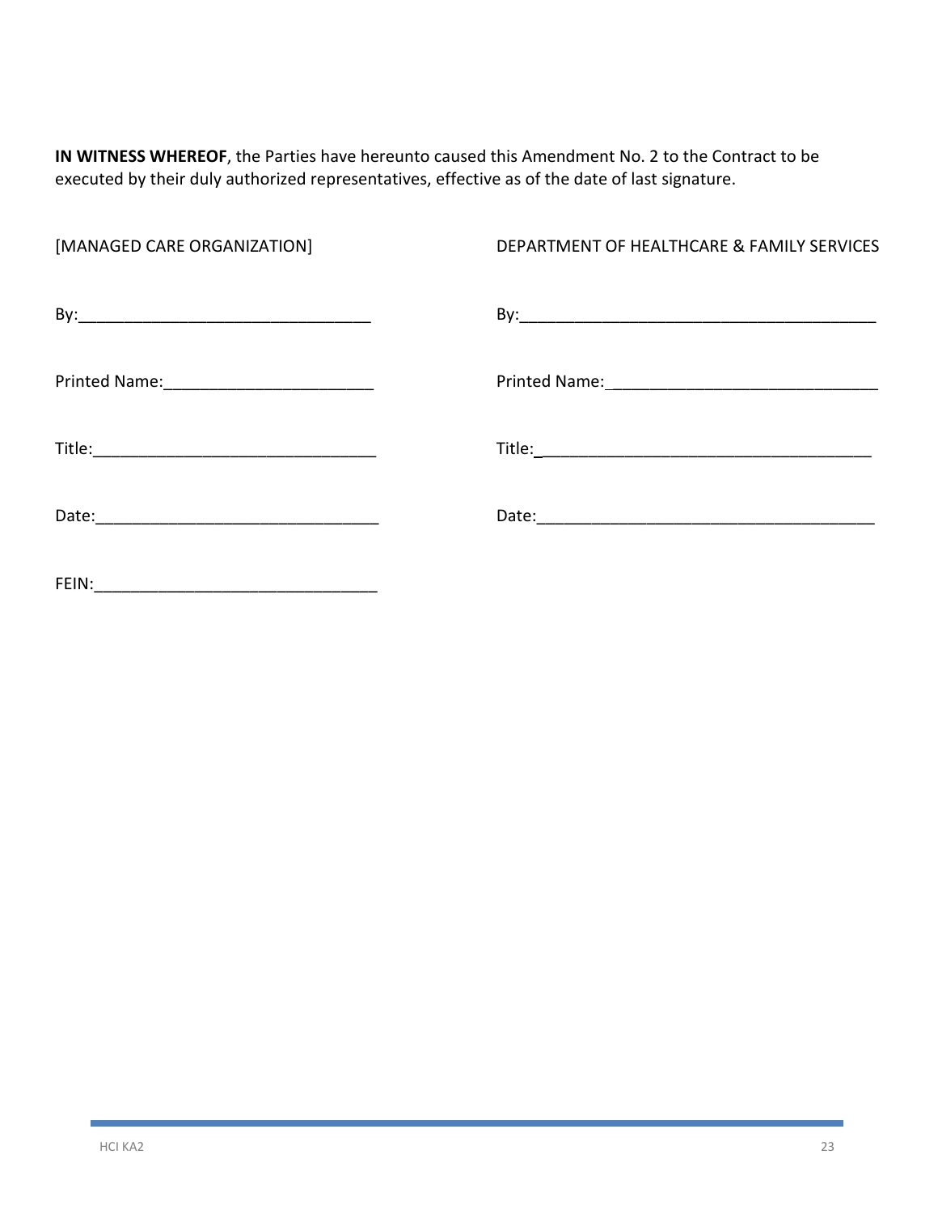**IN WITNESS WHEREOF**, the Parties have hereunto caused this Amendment No. 2 to the Contract to be executed by their duly authorized representatives, effective as of the date of last signature.

| [MANAGED CARE ORGANIZATION] | DEPARTMENT OF HEALTHCARE & FAMILY SERVICES |
| --- | --- |
| By:_______________________________ | By:_______________________________________ |
| Printed Name:_______________________ | Printed Name:_____________________________ |
| Title:______________________________ | Title:_____________________________________ |
| Date:______________________________ | Date:_____________________________________ |
| FEIN:______________________________ | |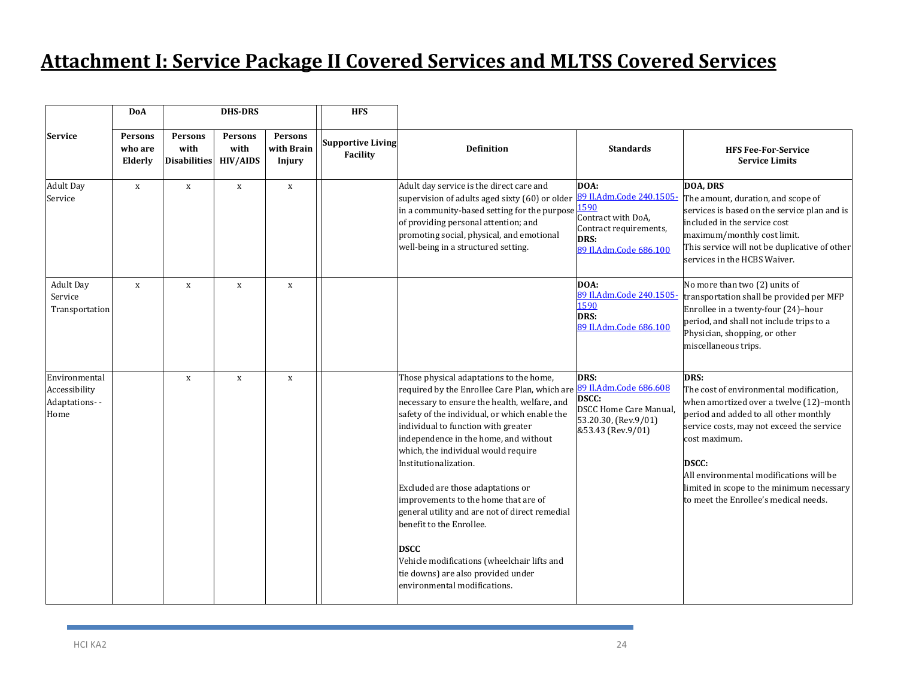# Attachment I: Service Package II Covered Services and MLTSS Covered Services

| | DoA | DHS-DRS | | | HFS | | | |
|---|---|---|---|---|---|---|---|---|
| **Service** | **Persons who are Elderly** | **Persons with Disabilities** | **Persons with HIV/AIDS** | **Persons with Brain Injury** | **Supportive Living Facility** | **Definition** | **Standards** | **HFS Fee-For-Service Service Limits** |
| Adult Day Service | x | x | x | x | | Adult day service is the direct care and supervision of adults aged sixty (60) or older in a community-based setting for the purpose of providing personal attention; and promoting social, physical, and emotional well-being in a structured setting. | **DOA:** 89 Il.Adm.Code 240.1505-1590 Contract with DoA, Contract requirements, **DRS:** 89 Il.Adm.Code 686.100 | **DOA, DRS** The amount, duration, and scope of services is based on the service plan and is included in the service cost maximum/monthly cost limit. This service will not be duplicative of other services in the HCBS Waiver. |
| Adult Day Service Transportation | x | x | x | x | | | **DOA:** 89 Il.Adm.Code 240.1505-1590 **DRS:** 89 Il.Adm.Code 686.100 | No more than two (2) units of transportation shall be provided per MFP Enrollee in a twenty-four (24)–hour period, and shall not include trips to a Physician, shopping, or other miscellaneous trips. |
| Environmental Accessibility Adaptations--Home | | x | x | x | | Those physical adaptations to the home, required by the Enrollee Care Plan, which are necessary to ensure the health, welfare, and safety of the individual, or which enable the individual to function with greater independence in the home, and without which, the individual would require Institutionalization.<br><br>Excluded are those adaptations or improvements to the home that are of general utility and are not of direct remedial benefit to the Enrollee.<br><br>**DSCC**<br>Vehicle modifications (wheelchair lifts and tie downs) are also provided under environmental modifications. | **DRS:** 89 Il.Adm.Code 686.608 **DSCC:** DSCC Home Care Manual, 53.20.30, (Rev.9/01) &53.43 (Rev.9/01) | **DRS:** The cost of environmental modification, when amortized over a twelve (12)–month period and added to all other monthly service costs, may not exceed the service cost maximum.<br><br>**DSCC:** All environmental modifications will be limited in scope to the minimum necessary to meet the Enrollee's medical needs. |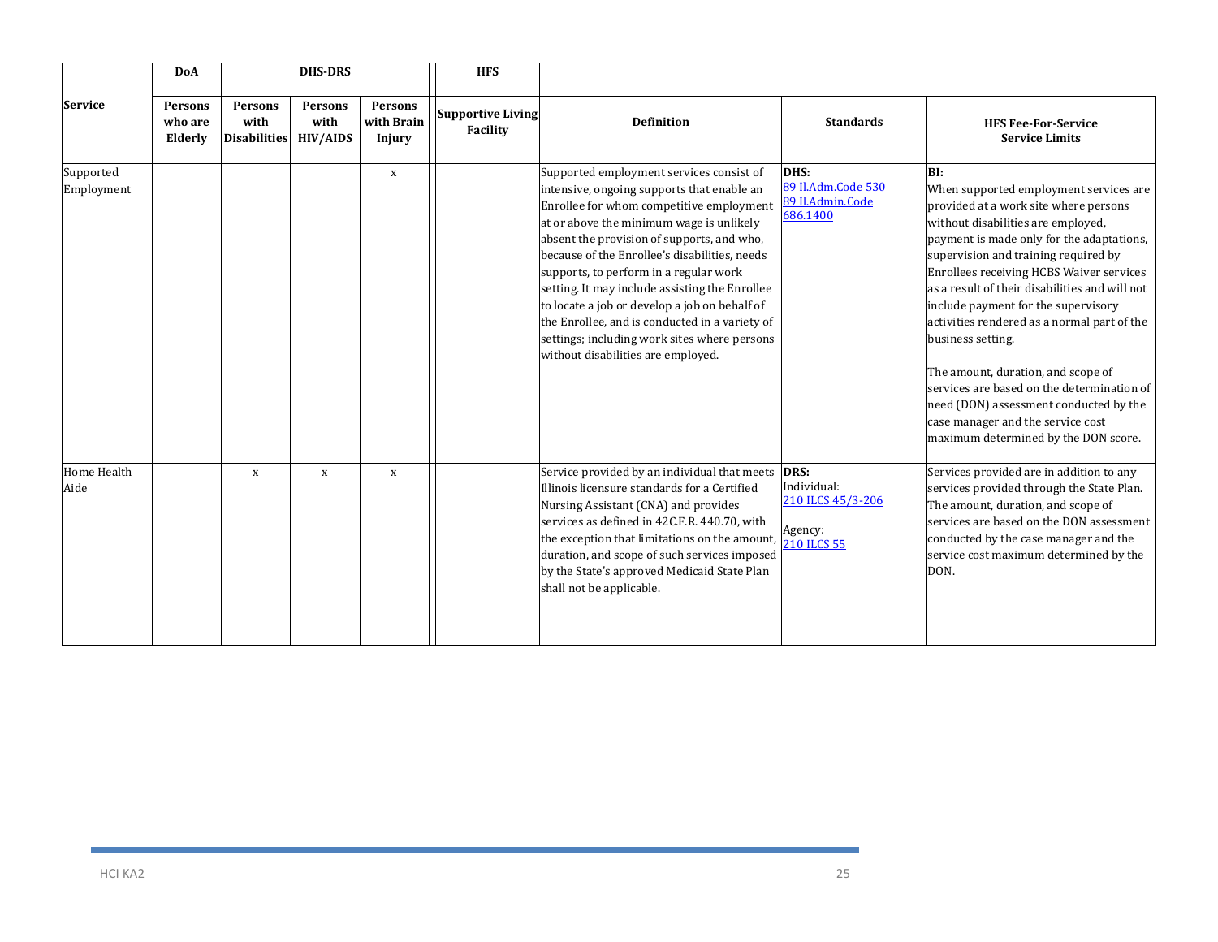| Service | DoA | DHS-DRS | | | HFS | Definition | Standards | HFS Fee-For-Service Service Limits |
|---|---|---|---|---|---|---|---|---|
| | Persons who are Elderly | Persons with Disabilities | Persons with HIV/AIDS | Persons with Brain Injury | Supportive Living Facility | | | |
| Supported Employment | | | | x | | Supported employment services consist of intensive, ongoing supports that enable an Enrollee for whom competitive employment at or above the minimum wage is unlikely absent the provision of supports, and who, because of the Enrollee's disabilities, needs supports, to perform in a regular work setting. It may include assisting the Enrollee to locate a job or develop a job on behalf of the Enrollee, and is conducted in a variety of settings; including work sites where persons without disabilities are employed. | **DHS:**<br>89 Il.Adm.Code 530<br>89 Il.Admin.Code 686.1400 | **BI:**<br>When supported employment services are provided at a work site where persons without disabilities are employed, payment is made only for the adaptations, supervision and training required by Enrollees receiving HCBS Waiver services as a result of their disabilities and will not include payment for the supervisory activities rendered as a normal part of the business setting.<br><br>The amount, duration, and scope of services are based on the determination of need (DON) assessment conducted by the case manager and the service cost maximum determined by the DON score. |
| Home Health Aide | | x | x | x | | Service provided by an individual that meets Illinois licensure standards for a Certified Nursing Assistant (CNA) and provides services as defined in 42C.F.R. 440.70, with the exception that limitations on the amount, duration, and scope of such services imposed by the State's approved Medicaid State Plan shall not be applicable. | **DRS:**<br>Individual:<br>210 ILCS 45/3-206<br><br>Agency:<br>210 ILCS 55 | Services provided are in addition to any services provided through the State Plan. The amount, duration, and scope of services are based on the DON assessment conducted by the case manager and the service cost maximum determined by the DON. |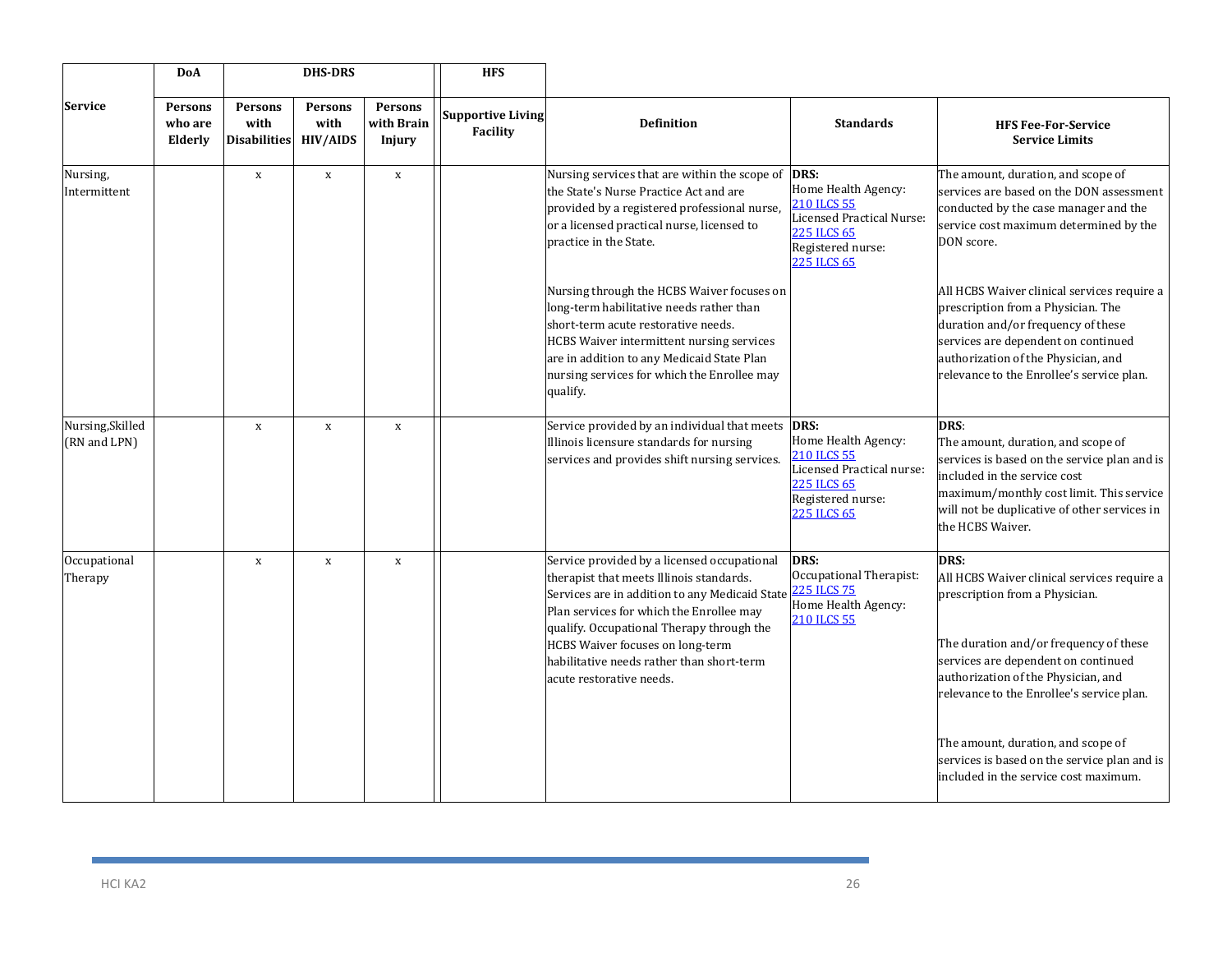| Service | DoA | DHS-DRS | | | HFS | Definition | Standards | HFS Fee-For-Service Service Limits |
|---|---|---|---|---|---|---|---|---|
| | Persons who are Elderly | Persons with Disabilities | Persons with HIV/AIDS | Persons with Brain Injury | Supportive Living Facility | | | |
| Nursing, Intermittent | | x | x | x | | Nursing services that are within the scope of the State's Nurse Practice Act and are provided by a registered professional nurse, or a licensed practical nurse, licensed to practice in the State.<br><br>Nursing through the HCBS Waiver focuses on long-term habilitative needs rather than short-term acute restorative needs. HCBS Waiver intermittent nursing services are in addition to any Medicaid State Plan nursing services for which the Enrollee may qualify. | **DRS:**<br>Home Health Agency: [210 ILCS 55]<br>Licensed Practical Nurse: [225 ILCS 65]<br>Registered nurse: [225 ILCS 65] | The amount, duration, and scope of services are based on the DON assessment conducted by the case manager and the service cost maximum determined by the DON score.<br><br>All HCBS Waiver clinical services require a prescription from a Physician. The duration and/or frequency of these services are dependent on continued authorization of the Physician, and relevance to the Enrollee's service plan. |
| Nursing, Skilled (RN and LPN) | | x | x | x | | Service provided by an individual that meets Illinois licensure standards for nursing services and provides shift nursing services. | **DRS:**<br>Home Health Agency: [210 ILCS 55]<br>Licensed Practical nurse: [225 ILCS 65]<br>Registered nurse: [225 ILCS 65] | **DRS**:<br>The amount, duration, and scope of services is based on the service plan and is included in the service cost maximum/monthly cost limit. This service will not be duplicative of other services in the HCBS Waiver. |
| Occupational Therapy | | x | x | x | | Service provided by a licensed occupational therapist that meets Illinois standards. Services are in addition to any Medicaid State Plan services for which the Enrollee may qualify. Occupational Therapy through the HCBS Waiver focuses on long-term habilitative needs rather than short-term acute restorative needs. | **DRS:**<br>Occupational Therapist: [225 ILCS 75]<br>Home Health Agency: [210 ILCS 55] | **DRS:**<br>All HCBS Waiver clinical services require a prescription from a Physician.<br><br>The duration and/or frequency of these services are dependent on continued authorization of the Physician, and relevance to the Enrollee's service plan.<br><br>The amount, duration, and scope of services is based on the service plan and is included in the service cost maximum. |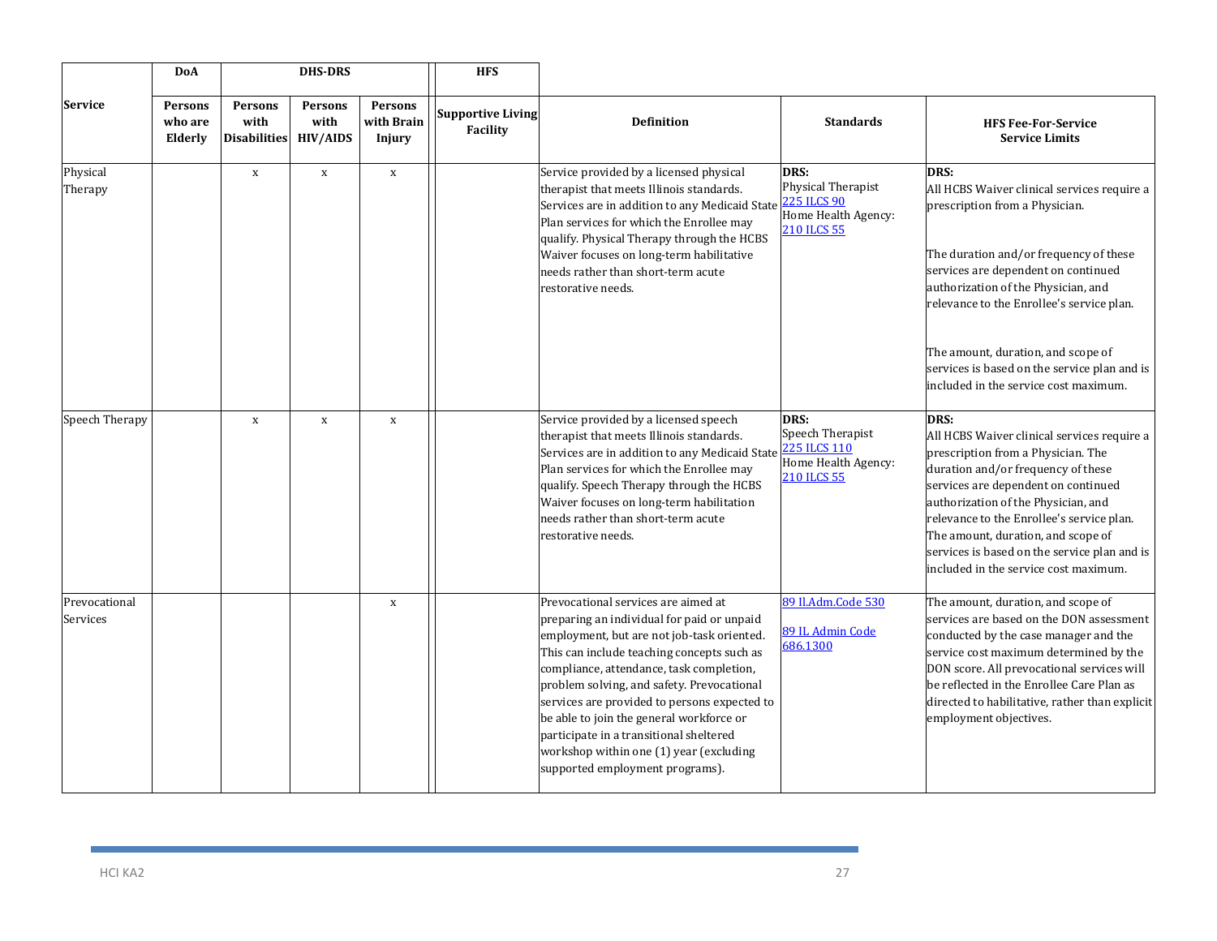| Service | DoA | DHS-DRS | | | HFS | Definition | Standards | HFS Fee-For-Service Service Limits |
|---|---|---|---|---|---|---|---|---|
| | Persons who are Elderly | Persons with Disabilities | Persons with HIV/AIDS | Persons with Brain Injury | Supportive Living Facility | | | |
| Physical Therapy | | x | x | x | | Service provided by a licensed physical therapist that meets Illinois standards. Services are in addition to any Medicaid State Plan services for which the Enrollee may qualify. Physical Therapy through the HCBS Waiver focuses on long-term habilitative needs rather than short-term acute restorative needs. | **DRS:**<br>Physical Therapist<br>225 ILCS 90<br>Home Health Agency:<br>210 ILCS 55 | **DRS:**<br>All HCBS Waiver clinical services require a prescription from a Physician.<br><br>The duration and/or frequency of these services are dependent on continued authorization of the Physician, and relevance to the Enrollee's service plan.<br><br>The amount, duration, and scope of services is based on the service plan and is included in the service cost maximum. |
| Speech Therapy | | x | x | x | | Service provided by a licensed speech therapist that meets Illinois standards. Services are in addition to any Medicaid State Plan services for which the Enrollee may qualify. Speech Therapy through the HCBS Waiver focuses on long-term habilitation needs rather than short-term acute restorative needs. | **DRS:**<br>Speech Therapist<br>225 ILCS 110<br>Home Health Agency:<br>210 ILCS 55 | **DRS:**<br>All HCBS Waiver clinical services require a prescription from a Physician. The duration and/or frequency of these services are dependent on continued authorization of the Physician, and relevance to the Enrollee's service plan. The amount, duration, and scope of services is based on the service plan and is included in the service cost maximum. |
| Prevocational Services | | | | x | | Prevocational services are aimed at preparing an individual for paid or unpaid employment, but are not job-task oriented. This can include teaching concepts such as compliance, attendance, task completion, problem solving, and safety. Prevocational services are provided to persons expected to be able to join the general workforce or participate in a transitional sheltered workshop within one (1) year (excluding supported employment programs). | 89 Il.Adm.Code 530<br><br>89 IL Admin Code 686.1300 | The amount, duration, and scope of services are based on the DON assessment conducted by the case manager and the service cost maximum determined by the DON score. All prevocational services will be reflected in the Enrollee Care Plan as directed to habilitative, rather than explicit employment objectives. |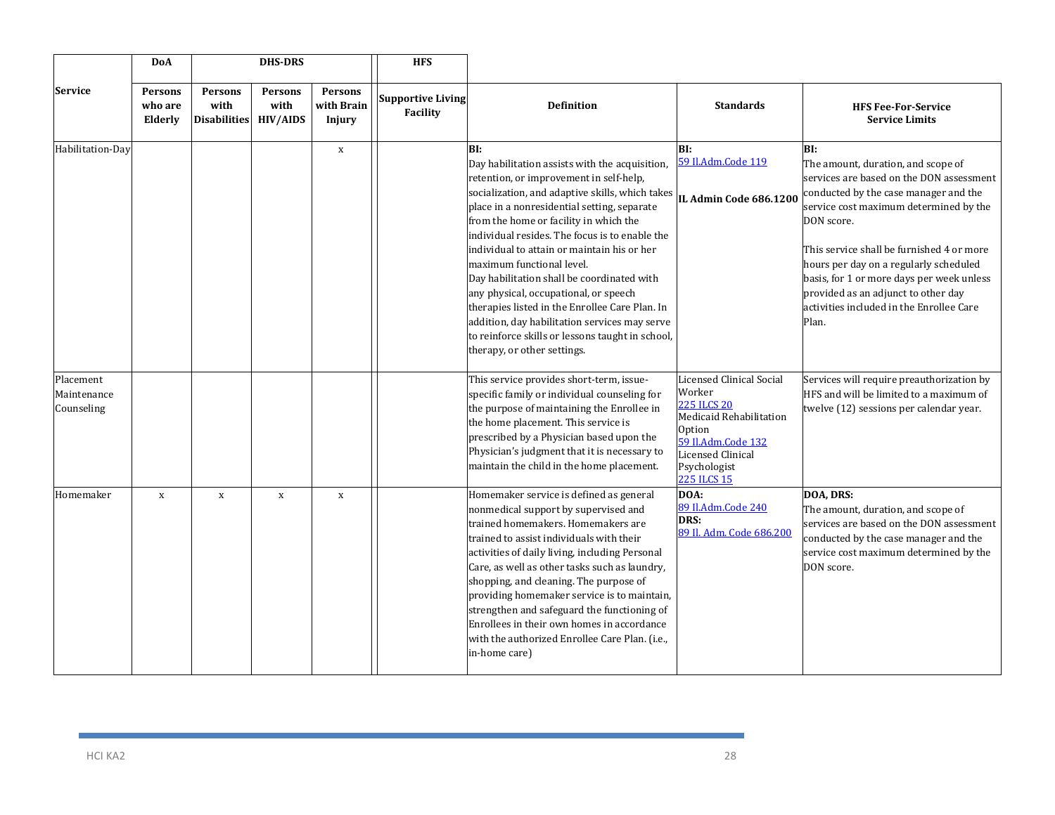| Service | DoA | DHS-DRS | | | HFS | Definition | Standards | HFS Fee-For-Service Service Limits |
|---|---|---|---|---|---|---|---|---|
| | Persons who are Elderly | Persons with Disabilities | Persons with HIV/AIDS | Persons with Brain Injury | Supportive Living Facility | | | |
| Habilitation-Day | | | | x | | **BI:**<br>Day habilitation assists with the acquisition, retention, or improvement in self-help, socialization, and adaptive skills, which takes place in a nonresidential setting, separate from the home or facility in which the individual resides. The focus is to enable the individual to attain or maintain his or her maximum functional level.<br>Day habilitation shall be coordinated with any physical, occupational, or speech therapies listed in the Enrollee Care Plan. In addition, day habilitation services may serve to reinforce skills or lessons taught in school, therapy, or other settings. | **BI:**<br>59 Il.Adm.Code 119<br><br>**IL Admin Code 686.1200** | **BI:**<br>The amount, duration, and scope of services are based on the DON assessment conducted by the case manager and the service cost maximum determined by the DON score.<br><br>This service shall be furnished 4 or more hours per day on a regularly scheduled basis, for 1 or more days per week unless provided as an adjunct to other day activities included in the Enrollee Care Plan. |
| Placement Maintenance Counseling | | | | | | This service provides short-term, issue-specific family or individual counseling for the purpose of maintaining the Enrollee in the home placement. This service is prescribed by a Physician based upon the Physician's judgment that it is necessary to maintain the child in the home placement. | Licensed Clinical Social Worker<br>225 ILCS 20<br>Medicaid Rehabilitation Option<br>59 Il.Adm.Code 132<br>Licensed Clinical Psychologist<br>225 ILCS 15 | Services will require preauthorization by HFS and will be limited to a maximum of twelve (12) sessions per calendar year. |
| Homemaker | x | x | x | x | | Homemaker service is defined as general nonmedical support by supervised and trained homemakers. Homemakers are trained to assist individuals with their activities of daily living, including Personal Care, as well as other tasks such as laundry, shopping, and cleaning. The purpose of providing homemaker service is to maintain, strengthen and safeguard the functioning of Enrollees in their own homes in accordance with the authorized Enrollee Care Plan. (i.e., in-home care) | **DOA:**<br>89 Il.Adm.Code 240<br>**DRS:**<br>89 Il. Adm. Code 686.200 | **DOA, DRS:**<br>The amount, duration, and scope of services are based on the DON assessment conducted by the case manager and the service cost maximum determined by the DON score. |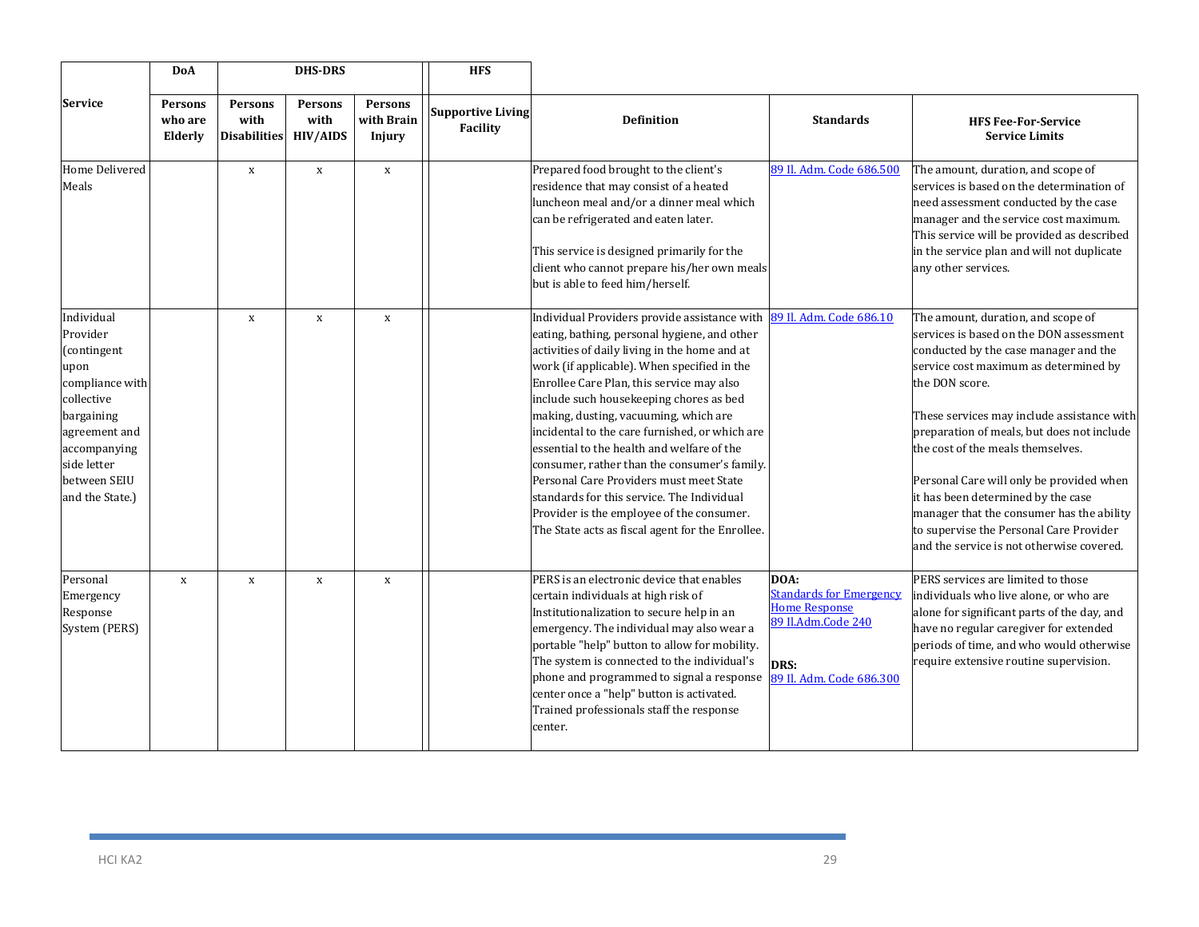| Service | DoA | DHS-DRS | | | HFS | Definition | Standards | HFS Fee-For-Service Service Limits |
|---|---|---|---|---|---|---|---|---|
| | Persons who are Elderly | Persons with Disabilities | Persons with HIV/AIDS | Persons with Brain Injury | Supportive Living Facility | | | |
| Home Delivered Meals | | x | x | x | | Prepared food brought to the client's residence that may consist of a heated luncheon meal and/or a dinner meal which can be refrigerated and eaten later.<br><br>This service is designed primarily for the client who cannot prepare his/her own meals but is able to feed him/herself. | [89 Il. Adm. Code 686.500]() | The amount, duration, and scope of services is based on the determination of need assessment conducted by the case manager and the service cost maximum. This service will be provided as described in the service plan and will not duplicate any other services. |
| Individual Provider (contingent upon compliance with collective bargaining agreement and accompanying side letter between SEIU and the State.) | | x | x | x | | Individual Providers provide assistance with eating, bathing, personal hygiene, and other activities of daily living in the home and at work (if applicable). When specified in the Enrollee Care Plan, this service may also include such housekeeping chores as bed making, dusting, vacuuming, which are incidental to the care furnished, or which are essential to the health and welfare of the consumer, rather than the consumer's family. Personal Care Providers must meet State standards for this service. The Individual Provider is the employee of the consumer. The State acts as fiscal agent for the Enrollee. | [89 Il. Adm. Code 686.10]() | The amount, duration, and scope of services is based on the DON assessment conducted by the case manager and the service cost maximum as determined by the DON score.<br><br>These services may include assistance with preparation of meals, but does not include the cost of the meals themselves.<br><br>Personal Care will only be provided when it has been determined by the case manager that the consumer has the ability to supervise the Personal Care Provider and the service is not otherwise covered. |
| Personal Emergency Response System (PERS) | x | x | x | x | | PERS is an electronic device that enables certain individuals at high risk of Institutionalization to secure help in an emergency. The individual may also wear a portable "help" button to allow for mobility. The system is connected to the individual's phone and programmed to signal a response center once a "help" button is activated. Trained professionals staff the response center. | **DOA:**<br>[Standards for Emergency Home Response]()<br>[89 Il.Adm.Code 240]()<br><br>**DRS:**<br>[89 Il. Adm. Code 686.300]() | PERS services are limited to those individuals who live alone, or who are alone for significant parts of the day, and have no regular caregiver for extended periods of time, and who would otherwise require extensive routine supervision. |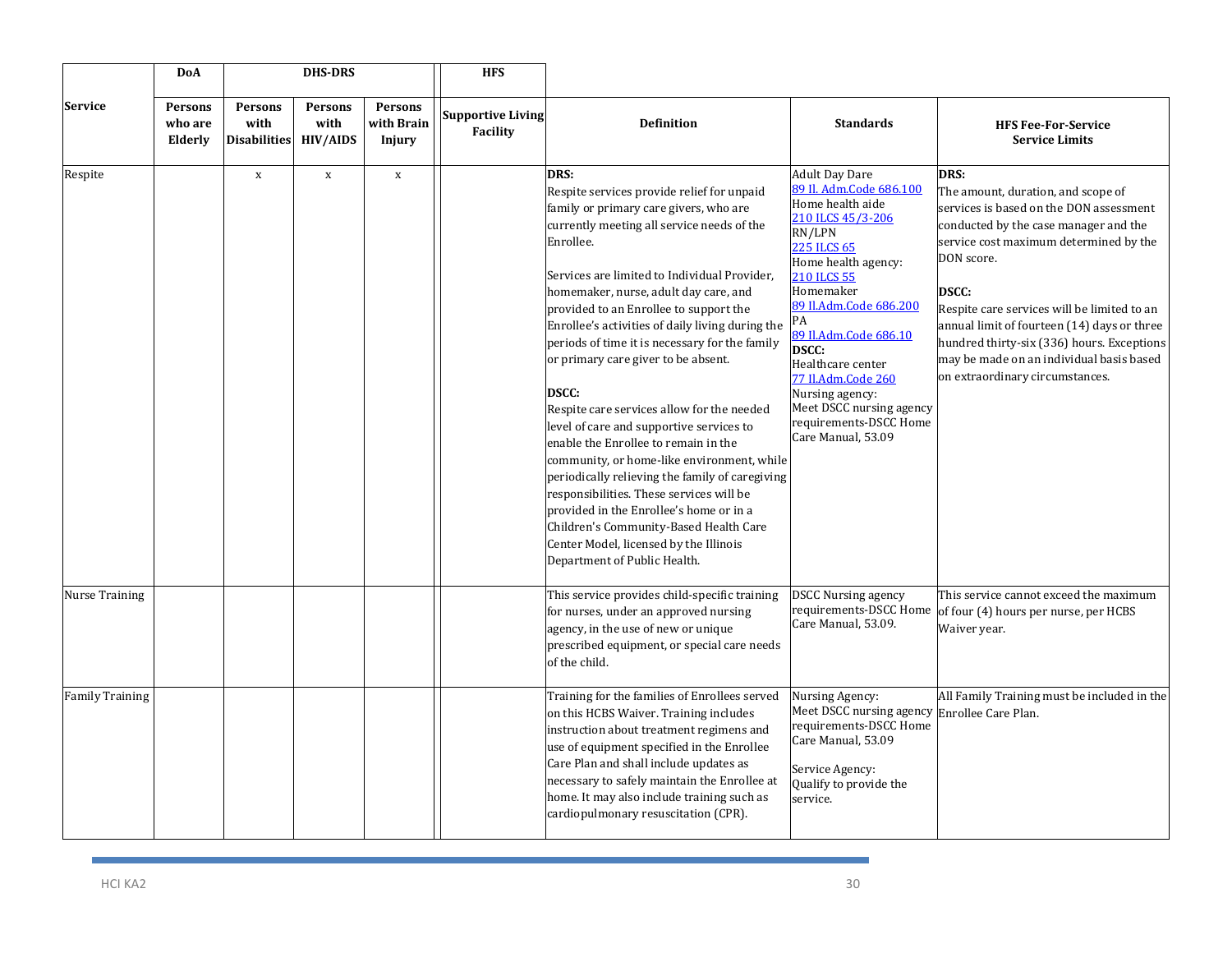| Service | DoA | DHS-DRS | | | HFS | | | |
|---|---|---|---|---|---|---|---|---|
| | Persons who are Elderly | Persons with Disabilities | Persons with HIV/AIDS | Persons with Brain Injury | Supportive Living Facility | Definition | Standards | HFS Fee-For-Service Service Limits |
| Respite | | x | x | x | | **DRS:**<br>Respite services provide relief for unpaid family or primary care givers, who are currently meeting all service needs of the Enrollee.<br><br>Services are limited to Individual Provider, homemaker, nurse, adult day care, and provided to an Enrollee to support the Enrollee's activities of daily living during the periods of time it is necessary for the family or primary care giver to be absent.<br><br>**DSCC:**<br>Respite care services allow for the needed level of care and supportive services to enable the Enrollee to remain in the community, or home-like environment, while periodically relieving the family of caregiving responsibilities. These services will be provided in the Enrollee's home or in a Children's Community-Based Health Care Center Model, licensed by the Illinois Department of Public Health. | Adult Day Dare<br>89 Il. Adm.Code 686.100<br>Home health aide<br>210 ILCS 45/3-206<br>RN/LPN<br>225 ILCS 65<br>Home health agency:<br>210 ILCS 55<br>Homemaker<br>89 Il.Adm.Code 686.200<br>PA<br>89 Il.Adm.Code 686.10<br>**DSCC:**<br>Healthcare center<br>77 Il.Adm.Code 260<br>Nursing agency:<br>Meet DSCC nursing agency requirements-DSCC Home Care Manual, 53.09 | **DRS:**<br>The amount, duration, and scope of services is based on the DON assessment conducted by the case manager and the service cost maximum determined by the DON score.<br><br>**DSCC:**<br>Respite care services will be limited to an annual limit of fourteen (14) days or three hundred thirty-six (336) hours. Exceptions may be made on an individual basis based on extraordinary circumstances. |
| Nurse Training | | | | | | This service provides child-specific training for nurses, under an approved nursing agency, in the use of new or unique prescribed equipment, or special care needs of the child. | DSCC Nursing agency requirements-DSCC Home Care Manual, 53.09. | This service cannot exceed the maximum of four (4) hours per nurse, per HCBS Waiver year. |
| Family Training | | | | | | Training for the families of Enrollees served on this HCBS Waiver. Training includes instruction about treatment regimens and use of equipment specified in the Enrollee Care Plan and shall include updates as necessary to safely maintain the Enrollee at home. It may also include training such as cardiopulmonary resuscitation (CPR). | Nursing Agency:<br>Meet DSCC nursing agency requirements-DSCC Home Care Manual, 53.09<br><br>Service Agency:<br>Qualify to provide the service. | All Family Training must be included in the Enrollee Care Plan. |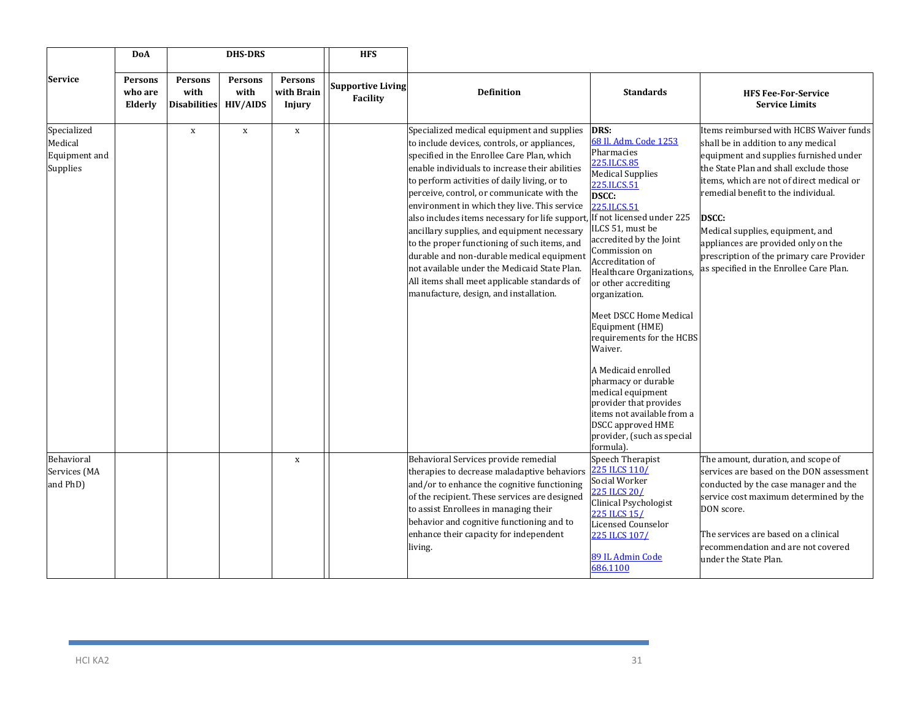| Service | DoA | DHS-DRS | | | HFS | Definition | Standards | HFS Fee-For-Service Service Limits |
|---|---|---|---|---|---|---|---|---|
| | Persons who are Elderly | Persons with Disabilities | Persons with HIV/AIDS | Persons with Brain Injury | Supportive Living Facility | | | |
| Specialized Medical Equipment and Supplies | | x | x | x | | Specialized medical equipment and supplies to include devices, controls, or appliances, specified in the Enrollee Care Plan, which enable individuals to increase their abilities to perform activities of daily living, or to perceive, control, or communicate with the environment in which they live. This service also includes items necessary for life support, ancillary supplies, and equipment necessary to the proper functioning of such items, and durable and non-durable medical equipment not available under the Medicaid State Plan. All items shall meet applicable standards of manufacture, design, and installation. | **DRS:**<br>68 Il. Adm. Code 1253<br>Pharmacies<br>225.ILCS.85<br>Medical Supplies<br>225.ILCS.51<br>**DSCC:**<br>225.ILCS.51<br>If not licensed under 225 ILCS 51, must be accredited by the Joint Commission on Accreditation of Healthcare Organizations, or other accrediting organization.<br><br>Meet DSCC Home Medical Equipment (HME) requirements for the HCBS Waiver.<br><br>A Medicaid enrolled pharmacy or durable medical equipment provider that provides items not available from a DSCC approved HME provider, (such as special formula). | Items reimbursed with HCBS Waiver funds shall be in addition to any medical equipment and supplies furnished under the State Plan and shall exclude those items, which are not of direct medical or remedial benefit to the individual.<br><br>**DSCC:**<br>Medical supplies, equipment, and appliances are provided only on the prescription of the primary care Provider as specified in the Enrollee Care Plan. |
| Behavioral Services (MA and PhD) | | | | x | | Behavioral Services provide remedial therapies to decrease maladaptive behaviors and/or to enhance the cognitive functioning of the recipient. These services are designed to assist Enrollees in managing their behavior and cognitive functioning and to enhance their capacity for independent living. | Speech Therapist<br>225 ILCS 110/<br>Social Worker<br>225 ILCS 20/<br>Clinical Psychologist<br>225 ILCS 15/<br>Licensed Counselor<br>225 ILCS 107/<br><br>89 IL Admin Code 686.1100 | The amount, duration, and scope of services are based on the DON assessment conducted by the case manager and the service cost maximum determined by the DON score.<br><br>The services are based on a clinical recommendation and are not covered under the State Plan. |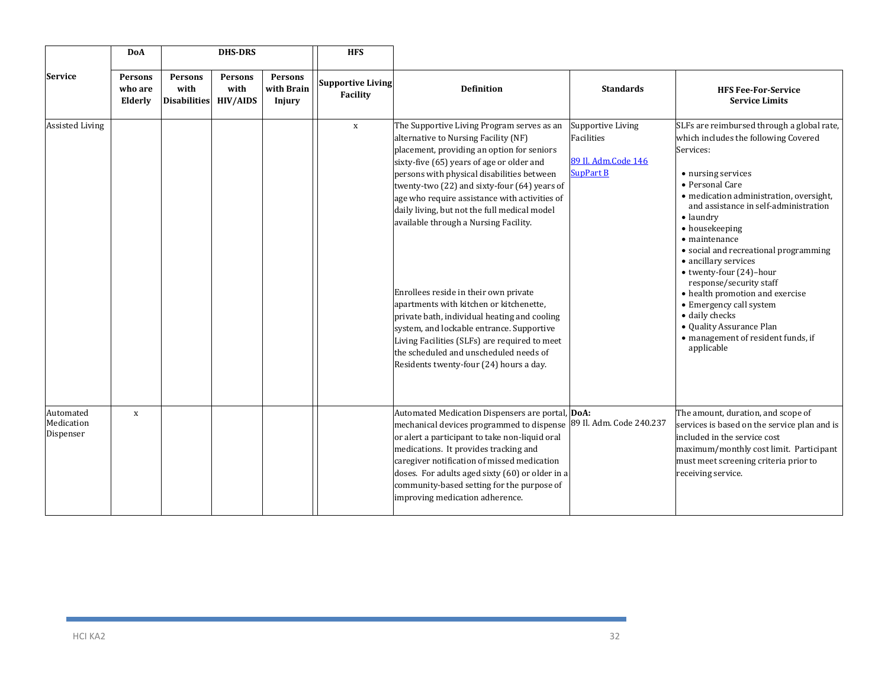| Service | DoA | DHS-DRS | | | HFS | Definition | Standards | HFS Fee-For-Service Service Limits |
|---|---|---|---|---|---|---|---|---|
| | Persons who are Elderly | Persons with Disabilities | Persons with HIV/AIDS | Persons with Brain Injury | Supportive Living Facility | | | |
| Assisted Living | | | | | x | The Supportive Living Program serves as an alternative to Nursing Facility (NF) placement, providing an option for seniors sixty-five (65) years of age or older and persons with physical disabilities between twenty-two (22) and sixty-four (64) years of age who require assistance with activities of daily living, but not the full medical model available through a Nursing Facility.<br><br>Enrollees reside in their own private apartments with kitchen or kitchenette, private bath, individual heating and cooling system, and lockable entrance. Supportive Living Facilities (SLFs) are required to meet the scheduled and unscheduled needs of Residents twenty-four (24) hours a day. | Supportive Living Facilities<br><br>[89 Il. Adm.Code 146 SupPart B] | SLFs are reimbursed through a global rate, which includes the following Covered Services:<br>• nursing services<br>• Personal Care<br>• medication administration, oversight, and assistance in self-administration<br>• laundry<br>• housekeeping<br>• maintenance<br>• social and recreational programming<br>• ancillary services<br>• twenty-four (24)–hour response/security staff<br>• health promotion and exercise<br>• Emergency call system<br>• daily checks<br>• Quality Assurance Plan<br>• management of resident funds, if applicable |
| Automated Medication Dispenser | x | | | | | Automated Medication Dispensers are portal, mechanical devices programmed to dispense or alert a participant to take non-liquid oral medications. It provides tracking and caregiver notification of missed medication doses. For adults aged sixty (60) or older in a community-based setting for the purpose of improving medication adherence. | **DoA:**<br>89 Il. Adm. Code 240.237 | The amount, duration, and scope of services is based on the service plan and is included in the service cost maximum/monthly cost limit. Participant must meet screening criteria prior to receiving service. |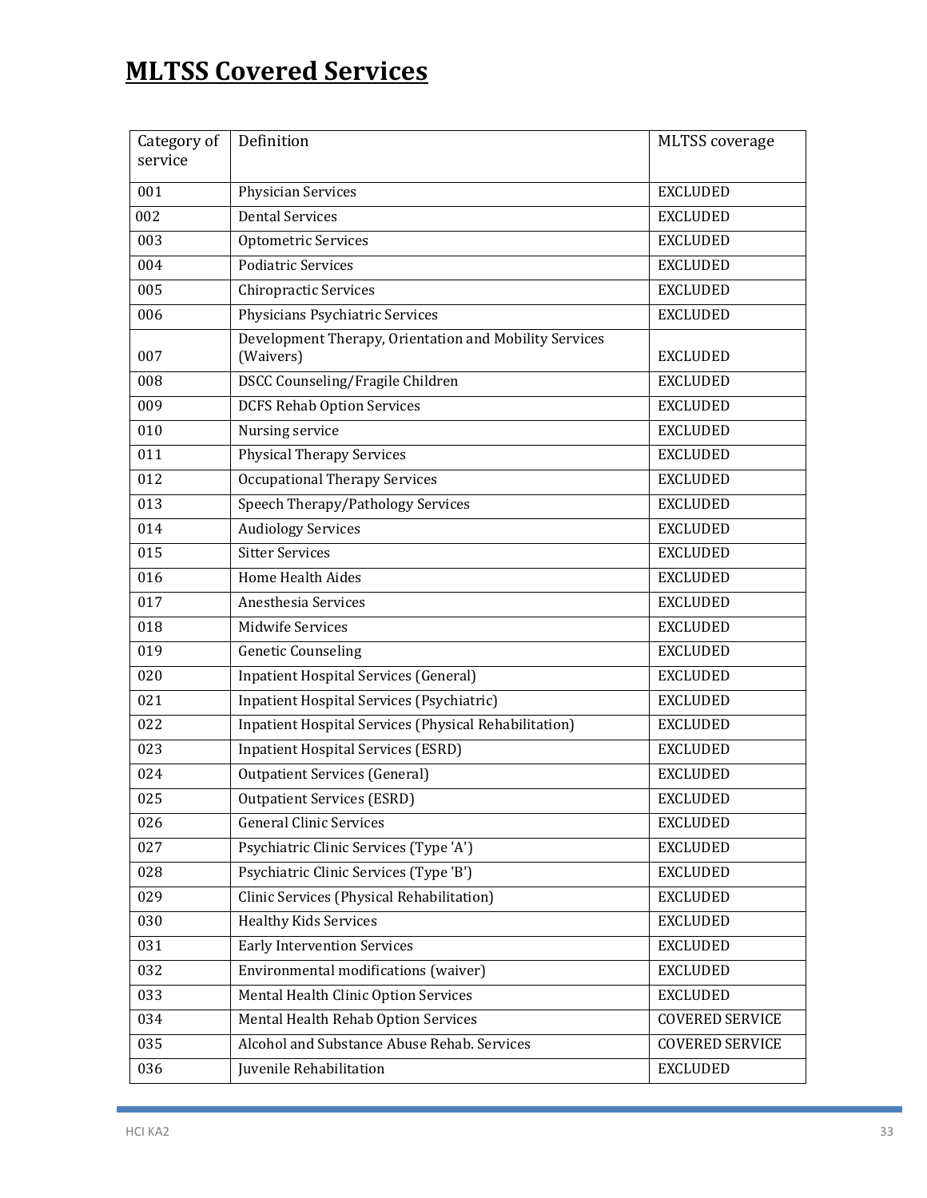# MLTSS Covered Services

| Category of service | Definition | MLTSS coverage |
|---|---|---|
| 001 | Physician Services | EXCLUDED |
| 002 | Dental Services | EXCLUDED |
| 003 | Optometric Services | EXCLUDED |
| 004 | Podiatric Services | EXCLUDED |
| 005 | Chiropractic Services | EXCLUDED |
| 006 | Physicians Psychiatric Services | EXCLUDED |
| 007 | Development Therapy, Orientation and Mobility Services (Waivers) | EXCLUDED |
| 008 | DSCC Counseling/Fragile Children | EXCLUDED |
| 009 | DCFS Rehab Option Services | EXCLUDED |
| 010 | Nursing service | EXCLUDED |
| 011 | Physical Therapy Services | EXCLUDED |
| 012 | Occupational Therapy Services | EXCLUDED |
| 013 | Speech Therapy/Pathology Services | EXCLUDED |
| 014 | Audiology Services | EXCLUDED |
| 015 | Sitter Services | EXCLUDED |
| 016 | Home Health Aides | EXCLUDED |
| 017 | Anesthesia Services | EXCLUDED |
| 018 | Midwife Services | EXCLUDED |
| 019 | Genetic Counseling | EXCLUDED |
| 020 | Inpatient Hospital Services (General) | EXCLUDED |
| 021 | Inpatient Hospital Services (Psychiatric) | EXCLUDED |
| 022 | Inpatient Hospital Services (Physical Rehabilitation) | EXCLUDED |
| 023 | Inpatient Hospital Services (ESRD) | EXCLUDED |
| 024 | Outpatient Services (General) | EXCLUDED |
| 025 | Outpatient Services (ESRD) | EXCLUDED |
| 026 | General Clinic Services | EXCLUDED |
| 027 | Psychiatric Clinic Services (Type 'A') | EXCLUDED |
| 028 | Psychiatric Clinic Services (Type 'B') | EXCLUDED |
| 029 | Clinic Services (Physical Rehabilitation) | EXCLUDED |
| 030 | Healthy Kids Services | EXCLUDED |
| 031 | Early Intervention Services | EXCLUDED |
| 032 | Environmental modifications (waiver) | EXCLUDED |
| 033 | Mental Health Clinic Option Services | EXCLUDED |
| 034 | Mental Health Rehab Option Services | COVERED SERVICE |
| 035 | Alcohol and Substance Abuse Rehab. Services | COVERED SERVICE |
| 036 | Juvenile Rehabilitation | EXCLUDED |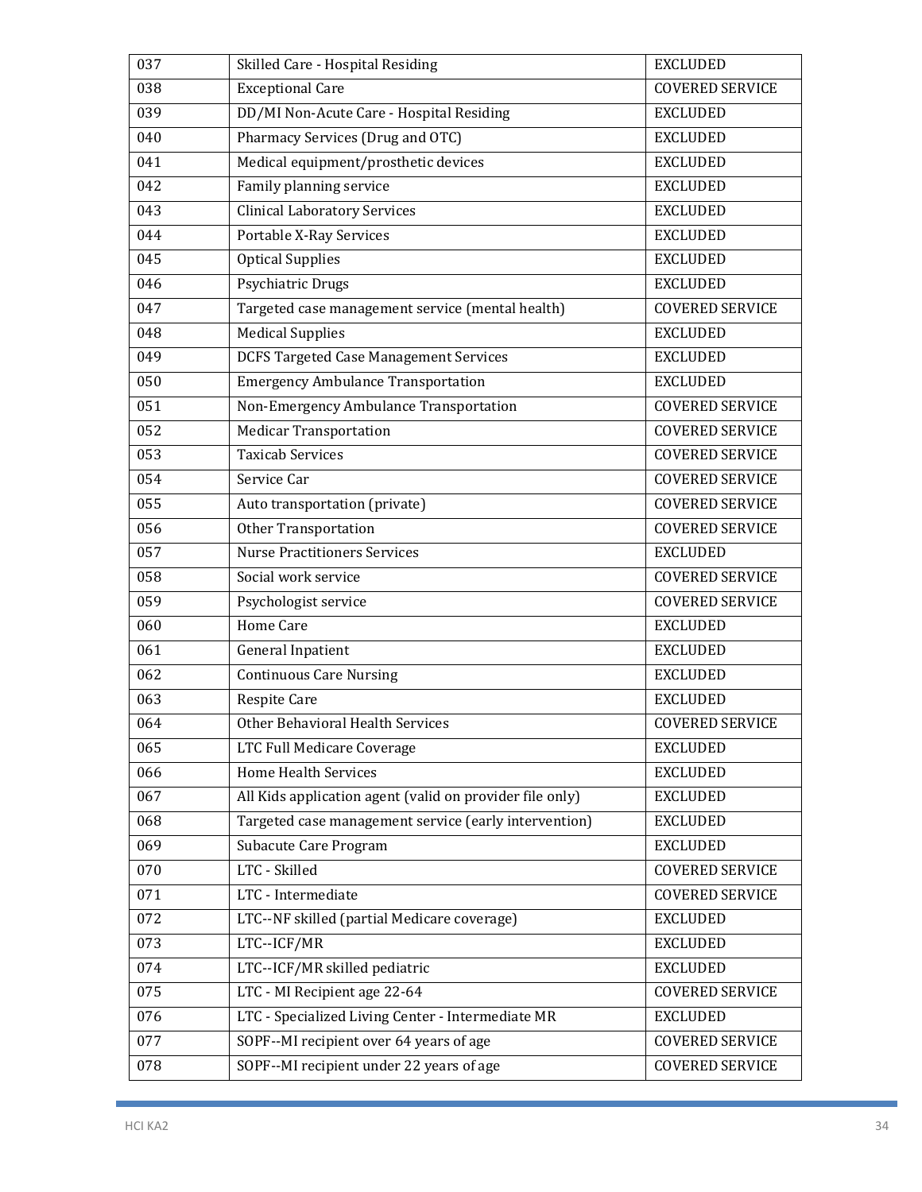| 037 | Skilled Care - Hospital Residing | EXCLUDED |
|---|---|---|
| 038 | Exceptional Care | COVERED SERVICE |
| 039 | DD/MI Non-Acute Care - Hospital Residing | EXCLUDED |
| 040 | Pharmacy Services (Drug and OTC) | EXCLUDED |
| 041 | Medical equipment/prosthetic devices | EXCLUDED |
| 042 | Family planning service | EXCLUDED |
| 043 | Clinical Laboratory Services | EXCLUDED |
| 044 | Portable X-Ray Services | EXCLUDED |
| 045 | Optical Supplies | EXCLUDED |
| 046 | Psychiatric Drugs | EXCLUDED |
| 047 | Targeted case management service (mental health) | COVERED SERVICE |
| 048 | Medical Supplies | EXCLUDED |
| 049 | DCFS Targeted Case Management Services | EXCLUDED |
| 050 | Emergency Ambulance Transportation | EXCLUDED |
| 051 | Non-Emergency Ambulance Transportation | COVERED SERVICE |
| 052 | Medicar Transportation | COVERED SERVICE |
| 053 | Taxicab Services | COVERED SERVICE |
| 054 | Service Car | COVERED SERVICE |
| 055 | Auto transportation (private) | COVERED SERVICE |
| 056 | Other Transportation | COVERED SERVICE |
| 057 | Nurse Practitioners Services | EXCLUDED |
| 058 | Social work service | COVERED SERVICE |
| 059 | Psychologist service | COVERED SERVICE |
| 060 | Home Care | EXCLUDED |
| 061 | General Inpatient | EXCLUDED |
| 062 | Continuous Care Nursing | EXCLUDED |
| 063 | Respite Care | EXCLUDED |
| 064 | Other Behavioral Health Services | COVERED SERVICE |
| 065 | LTC Full Medicare Coverage | EXCLUDED |
| 066 | Home Health Services | EXCLUDED |
| 067 | All Kids application agent (valid on provider file only) | EXCLUDED |
| 068 | Targeted case management service (early intervention) | EXCLUDED |
| 069 | Subacute Care Program | EXCLUDED |
| 070 | LTC - Skilled | COVERED SERVICE |
| 071 | LTC - Intermediate | COVERED SERVICE |
| 072 | LTC--NF skilled (partial Medicare coverage) | EXCLUDED |
| 073 | LTC--ICF/MR | EXCLUDED |
| 074 | LTC--ICF/MR skilled pediatric | EXCLUDED |
| 075 | LTC - MI Recipient age 22-64 | COVERED SERVICE |
| 076 | LTC - Specialized Living Center - Intermediate MR | EXCLUDED |
| 077 | SOPF--MI recipient over 64 years of age | COVERED SERVICE |
| 078 | SOPF--MI recipient under 22 years of age | COVERED SERVICE |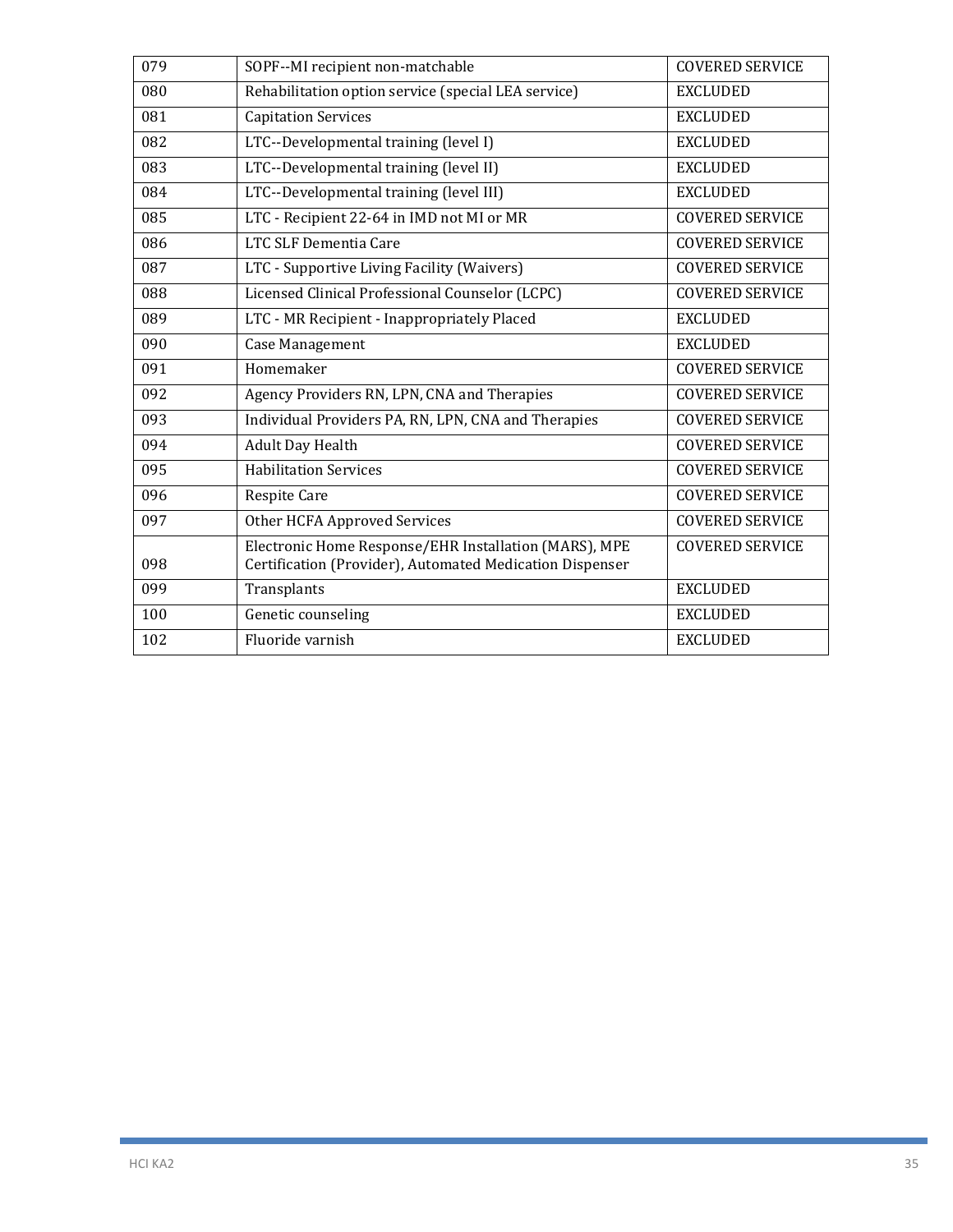| 079 | SOPF--MI recipient non-matchable | COVERED SERVICE |
|---|---|---|
| 080 | Rehabilitation option service (special LEA service) | EXCLUDED |
| 081 | Capitation Services | EXCLUDED |
| 082 | LTC--Developmental training (level I) | EXCLUDED |
| 083 | LTC--Developmental training (level II) | EXCLUDED |
| 084 | LTC--Developmental training (level III) | EXCLUDED |
| 085 | LTC - Recipient 22-64 in IMD not MI or MR | COVERED SERVICE |
| 086 | LTC SLF Dementia Care | COVERED SERVICE |
| 087 | LTC - Supportive Living Facility (Waivers) | COVERED SERVICE |
| 088 | Licensed Clinical Professional Counselor (LCPC) | COVERED SERVICE |
| 089 | LTC - MR Recipient - Inappropriately Placed | EXCLUDED |
| 090 | Case Management | EXCLUDED |
| 091 | Homemaker | COVERED SERVICE |
| 092 | Agency Providers RN, LPN, CNA and Therapies | COVERED SERVICE |
| 093 | Individual Providers PA, RN, LPN, CNA and Therapies | COVERED SERVICE |
| 094 | Adult Day Health | COVERED SERVICE |
| 095 | Habilitation Services | COVERED SERVICE |
| 096 | Respite Care | COVERED SERVICE |
| 097 | Other HCFA Approved Services | COVERED SERVICE |
| 098 | Electronic Home Response/EHR Installation (MARS), MPE Certification (Provider), Automated Medication Dispenser | COVERED SERVICE |
| 099 | Transplants | EXCLUDED |
| 100 | Genetic counseling | EXCLUDED |
| 102 | Fluoride varnish | EXCLUDED |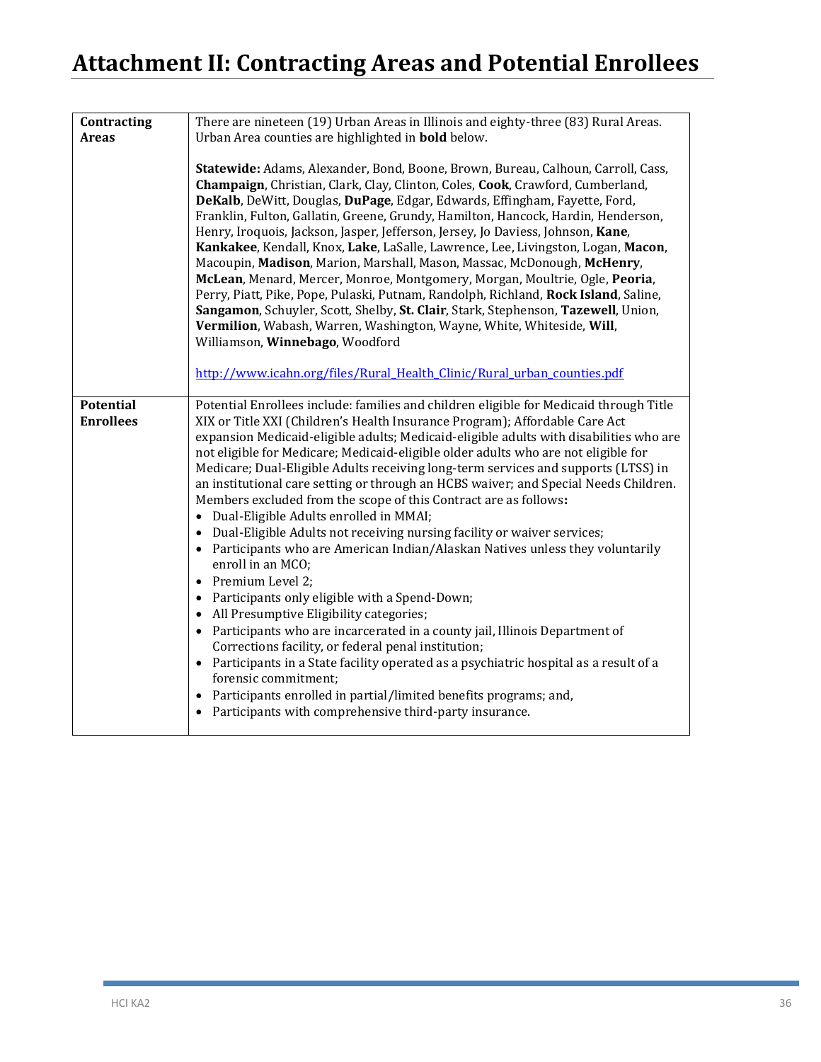# Attachment II: Contracting Areas and Potential Enrollees

| | |
|---|---|
| **Contracting Areas** | There are nineteen (19) Urban Areas in Illinois and eighty-three (83) Rural Areas. Urban Area counties are highlighted in **bold** below.<br><br>**Statewide:** Adams, Alexander, Bond, Boone, Brown, Bureau, Calhoun, Carroll, Cass, **Champaign**, Christian, Clark, Clay, Clinton, Coles, **Cook**, Crawford, Cumberland, **DeKalb**, DeWitt, Douglas, **DuPage**, Edgar, Edwards, Effingham, Fayette, Ford, Franklin, Fulton, Gallatin, Greene, Grundy, Hamilton, Hancock, Hardin, Henderson, Henry, Iroquois, Jackson, Jasper, Jefferson, Jersey, Jo Daviess, Johnson, **Kane**, **Kankakee**, Kendall, Knox, **Lake**, LaSalle, Lawrence, Lee, Livingston, Logan, **Macon**, Macoupin, **Madison**, Marion, Marshall, Mason, Massac, McDonough, **McHenry**, **McLean**, Menard, Mercer, Monroe, Montgomery, Morgan, Moultrie, Ogle, **Peoria**, Perry, Piatt, Pike, Pope, Pulaski, Putnam, Randolph, Richland, **Rock Island**, Saline, **Sangamon**, Schuyler, Scott, Shelby, **St. Clair**, Stark, Stephenson, **Tazewell**, Union, **Vermilion**, Wabash, Warren, Washington, Wayne, White, Whiteside, **Will**, Williamson, **Winnebago**, Woodford<br><br>http://www.icahn.org/files/Rural_Health_Clinic/Rural_urban_counties.pdf |
| **Potential Enrollees** | Potential Enrollees include: families and children eligible for Medicaid through Title XIX or Title XXI (Children's Health Insurance Program); Affordable Care Act expansion Medicaid-eligible adults; Medicaid-eligible adults with disabilities who are not eligible for Medicare; Medicaid-eligible older adults who are not eligible for Medicare; Dual-Eligible Adults receiving long-term services and supports (LTSS) in an institutional care setting or through an HCBS waiver; and Special Needs Children. Members excluded from the scope of this Contract are as follows**:**<br>• Dual-Eligible Adults enrolled in MMAI;<br>• Dual-Eligible Adults not receiving nursing facility or waiver services;<br>• Participants who are American Indian/Alaskan Natives unless they voluntarily enroll in an MCO;<br>• Premium Level 2;<br>• Participants only eligible with a Spend-Down;<br>• All Presumptive Eligibility categories;<br>• Participants who are incarcerated in a county jail, Illinois Department of Corrections facility, or federal penal institution;<br>• Participants in a State facility operated as a psychiatric hospital as a result of a forensic commitment;<br>• Participants enrolled in partial/limited benefits programs; and,<br>• Participants with comprehensive third-party insurance. |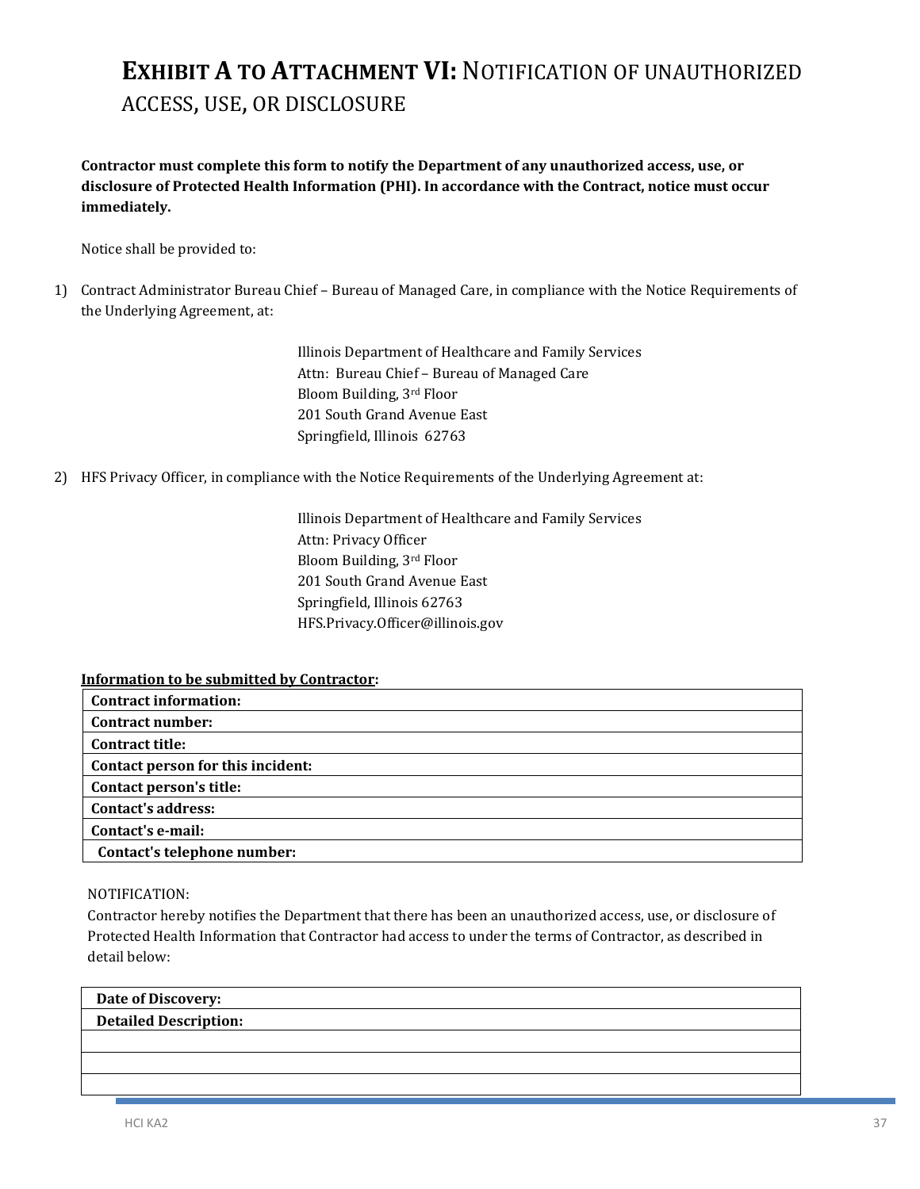# EXHIBIT A TO ATTACHMENT VI: NOTIFICATION OF UNAUTHORIZED ACCESS, USE, OR DISCLOSURE

**Contractor must complete this form to notify the Department of any unauthorized access, use, or disclosure of Protected Health Information (PHI). In accordance with the Contract, notice must occur immediately.**

Notice shall be provided to:

1) Contract Administrator Bureau Chief – Bureau of Managed Care, in compliance with the Notice Requirements of the Underlying Agreement, at:

   Illinois Department of Healthcare and Family Services
   Attn: Bureau Chief – Bureau of Managed Care
   Bloom Building, 3rd Floor
   201 South Grand Avenue East
   Springfield, Illinois 62763

2) HFS Privacy Officer, in compliance with the Notice Requirements of the Underlying Agreement at:

   Illinois Department of Healthcare and Family Services
   Attn: Privacy Officer
   Bloom Building, 3rd Floor
   201 South Grand Avenue East
   Springfield, Illinois 62763
   HFS.Privacy.Officer@illinois.gov

**Information to be submitted by Contractor:**

| **Contract information:** |
|---|
| **Contract number:** |
| **Contract title:** |
| **Contact person for this incident:** |
| **Contact person's title:** |
| **Contact's address:** |
| **Contact's e-mail:** |
| **Contact's telephone number:** |

NOTIFICATION:

Contractor hereby notifies the Department that there has been an unauthorized access, use, or disclosure of Protected Health Information that Contractor had access to under the terms of Contractor, as described in detail below:

| **Date of Discovery:** |
|---|
| **Detailed Description:** |
| |
| |
| |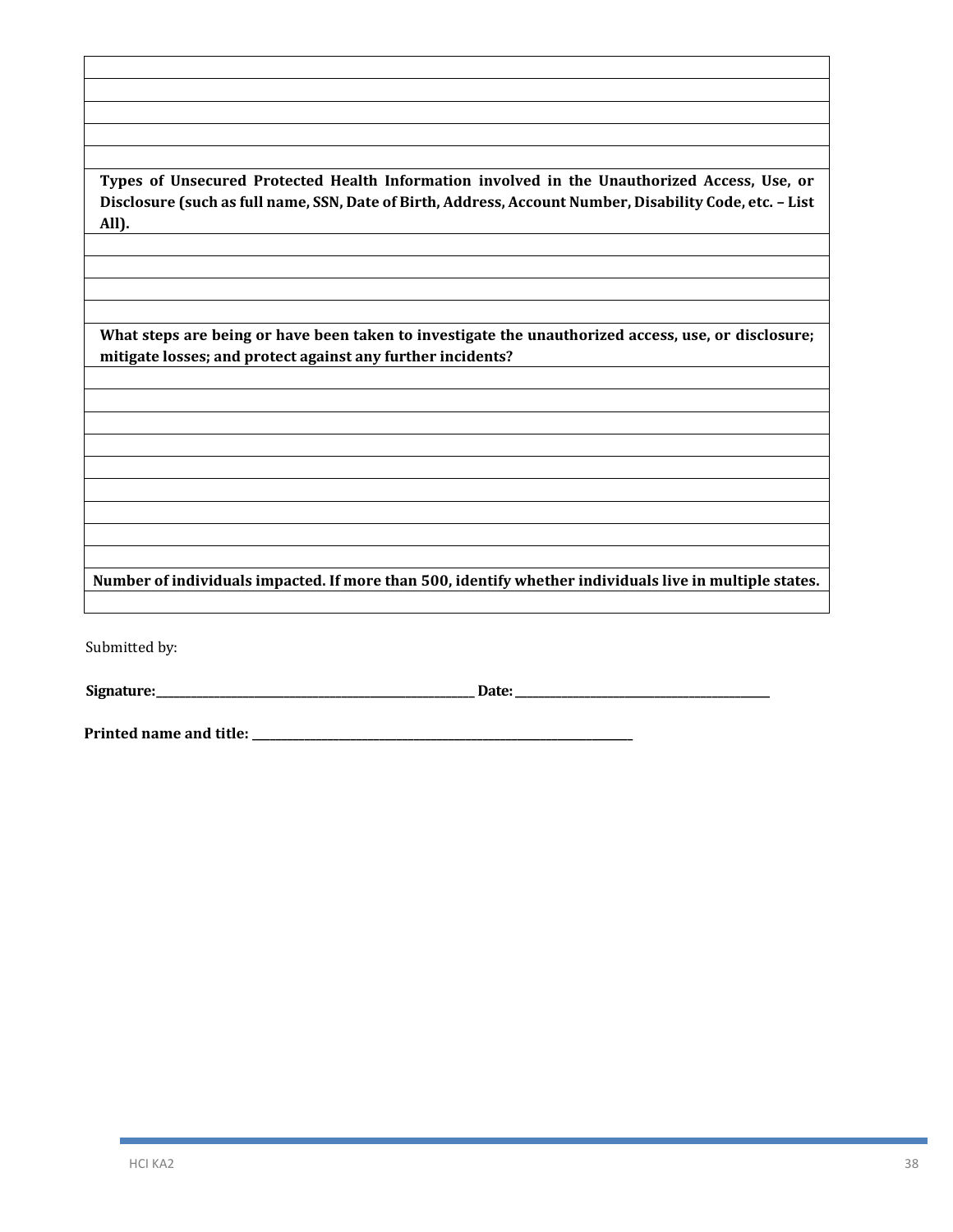| |
|---|
| |
| |
| |
| |
| |
| **Types of Unsecured Protected Health Information involved in the Unauthorized Access, Use, or Disclosure (such as full name, SSN, Date of Birth, Address, Account Number, Disability Code, etc. – List All).** |
| |
| |
| |
| |
| **What steps are being or have been taken to investigate the unauthorized access, use, or disclosure; mitigate losses; and protect against any further incidents?** |
| |
| |
| |
| |
| |
| |
| |
| |
| |
| **Number of individuals impacted. If more than 500, identify whether individuals live in multiple states.** |
| |

Submitted by:

**Signature:**\_\_\_\_\_\_\_\_\_\_\_\_\_\_\_\_\_\_\_\_\_\_\_\_\_\_\_\_\_\_\_\_\_\_\_\_\_\_\_\_\_\_\_\_\_\_\_\_ **Date:** \_\_\_\_\_\_\_\_\_\_\_\_\_\_\_\_\_\_\_\_\_\_\_\_\_\_\_\_\_\_\_\_\_\_\_\_\_\_

**Printed name and title:** \_\_\_\_\_\_\_\_\_\_\_\_\_\_\_\_\_\_\_\_\_\_\_\_\_\_\_\_\_\_\_\_\_\_\_\_\_\_\_\_\_\_\_\_\_\_\_\_\_\_\_\_\_\_\_\_\_\_\_\_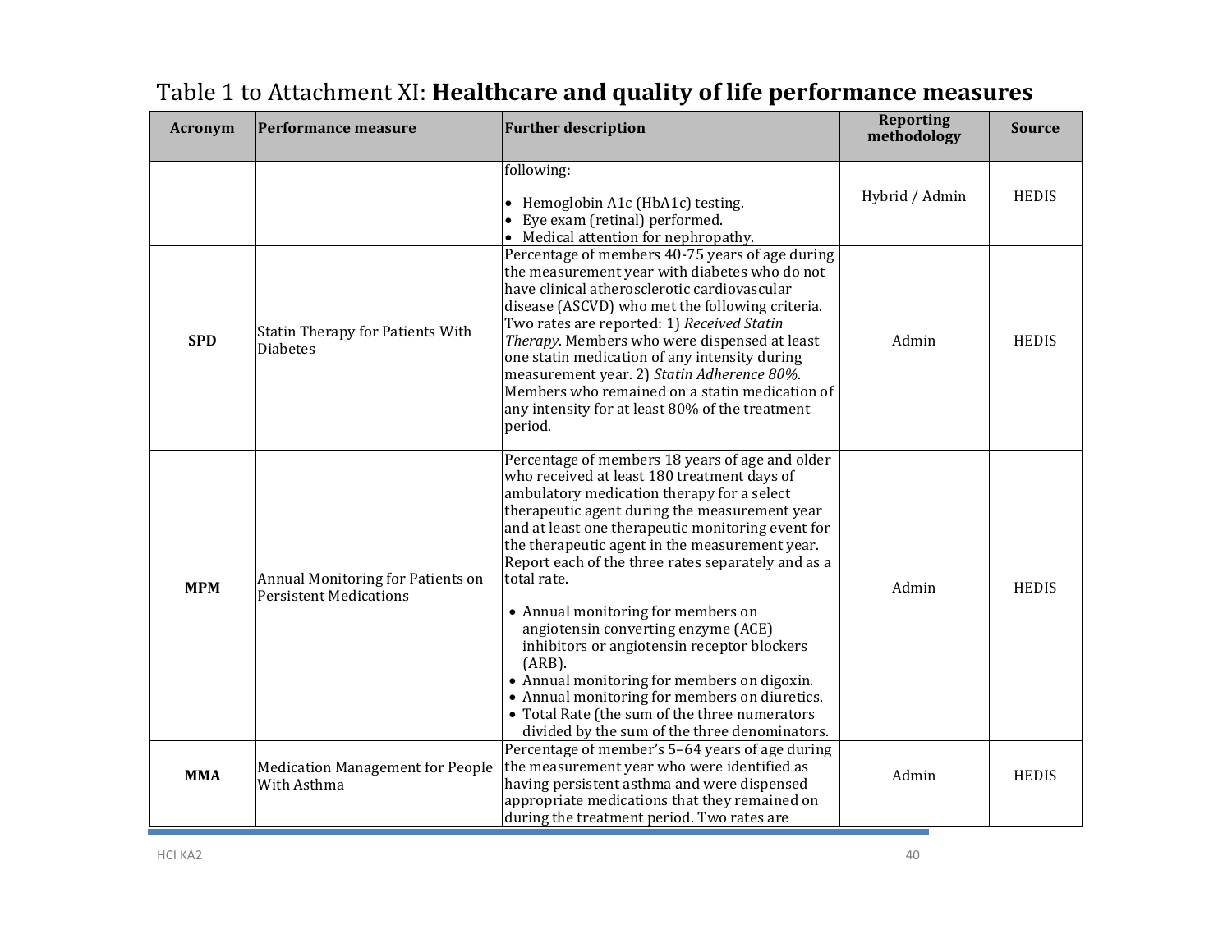# Table 1 to Attachment XI: **Healthcare and quality of life performance measures**

| Acronym | Performance measure | Further description | Reporting methodology | Source |
|---|---|---|---|---|
| | | following:<br>• Hemoglobin A1c (HbA1c) testing.<br>• Eye exam (retinal) performed.<br>• Medical attention for nephropathy. | Hybrid / Admin | HEDIS |
| **SPD** | Statin Therapy for Patients With Diabetes | Percentage of members 40-75 years of age during the measurement year with diabetes who do not have clinical atherosclerotic cardiovascular disease (ASCVD) who met the following criteria. Two rates are reported: 1) *Received Statin Therapy*. Members who were dispensed at least one statin medication of any intensity during measurement year. 2) *Statin Adherence 80%*. Members who remained on a statin medication of any intensity for at least 80% of the treatment period. | Admin | HEDIS |
| **MPM** | Annual Monitoring for Patients on Persistent Medications | Percentage of members 18 years of age and older who received at least 180 treatment days of ambulatory medication therapy for a select therapeutic agent during the measurement year and at least one therapeutic monitoring event for the therapeutic agent in the measurement year. Report each of the three rates separately and as a total rate.<br>• Annual monitoring for members on angiotensin converting enzyme (ACE) inhibitors or angiotensin receptor blockers (ARB).<br>• Annual monitoring for members on digoxin.<br>• Annual monitoring for members on diuretics.<br>• Total Rate (the sum of the three numerators divided by the sum of the three denominators. | Admin | HEDIS |
| **MMA** | Medication Management for People With Asthma | Percentage of member's 5–64 years of age during the measurement year who were identified as having persistent asthma and were dispensed appropriate medications that they remained on during the treatment period. Two rates are | Admin | HEDIS |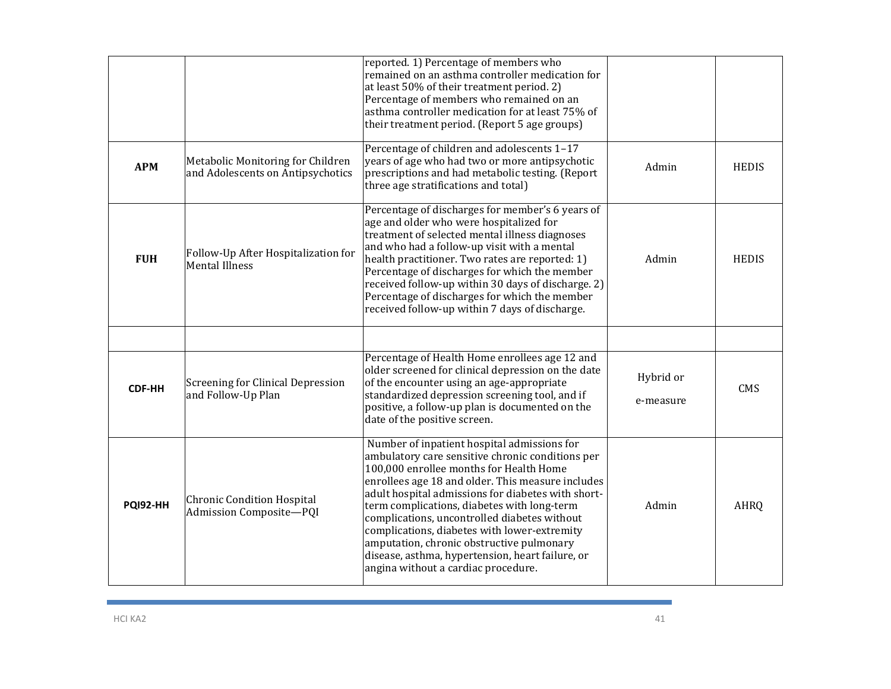| | | | | |
|---|---|---|---|---|
| | | reported. 1) Percentage of members who remained on an asthma controller medication for at least 50% of their treatment period. 2) Percentage of members who remained on an asthma controller medication for at least 75% of their treatment period. (Report 5 age groups) | | |
| **APM** | Metabolic Monitoring for Children and Adolescents on Antipsychotics | Percentage of children and adolescents 1–17 years of age who had two or more antipsychotic prescriptions and had metabolic testing. (Report three age stratifications and total) | Admin | HEDIS |
| **FUH** | Follow-Up After Hospitalization for Mental Illness | Percentage of discharges for member's 6 years of age and older who were hospitalized for treatment of selected mental illness diagnoses and who had a follow-up visit with a mental health practitioner. Two rates are reported: 1) Percentage of discharges for which the member received follow-up within 30 days of discharge. 2) Percentage of discharges for which the member received follow-up within 7 days of discharge. | Admin | HEDIS |
| | | | | |
| **CDF-HH** | Screening for Clinical Depression and Follow-Up Plan | Percentage of Health Home enrollees age 12 and older screened for clinical depression on the date of the encounter using an age-appropriate standardized depression screening tool, and if positive, a follow-up plan is documented on the date of the positive screen. | Hybrid or e-measure | CMS |
| **PQI92-HH** | Chronic Condition Hospital Admission Composite—PQI | Number of inpatient hospital admissions for ambulatory care sensitive chronic conditions per 100,000 enrollee months for Health Home enrollees age 18 and older. This measure includes adult hospital admissions for diabetes with short-term complications, diabetes with long-term complications, uncontrolled diabetes without complications, diabetes with lower-extremity amputation, chronic obstructive pulmonary disease, asthma, hypertension, heart failure, or angina without a cardiac procedure. | Admin | AHRQ |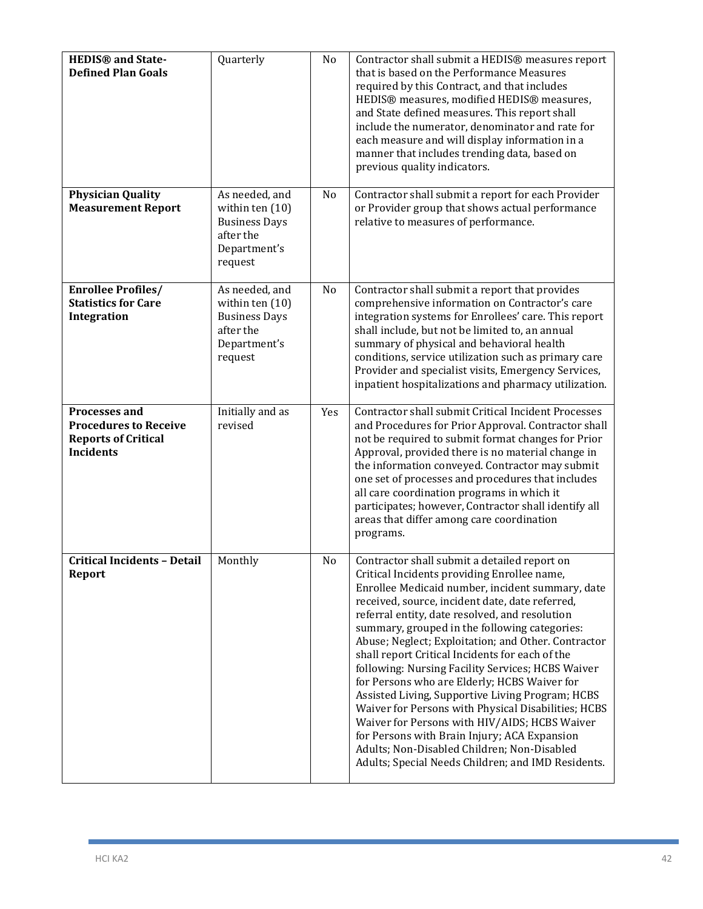| **HEDIS® and State-Defined Plan Goals** | Quarterly | No | Contractor shall submit a HEDIS® measures report that is based on the Performance Measures required by this Contract, and that includes HEDIS® measures, modified HEDIS® measures, and State defined measures. This report shall include the numerator, denominator and rate for each measure and will display information in a manner that includes trending data, based on previous quality indicators. |
|---|---|---|---|
| **Physician Quality Measurement Report** | As needed, and within ten (10) Business Days after the Department's request | No | Contractor shall submit a report for each Provider or Provider group that shows actual performance relative to measures of performance. |
| **Enrollee Profiles/ Statistics for Care Integration** | As needed, and within ten (10) Business Days after the Department's request | No | Contractor shall submit a report that provides comprehensive information on Contractor's care integration systems for Enrollees' care. This report shall include, but not be limited to, an annual summary of physical and behavioral health conditions, service utilization such as primary care Provider and specialist visits, Emergency Services, inpatient hospitalizations and pharmacy utilization. |
| **Processes and Procedures to Receive Reports of Critical Incidents** | Initially and as revised | Yes | Contractor shall submit Critical Incident Processes and Procedures for Prior Approval. Contractor shall not be required to submit format changes for Prior Approval, provided there is no material change in the information conveyed. Contractor may submit one set of processes and procedures that includes all care coordination programs in which it participates; however, Contractor shall identify all areas that differ among care coordination programs. |
| **Critical Incidents – Detail Report** | Monthly | No | Contractor shall submit a detailed report on Critical Incidents providing Enrollee name, Enrollee Medicaid number, incident summary, date received, source, incident date, date referred, referral entity, date resolved, and resolution summary, grouped in the following categories: Abuse; Neglect; Exploitation; and Other. Contractor shall report Critical Incidents for each of the following: Nursing Facility Services; HCBS Waiver for Persons who are Elderly; HCBS Waiver for Assisted Living, Supportive Living Program; HCBS Waiver for Persons with Physical Disabilities; HCBS Waiver for Persons with HIV/AIDS; HCBS Waiver for Persons with Brain Injury; ACA Expansion Adults; Non-Disabled Children; Non-Disabled Adults; Special Needs Children; and IMD Residents. |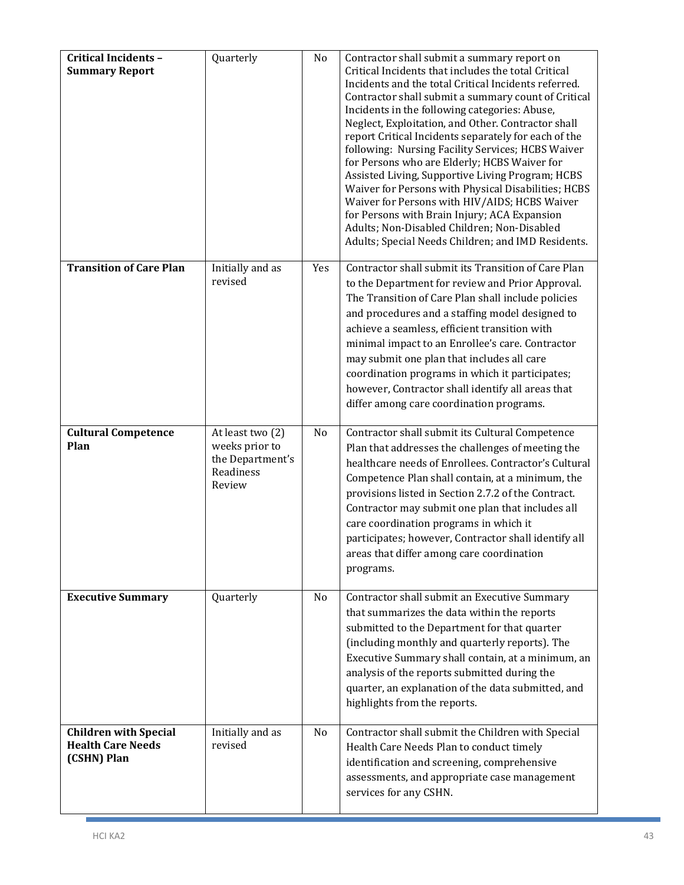| **Critical Incidents – Summary Report** | Quarterly | No | Contractor shall submit a summary report on Critical Incidents that includes the total Critical Incidents and the total Critical Incidents referred. Contractor shall submit a summary count of Critical Incidents in the following categories: Abuse, Neglect, Exploitation, and Other. Contractor shall report Critical Incidents separately for each of the following: Nursing Facility Services; HCBS Waiver for Persons who are Elderly; HCBS Waiver for Assisted Living, Supportive Living Program; HCBS Waiver for Persons with Physical Disabilities; HCBS Waiver for Persons with HIV/AIDS; HCBS Waiver for Persons with Brain Injury; ACA Expansion Adults; Non-Disabled Children; Non-Disabled Adults; Special Needs Children; and IMD Residents. |
|---|---|---|---|
| **Transition of Care Plan** | Initially and as revised | Yes | Contractor shall submit its Transition of Care Plan to the Department for review and Prior Approval. The Transition of Care Plan shall include policies and procedures and a staffing model designed to achieve a seamless, efficient transition with minimal impact to an Enrollee's care. Contractor may submit one plan that includes all care coordination programs in which it participates; however, Contractor shall identify all areas that differ among care coordination programs. |
| **Cultural Competence Plan** | At least two (2) weeks prior to the Department's Readiness Review | No | Contractor shall submit its Cultural Competence Plan that addresses the challenges of meeting the healthcare needs of Enrollees. Contractor's Cultural Competence Plan shall contain, at a minimum, the provisions listed in Section 2.7.2 of the Contract. Contractor may submit one plan that includes all care coordination programs in which it participates; however, Contractor shall identify all areas that differ among care coordination programs. |
| **Executive Summary** | Quarterly | No | Contractor shall submit an Executive Summary that summarizes the data within the reports submitted to the Department for that quarter (including monthly and quarterly reports). The Executive Summary shall contain, at a minimum, an analysis of the reports submitted during the quarter, an explanation of the data submitted, and highlights from the reports. |
| **Children with Special Health Care Needs (CSHN) Plan** | Initially and as revised | No | Contractor shall submit the Children with Special Health Care Needs Plan to conduct timely identification and screening, comprehensive assessments, and appropriate case management services for any CSHN. |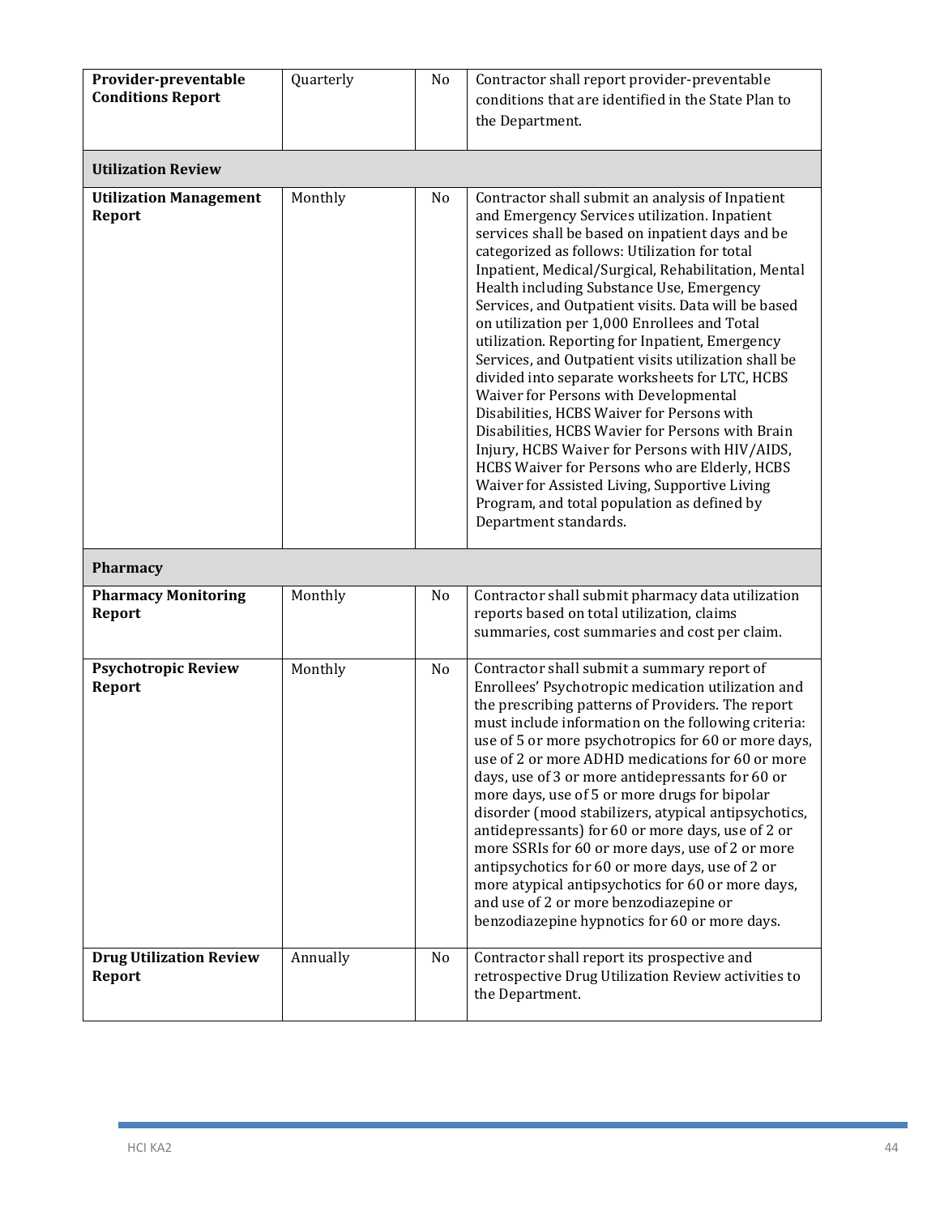| | | | |
|---|---|---|---|
| **Provider-preventable Conditions Report** | Quarterly | No | Contractor shall report provider-preventable conditions that are identified in the State Plan to the Department. |
| **Utilization Review** | | | |
| **Utilization Management Report** | Monthly | No | Contractor shall submit an analysis of Inpatient and Emergency Services utilization. Inpatient services shall be based on inpatient days and be categorized as follows: Utilization for total Inpatient, Medical/Surgical, Rehabilitation, Mental Health including Substance Use, Emergency Services, and Outpatient visits. Data will be based on utilization per 1,000 Enrollees and Total utilization. Reporting for Inpatient, Emergency Services, and Outpatient visits utilization shall be divided into separate worksheets for LTC, HCBS Waiver for Persons with Developmental Disabilities, HCBS Waiver for Persons with Disabilities, HCBS Wavier for Persons with Brain Injury, HCBS Waiver for Persons with HIV/AIDS, HCBS Waiver for Persons who are Elderly, HCBS Waiver for Assisted Living, Supportive Living Program, and total population as defined by Department standards. |
| **Pharmacy** | | | |
| **Pharmacy Monitoring Report** | Monthly | No | Contractor shall submit pharmacy data utilization reports based on total utilization, claims summaries, cost summaries and cost per claim. |
| **Psychotropic Review Report** | Monthly | No | Contractor shall submit a summary report of Enrollees' Psychotropic medication utilization and the prescribing patterns of Providers. The report must include information on the following criteria: use of 5 or more psychotropics for 60 or more days, use of 2 or more ADHD medications for 60 or more days, use of 3 or more antidepressants for 60 or more days, use of 5 or more drugs for bipolar disorder (mood stabilizers, atypical antipsychotics, antidepressants) for 60 or more days, use of 2 or more SSRIs for 60 or more days, use of 2 or more antipsychotics for 60 or more days, use of 2 or more atypical antipsychotics for 60 or more days, and use of 2 or more benzodiazepine or benzodiazepine hypnotics for 60 or more days. |
| **Drug Utilization Review Report** | Annually | No | Contractor shall report its prospective and retrospective Drug Utilization Review activities to the Department. |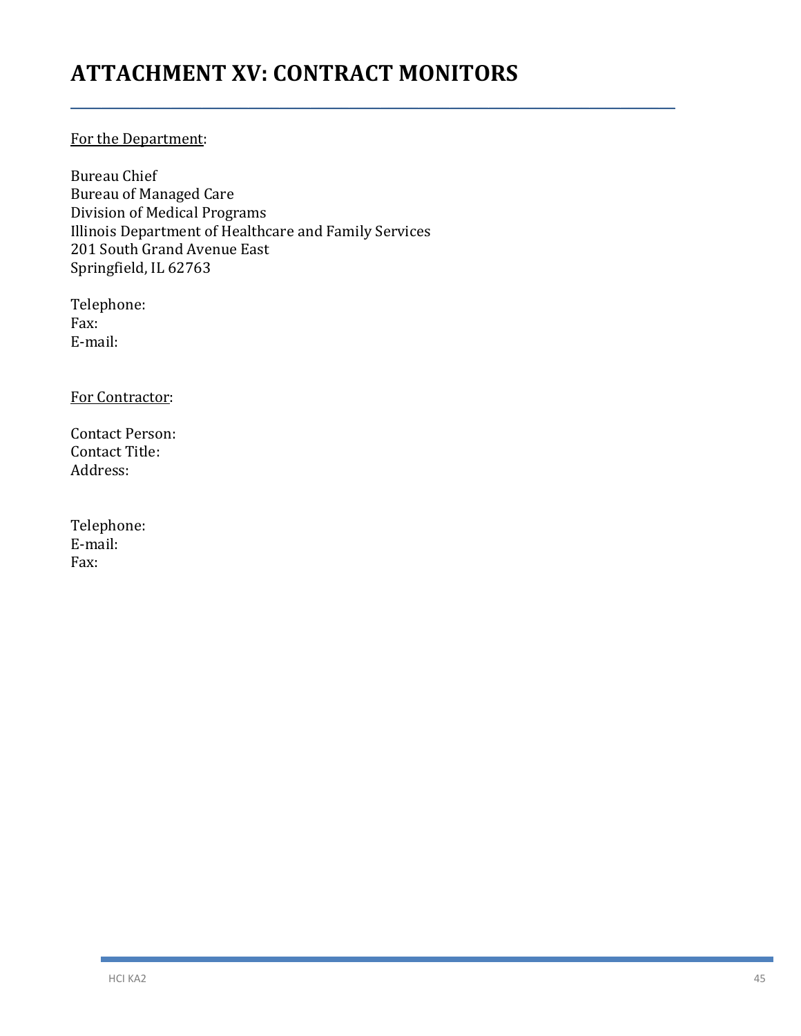# ATTACHMENT XV: CONTRACT MONITORS

For the Department:

Bureau Chief
Bureau of Managed Care
Division of Medical Programs
Illinois Department of Healthcare and Family Services
201 South Grand Avenue East
Springfield, IL 62763

Telephone:
Fax:
E-mail:

For Contractor:

Contact Person:
Contact Title:
Address:

Telephone:
E-mail:
Fax: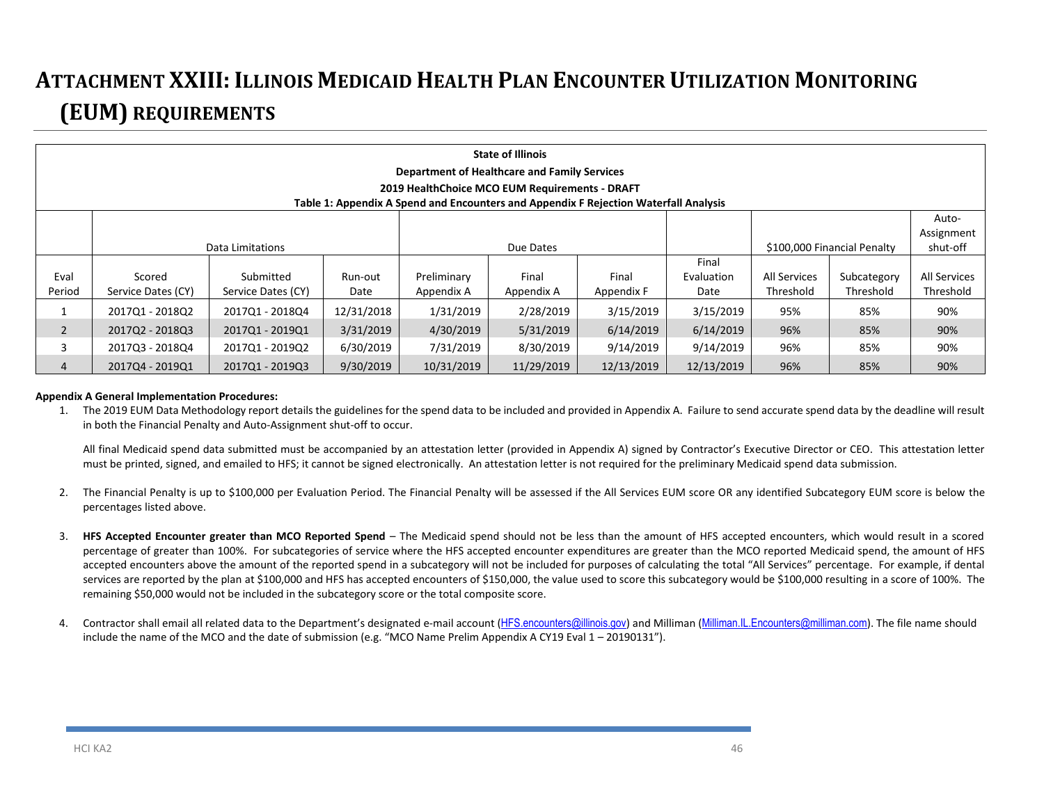# ATTACHMENT XXIII: ILLINOIS MEDICAID HEALTH PLAN ENCOUNTER UTILIZATION MONITORING (EUM) REQUIREMENTS

**State of Illinois**
**Department of Healthcare and Family Services**
**2019 HealthChoice MCO EUM Requirements - DRAFT**
**Table 1: Appendix A Spend and Encounters and Appendix F Rejection Waterfall Analysis**

| | Data Limitations | | | Due Dates | | | | $100,000 Financial Penalty | | Auto-Assignment shut-off |
|---|---|---|---|---|---|---|---|---|---|---|
| Eval Period | Scored Service Dates (CY) | Submitted Service Dates (CY) | Run-out Date | Preliminary Appendix A | Final Appendix A | Final Appendix F | Final Evaluation Date | All Services Threshold | Subcategory Threshold | All Services Threshold |
| 1 | 2017Q1 - 2018Q2 | 2017Q1 - 2018Q4 | 12/31/2018 | 1/31/2019 | 2/28/2019 | 3/15/2019 | 3/15/2019 | 95% | 85% | 90% |
| 2 | 2017Q2 - 2018Q3 | 2017Q1 - 2019Q1 | 3/31/2019 | 4/30/2019 | 5/31/2019 | 6/14/2019 | 6/14/2019 | 96% | 85% | 90% |
| 3 | 2017Q3 - 2018Q4 | 2017Q1 - 2019Q2 | 6/30/2019 | 7/31/2019 | 8/30/2019 | 9/14/2019 | 9/14/2019 | 96% | 85% | 90% |
| 4 | 2017Q4 - 2019Q1 | 2017Q1 - 2019Q3 | 9/30/2019 | 10/31/2019 | 11/29/2019 | 12/13/2019 | 12/13/2019 | 96% | 85% | 90% |

**Appendix A General Implementation Procedures:**

1. The 2019 EUM Data Methodology report details the guidelines for the spend data to be included and provided in Appendix A. Failure to send accurate spend data by the deadline will result in both the Financial Penalty and Auto-Assignment shut-off to occur.

   All final Medicaid spend data submitted must be accompanied by an attestation letter (provided in Appendix A) signed by Contractor's Executive Director or CEO. This attestation letter must be printed, signed, and emailed to HFS; it cannot be signed electronically. An attestation letter is not required for the preliminary Medicaid spend data submission.

2. The Financial Penalty is up to $100,000 per Evaluation Period. The Financial Penalty will be assessed if the All Services EUM score OR any identified Subcategory EUM score is below the percentages listed above.

3. **HFS Accepted Encounter greater than MCO Reported Spend** – The Medicaid spend should not be less than the amount of HFS accepted encounters, which would result in a scored percentage of greater than 100%. For subcategories of service where the HFS accepted encounter expenditures are greater than the MCO reported Medicaid spend, the amount of HFS accepted encounters above the amount of the reported spend in a subcategory will not be included for purposes of calculating the total "All Services" percentage. For example, if dental services are reported by the plan at $100,000 and HFS has accepted encounters of $150,000, the value used to score this subcategory would be $100,000 resulting in a score of 100%. The remaining $50,000 would not be included in the subcategory score or the total composite score.

4. Contractor shall email all related data to the Department's designated e-mail account (HFS.encounters@illinois.gov) and Milliman (Milliman.IL.Encounters@milliman.com). The file name should include the name of the MCO and the date of submission (e.g. "MCO Name Prelim Appendix A CY19 Eval 1 – 20190131").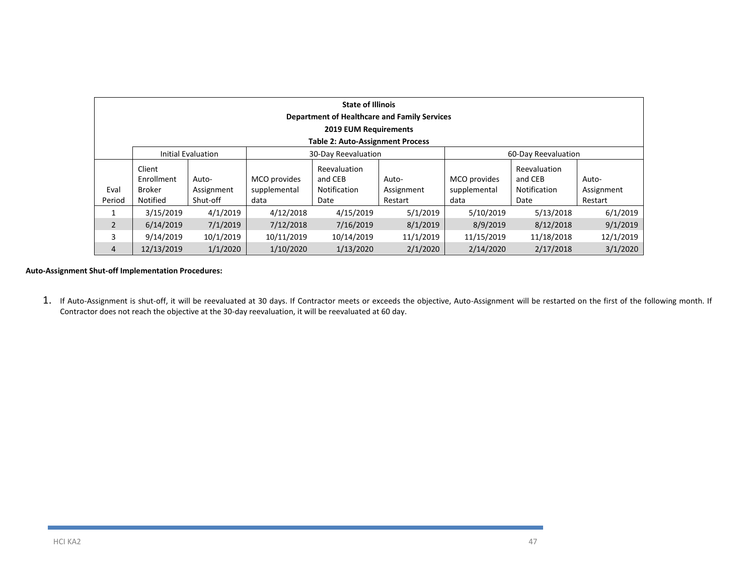| State of Illinois<br>Department of Healthcare and Family Services<br>2019 EUM Requirements<br>Table 2: Auto-Assignment Process | | | | | | | | |
|---|---|---|---|---|---|---|---|---|
| | Initial Evaluation | | 30-Day Reevaluation | | | 60-Day Reevaluation | | |
| Eval Period | Client Enrollment Broker Notified | Auto-Assignment Shut-off | MCO provides supplemental data | Reevaluation and CEB Notification Date | Auto-Assignment Restart | MCO provides supplemental data | Reevaluation and CEB Notification Date | Auto-Assignment Restart |
| 1 | 3/15/2019 | 4/1/2019 | 4/12/2018 | 4/15/2019 | 5/1/2019 | 5/10/2019 | 5/13/2018 | 6/1/2019 |
| 2 | 6/14/2019 | 7/1/2019 | 7/12/2018 | 7/16/2019 | 8/1/2019 | 8/9/2019 | 8/12/2018 | 9/1/2019 |
| 3 | 9/14/2019 | 10/1/2019 | 10/11/2019 | 10/14/2019 | 11/1/2019 | 11/15/2019 | 11/18/2018 | 12/1/2019 |
| 4 | 12/13/2019 | 1/1/2020 | 1/10/2020 | 1/13/2020 | 2/1/2020 | 2/14/2020 | 2/17/2018 | 3/1/2020 |

**Auto-Assignment Shut-off Implementation Procedures:**

1. If Auto-Assignment is shut-off, it will be reevaluated at 30 days. If Contractor meets or exceeds the objective, Auto-Assignment will be restarted on the first of the following month. If Contractor does not reach the objective at the 30-day reevaluation, it will be reevaluated at 60 day.